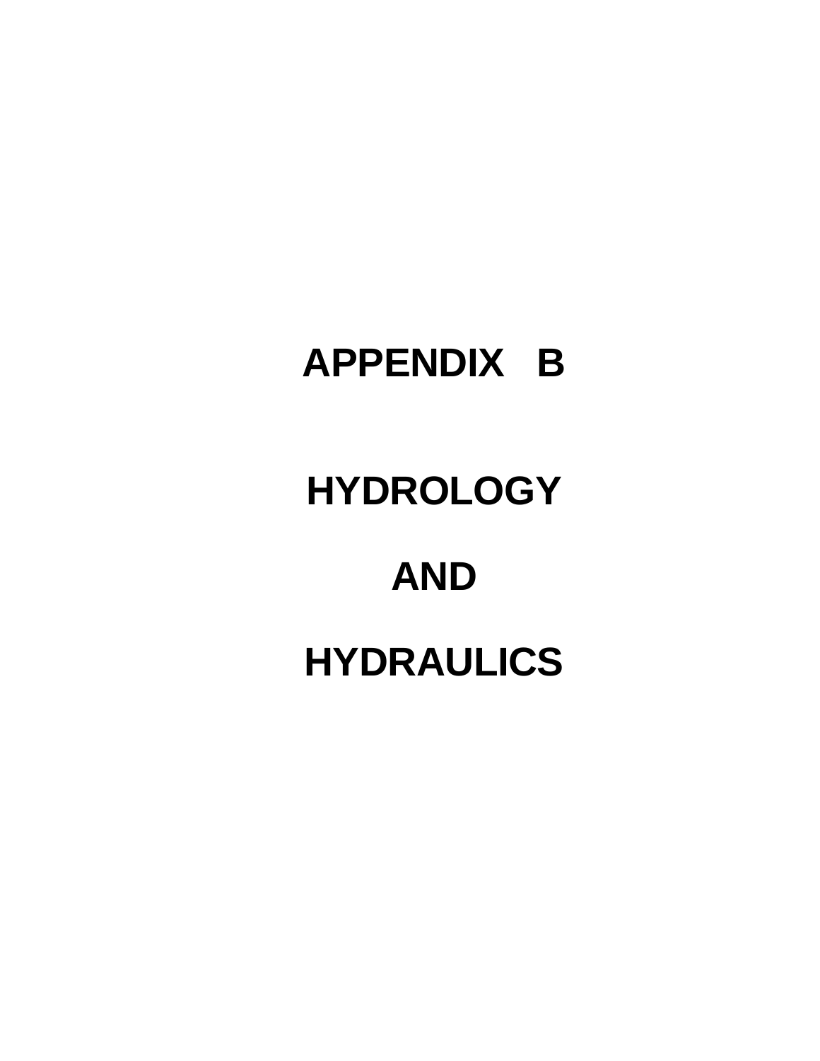# APPENDIX B

# HYDROLOGY

# AND

# HYDRAULICS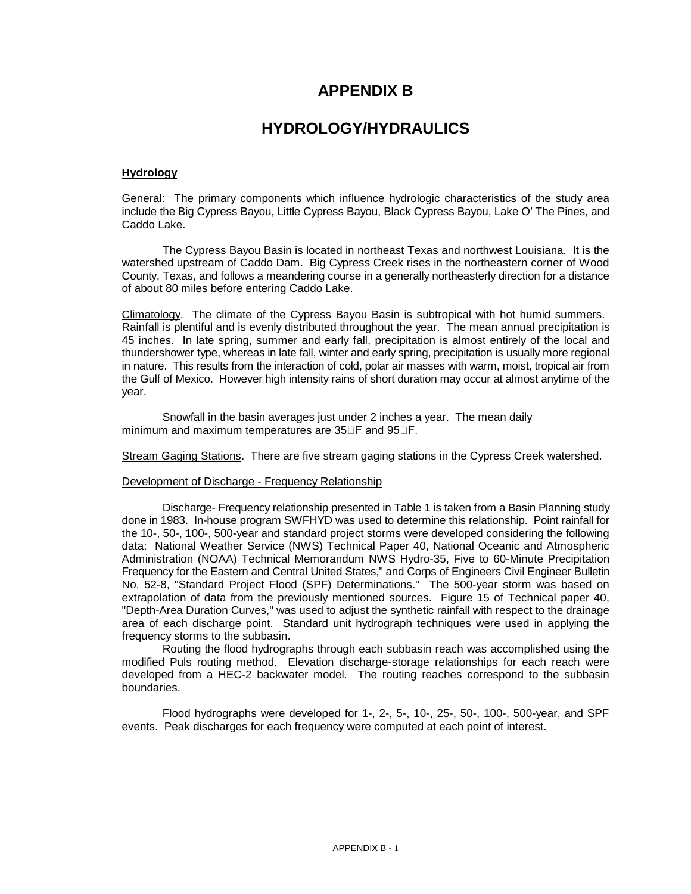# APPENDIX B

# HYDROLOGY/HYDRAULICS

### Hydrology

General: The primary components which influence hydrologic characteristics of the study area include the Big Cypress Bayou, Little Cypress Bayou, Black Cypress Bayou, Lake O' The Pines, and Caddo Lake.

The Cypress Bayou Basin is located in northeast Texas and northwest Louisiana. It is the watershed upstream of Caddo Dam. Big Cypress Creek rises in the northeastern corner of Wood County, Texas, and follows a meandering course in a generally northeasterly direction for a distance of about 80 miles before entering Caddo Lake.

Climatology. The climate of the Cypress Bayou Basin is subtropical with hot humid summers. Rainfall is plentiful and is evenly distributed throughout the year. The mean annual precipitation is 45 inches. In late spring, summer and early fall, precipitation is almost entirely of the local and thundershower type, whereas in late fall, winter and early spring, precipitation is usually more regional in nature. This results from the interaction of cold, polar air masses with warm, moist, tropical air from the Gulf of Mexico. However high intensity rains of short duration may occur at almost anytime of the year.

Snowfall in the basin averages just under 2 inches a year. The mean daily minimum and maximum temperatures are 35°F and 95°F.

Stream Gaging Stations. There are five stream gaging stations in the Cypress Creek watershed.

Development of Discharge - Frequency Relationship

Discharge- Frequency relationship presented in Table 1 is taken from a Basin Planning study done in 1983. In-house program SWFHYD was used to determine this relationship. Point rainfall for the 10-, 50-, 100-, 500-year and standard project storms were developed considering the following data: National Weather Service (NWS) Technical Paper 40, National Oceanic and Atmospheric Administration (NOAA) Technical Memorandum NWS Hydro-35, Five to 60-Minute Precipitation Frequency for the Eastern and Central United States," and Corps of Engineers Civil Engineer Bulletin No. 52-8, "Standard Project Flood (SPF) Determinations." The 500-year storm was based on extrapolation of data from the previously mentioned sources. Figure 15 of Technical paper 40, "Depth-Area Duration Curves," was used to adjust the synthetic rainfall with respect to the drainage area of each discharge point. Standard unit hydrograph techniques were used in applying the frequency storms to the subbasin.

Routing the flood hydrographs through each subbasin reach was accomplished using the modified Puls routing method. Elevation discharge-storage relationships for each reach were developed from a HEC-2 backwater model. The routing reaches correspond to the subbasin boundaries.

Flood hydrographs were developed for 1-, 2-, 5-, 10-, 25-, 50-, 100-, 500-year, and SPF events. Peak discharges for each frequency were computed at each point of interest.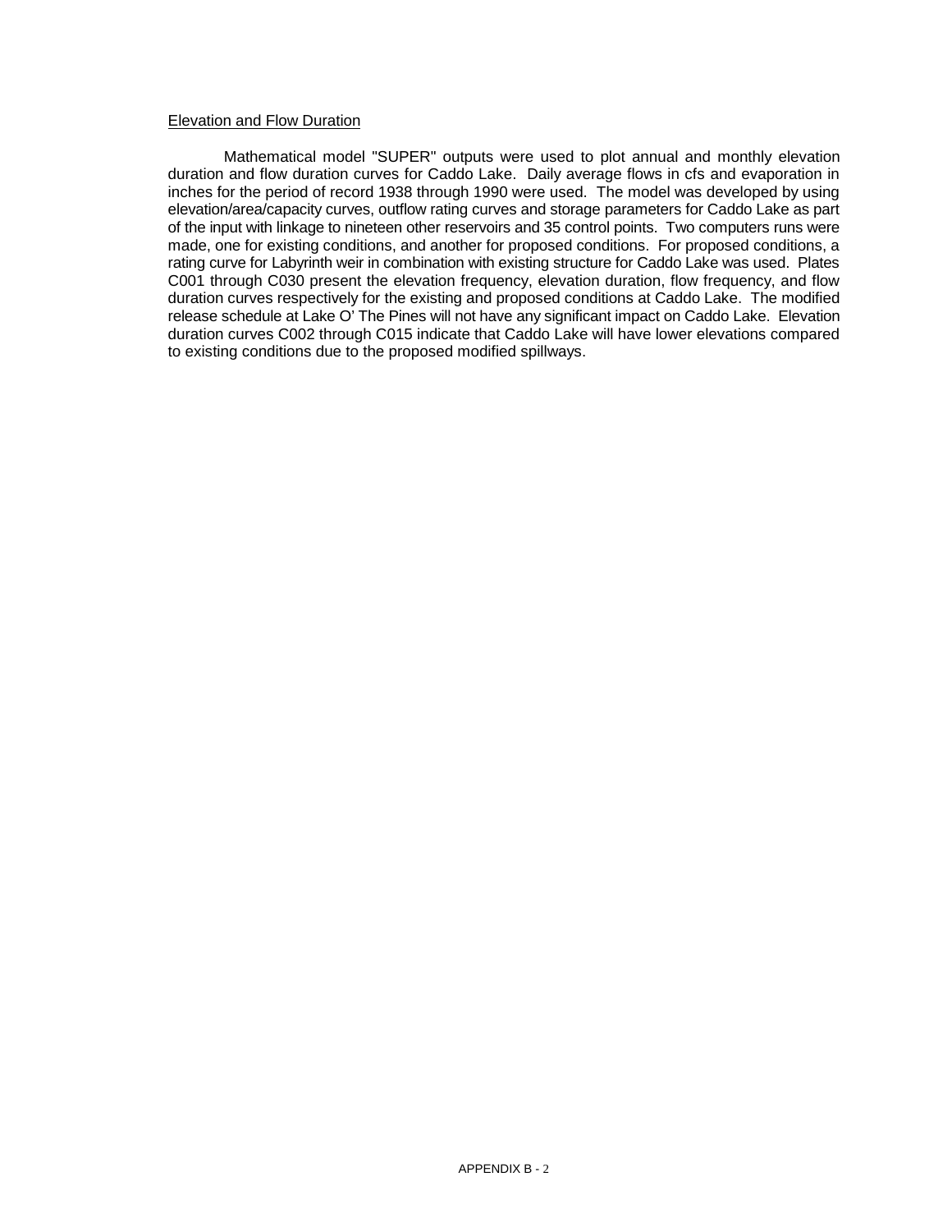<u>Elevation and Flow Duration</u>

Mathematical model "SUPER" outputs were used to plot annual and monthly elevation duration and flow duration curves for Caddo Lake. Daily average flows in cfs and evaporation in inches for the period of record 1938 through 1990 were used. The model was developed by using elevation/area/capacity curves, outflow rating curves and storage parameters for Caddo Lake as part of the input with linkage to nineteen other reservoirs and 35 control points. Two computers runs were made, one for existing conditions, and another for proposed conditions. For proposed conditions, a rating curve for Labyrinth weir in combination with existing structure for Caddo Lake was used. Plates C001 through C030 present the elevation frequency, elevation duration, flow frequency, and flow duration curves respectively for the existing and proposed conditions at Caddo Lake. The modified release schedule at Lake O' The Pines will not have any significant impact on Caddo Lake. Elevation duration curves C002 through C015 indicate that Caddo Lake will have lower elevations compared to existing conditions due to the proposed modified spillways.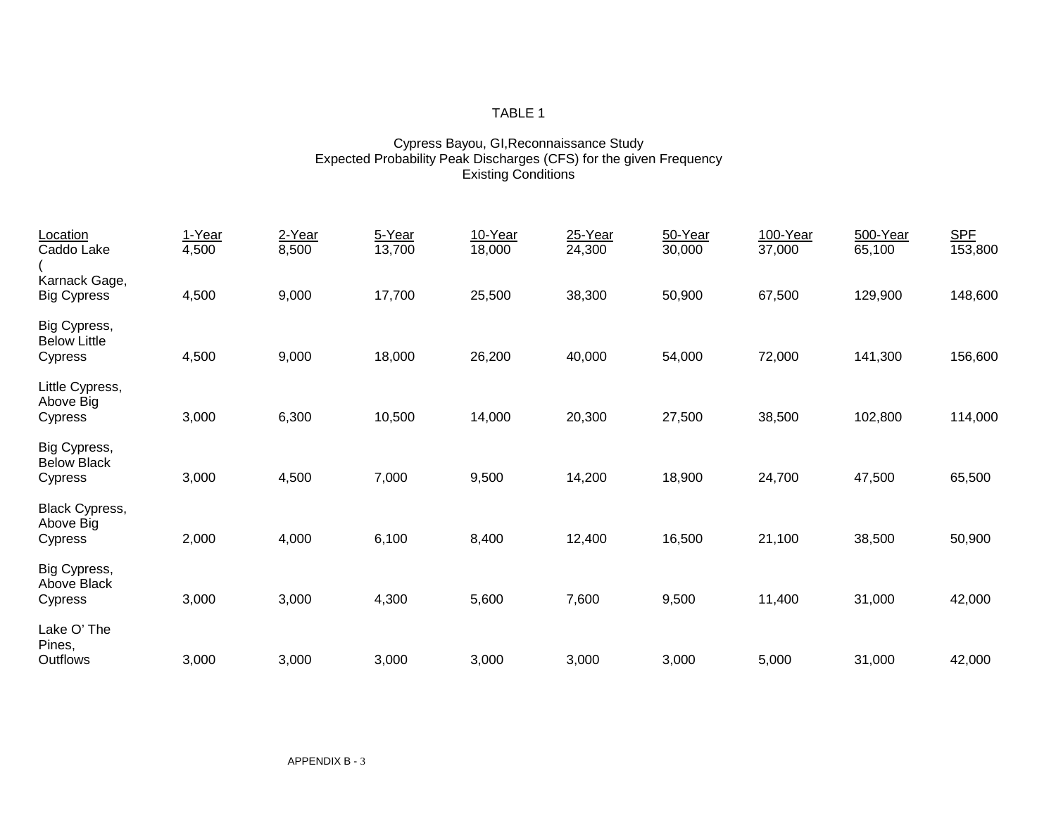TABLE 1

Cypress Bayou, GI,Reconnaissance Study
Expected Probability Peak Discharges (CFS) for the given Frequency
Existing Conditions

| Location | 1-Year | 2-Year | 5-Year | 10-Year | 25-Year | 50-Year | 100-Year | 500-Year | SPF |
|---|---|---|---|---|---|---|---|---|---|
| Caddo Lake ( | 4,500 | 8,500 | 13,700 | 18,000 | 24,300 | 30,000 | 37,000 | 65,100 | 153,800 |
| Karnack Gage, Big Cypress | 4,500 | 9,000 | 17,700 | 25,500 | 38,300 | 50,900 | 67,500 | 129,900 | 148,600 |
| Big Cypress, Below Little Cypress | 4,500 | 9,000 | 18,000 | 26,200 | 40,000 | 54,000 | 72,000 | 141,300 | 156,600 |
| Little Cypress, Above Big Cypress | 3,000 | 6,300 | 10,500 | 14,000 | 20,300 | 27,500 | 38,500 | 102,800 | 114,000 |
| Big Cypress, Below Black Cypress | 3,000 | 4,500 | 7,000 | 9,500 | 14,200 | 18,900 | 24,700 | 47,500 | 65,500 |
| Black Cypress, Above Big Cypress | 2,000 | 4,000 | 6,100 | 8,400 | 12,400 | 16,500 | 21,100 | 38,500 | 50,900 |
| Big Cypress, Above Black Cypress | 3,000 | 3,000 | 4,300 | 5,600 | 7,600 | 9,500 | 11,400 | 31,000 | 42,000 |
| Lake O' The Pines, Outflows | 3,000 | 3,000 | 3,000 | 3,000 | 3,000 | 3,000 | 5,000 | 31,000 | 42,000 |

APPENDIX B - 3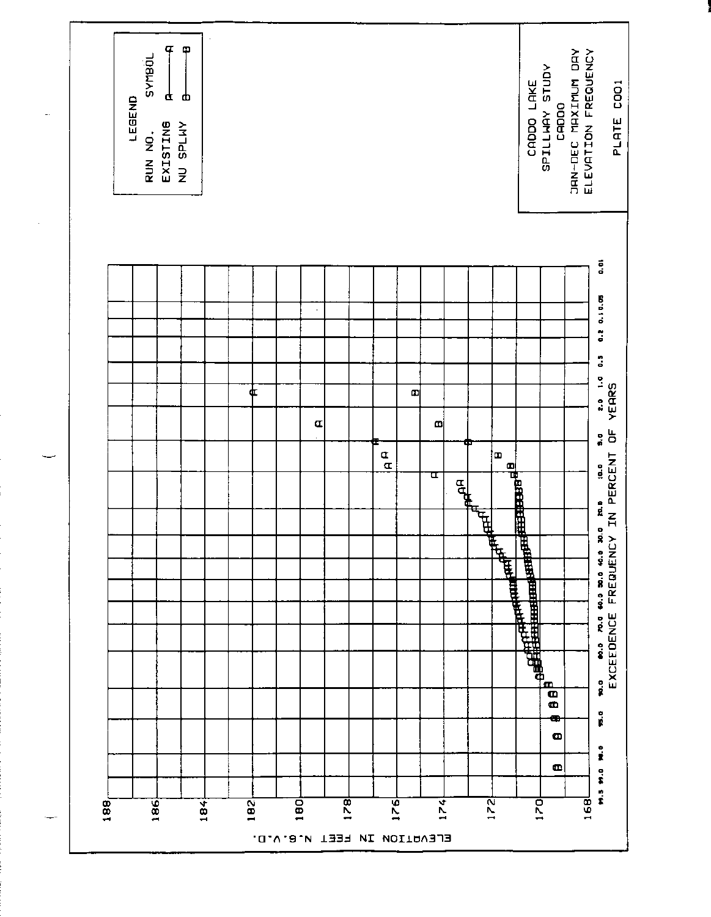CADDO LAKE
SPILLWAY STUDY
CADDO
JAN-DEC MAXIMUM DAY
ELEVATION FREQUENCY

PLATE C001

LEGEND

| RUN NO. | SYMBOL |
|---|---|
| EXISTING | A———A |
| NU SPLWY | B———B |

ELEVATION IN FEET N.G.V.D.

168, 170, 172, 174, 176, 178, 180, 182, 184, 186, 188

EXCEEDENCE FREQUENCY IN PERCENT OF YEARS

99.5, 99.0, 98.0, 95.0, 90.0, 80.0, 70.0, 60.0, 50.0, 40.0, 30.0, 20.0, 10.0, 5.0, 2.0, 1.0, 0.5, 0.2, 0.1, 0.05, 0.01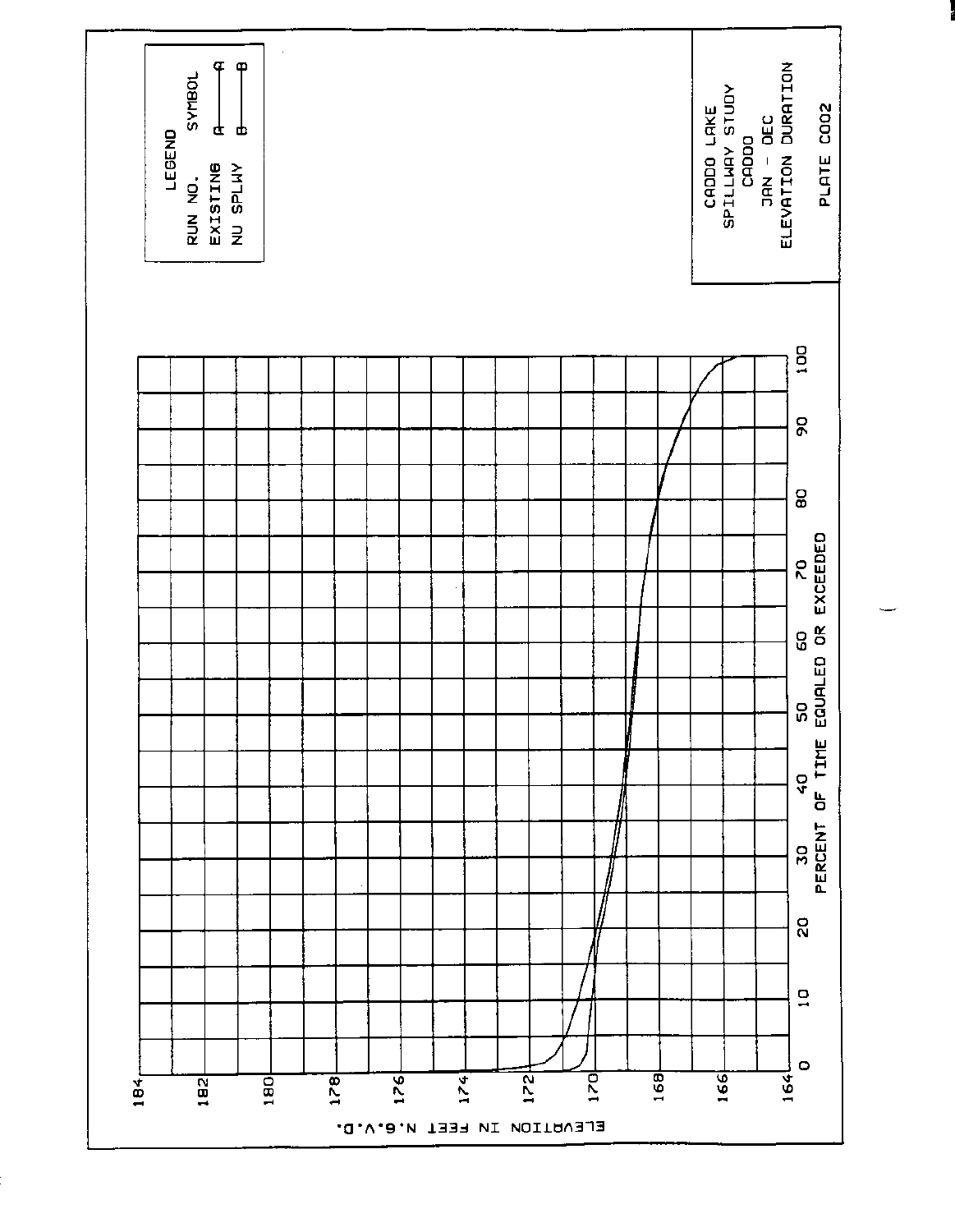**LEGEND**

| RUN NO. | SYMBOL |
|---|---|
| EXISTING | A——A |
| NU SPLWY | B——B |

ELEVATION IN FEET N.G.V.D.

PERCENT OF TIME EQUALED OR EXCEEDED

CADDO LAKE
SPILLWAY STUDY
CADDO
JAN - DEC
ELEVATION DURATION

PLATE C002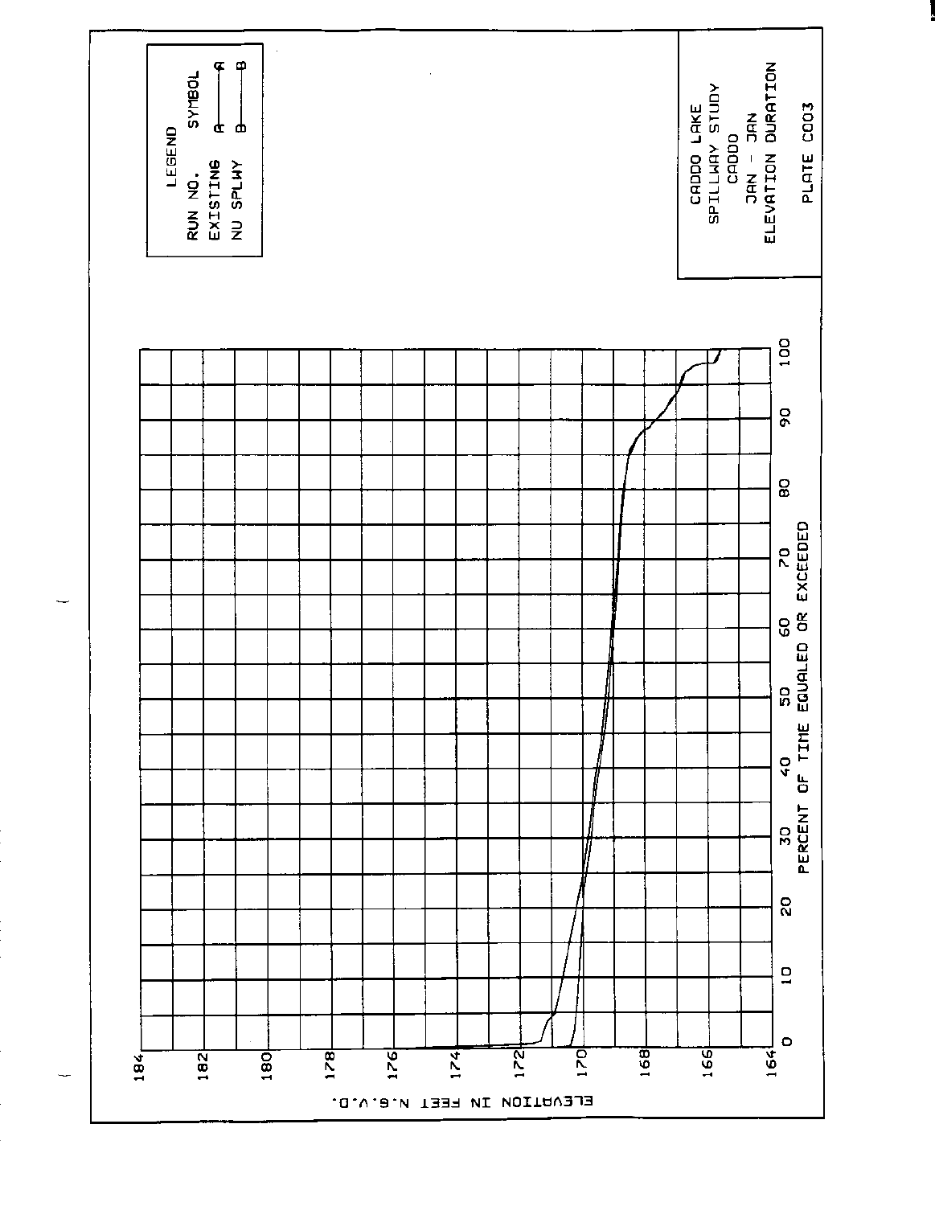LEGEND

| RUN NO. | SYMBOL |
| --- | --- |
| EXISTING | A———A |
| NU SPLWY | B———B |

CADDO LAKE
SPILLWAY STUDY
CADDO
JAN - JAN
ELEVATION DURATION

PLATE C003

ELEVATION IN FEET N.G.V.D.

184
182
180
178
176
174
172
170
168
166
164

0 10 20 30 40 50 60 70 80 90 100

PERCENT OF TIME EQUALED OR EXCEEDED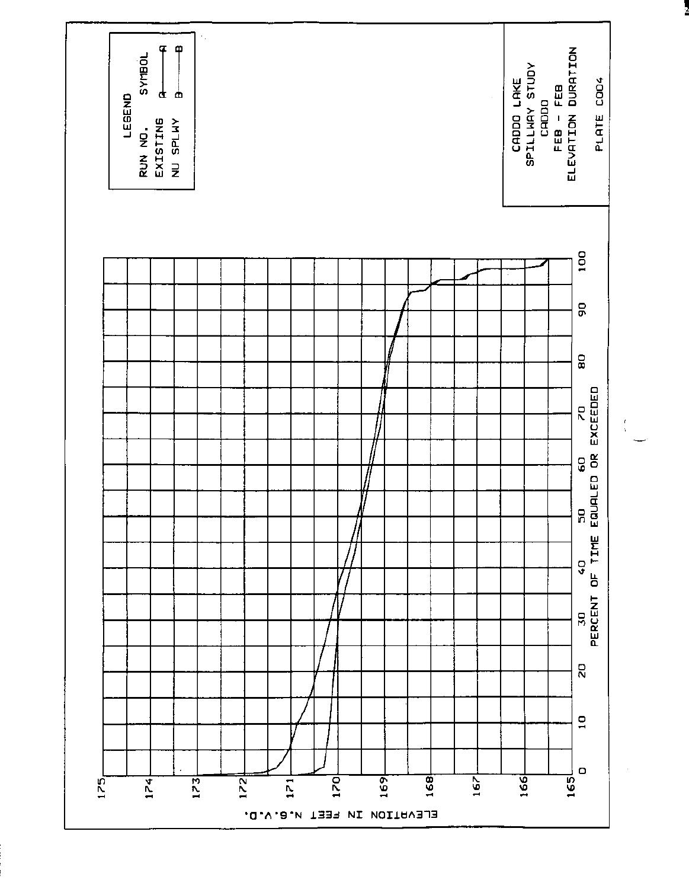LEGEND

| RUN NO. | SYMBOL |
| --- | --- |
| EXISTING | A——A |
| NU SPLWY | B——B |

CADDO LAKE
SPILLWAY STUDY
CADDO
FEB - FEB
ELEVATION DURATION

PLATE C004

ELEVATION IN FEET N.G.V.D.

175
174
173
172
171
170
169
168
167
166
165

0 10 20 30 40 50 60 70 80 90 100

PERCENT OF TIME EQUALED OR EXCEEDED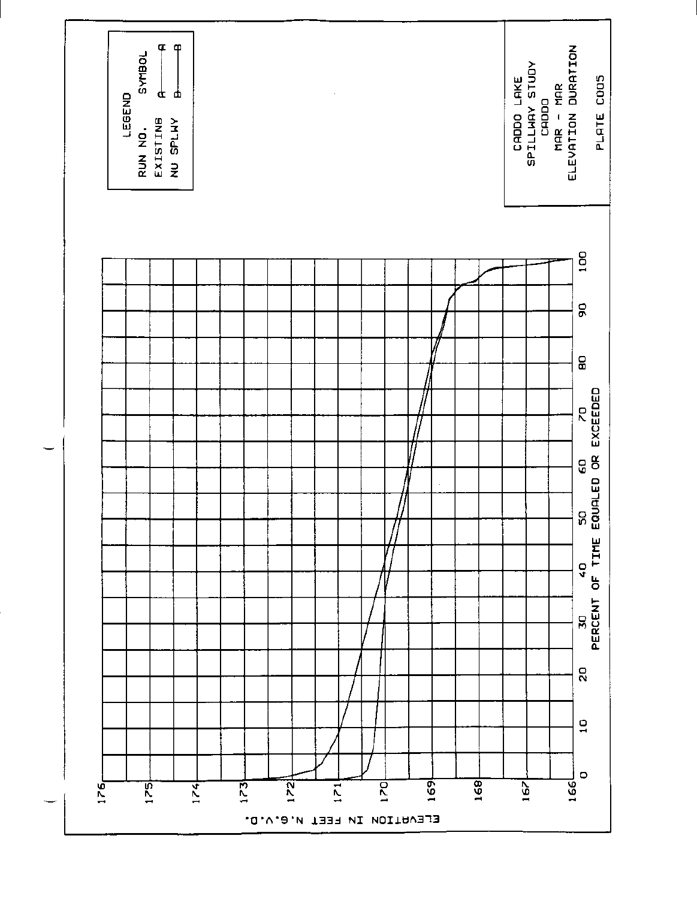CADDO LAKE
SPILLWAY STUDY
CADDO
MAR - MAR
ELEVATION DURATION

PLATE C005

LEGEND

| RUN NO. | SYMBOL |
|---|---|
| EXISTING | A——A |
| NO SPLWY | B——B |

ELEVATION IN FEET N.G.V.D.

176
175
174
173
172
171
170
169
168
167
166

0 10 20 30 40 50 60 70 80 90 100

PERCENT OF TIME EQUALED OR EXCEEDED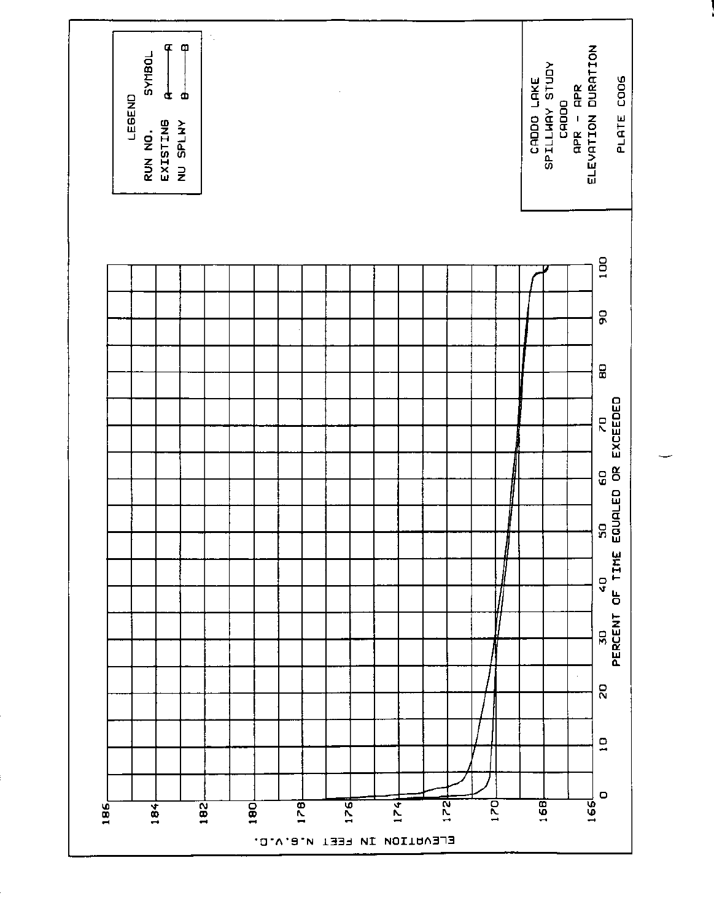LEGEND

| RUN NO. | SYMBOL |
| --- | --- |
| EXISTING | A——A |
| NU SPLWY | B——B |

CADDO LAKE
SPILLWAY STUDY
CADDO
APR - APR
ELEVATION DURATION

PLATE C006

ELEVATION IN FEET N.G.V.D.

186
184
182
180
178
176
174
172
170
168
166

0 10 20 30 40 50 60 70 80 90 100

PERCENT OF TIME EQUALED OR EXCEEDED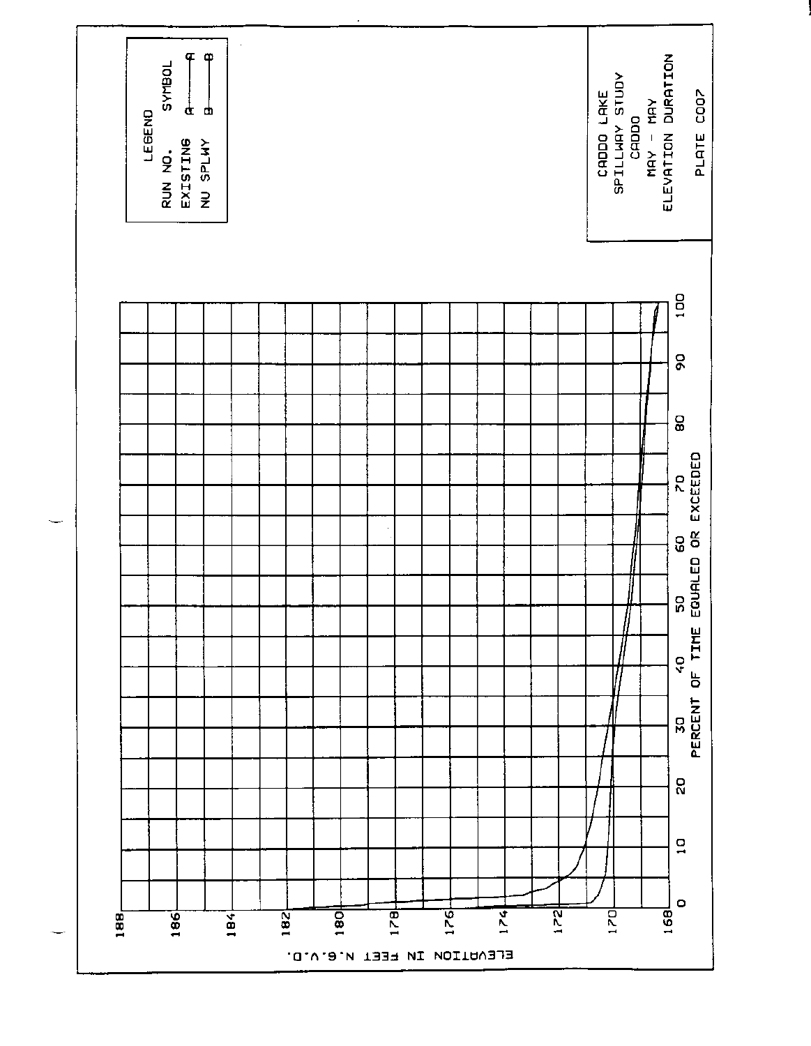LEGEND

| RUN NO. | SYMBOL |
| --- | --- |
| EXISTING | A——A |
| NU SPLWY | B——B |

CADDO LAKE
SPILLWAY STUDY
CADDO
MAY - MAY
ELEVATION DURATION

PLATE C007

ELEVATION IN FEET N.G.V.D.

188
186
184
182
180
178
176
174
172
170
168

0 10 20 30 40 50 60 70 80 90 100

PERCENT OF TIME EQUALED OR EXCEEDED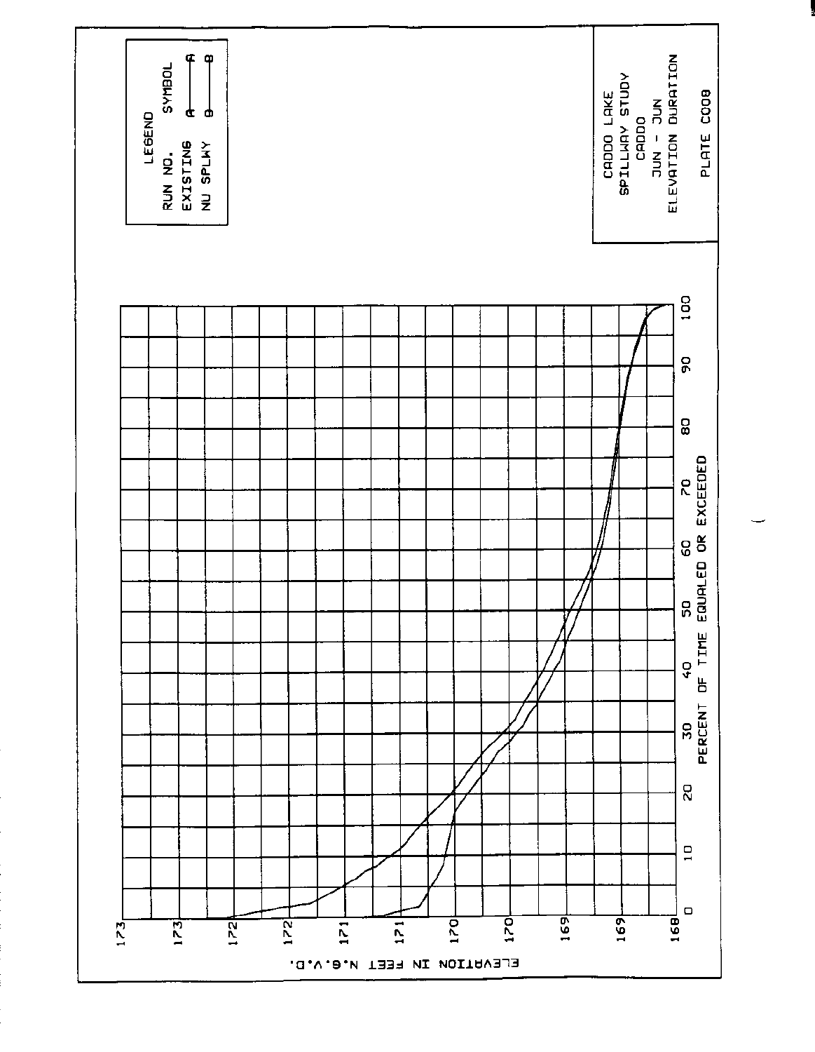CADDO LAKE
SPILLWAY STUDY
CADDO
JUN - JUN
ELEVATION DURATION

PLATE C009

LEGEND

| RUN NO. | SYMBOL |
|---|---|
| EXISTING | A———A |
| NU SPLWY | B———B |

ELEVATION IN FEET N.G.V.D.

173
173
172
172
171
171
170
170
169
169
168

0 10 20 30 40 50 60 70 80 90 100

PERCENT OF TIME EQUALED OR EXCEEDED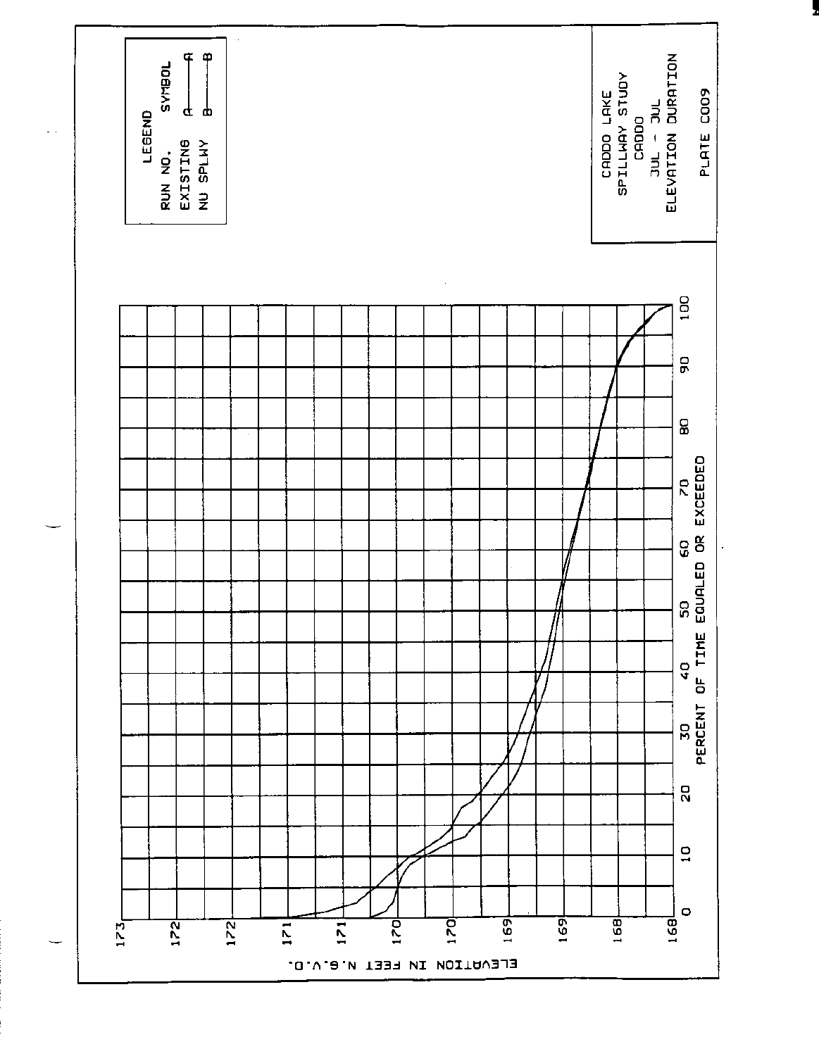| LEGEND | |
|---|---|
| RUN NO. | SYMBOL |
| EXISTING | A———A |
| NU SPLWY | B———B |

CADDO LAKE
SPILLWAY STUDY
CADDO
JUL - JUL
ELEVATION DURATION

PLATE C009

ELEVATION IN FEET N.G.V.D.

173
172
172
171
171
170
170
169
169
168
168

0 10 20 30 40 50 60 70 80 90 100

PERCENT OF TIME EQUALED OR EXCEEDED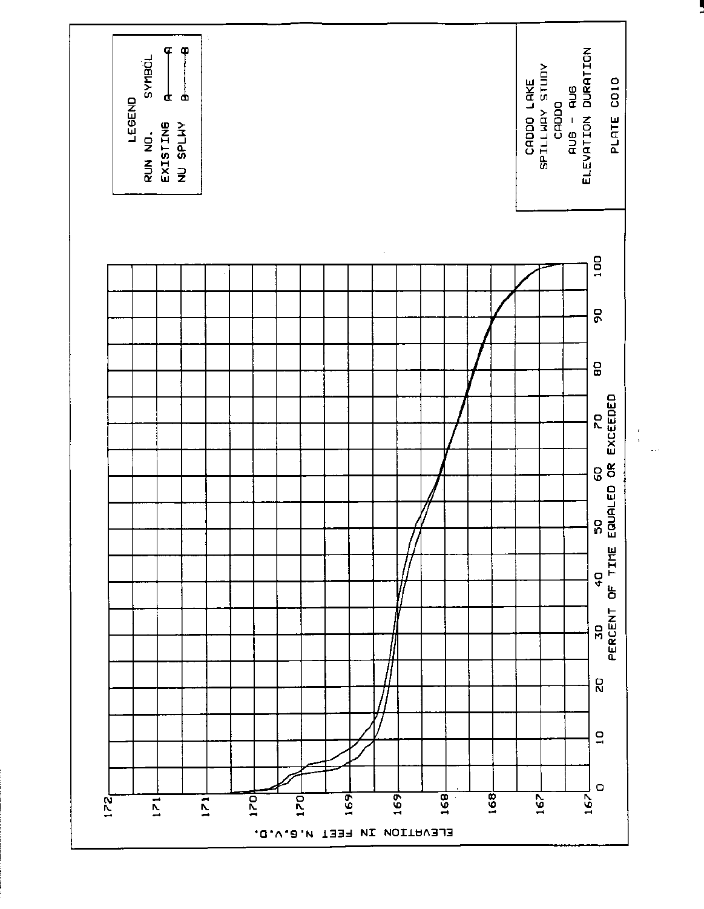CADDO LAKE
SPILLWAY STUDY
CADDO
AUG - AUG
ELEVATION DURATION

PLATE C010

LEGEND

| RUN NO. | SYMBOL |
|---|---|
| EXISTING | A———A |
| NU SPLWY | B———B |

ELEVATION IN FEET N.G.V.D.

PERCENT OF TIME EQUALED OR EXCEEDED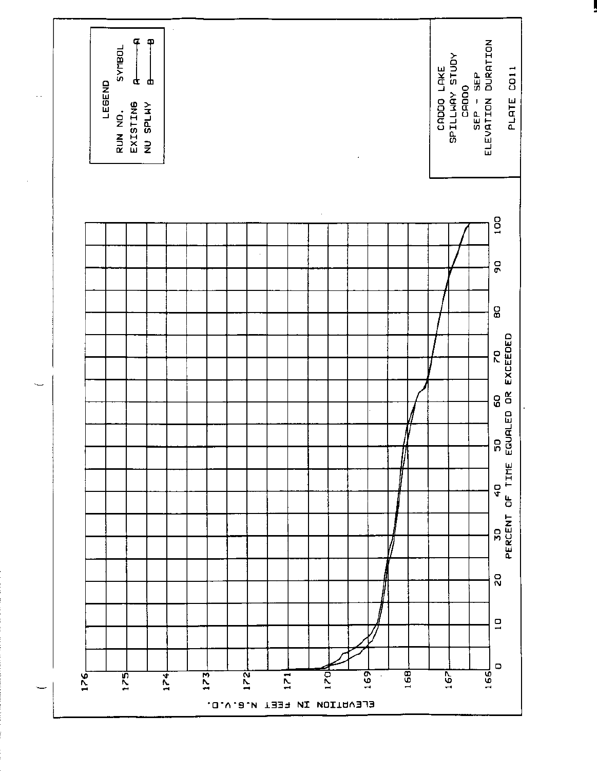| LEGEND | |
| --- | --- |
| RUN NO. | SYMBOL |
| EXISTING | A———A |
| NU SPLWY | B———B |

ELEVATION IN FEET N.G.V.D.

176
175
174
173
172
171
170
169
168
167
166

0 10 20 30 40 50 60 70 80 90 100

PERCENT OF TIME EQUALED OR EXCEEDED

CADDO LAKE
SPILLWAY STUDY
CADDO
SEP - SEP
ELEVATION DURATION

PLATE C011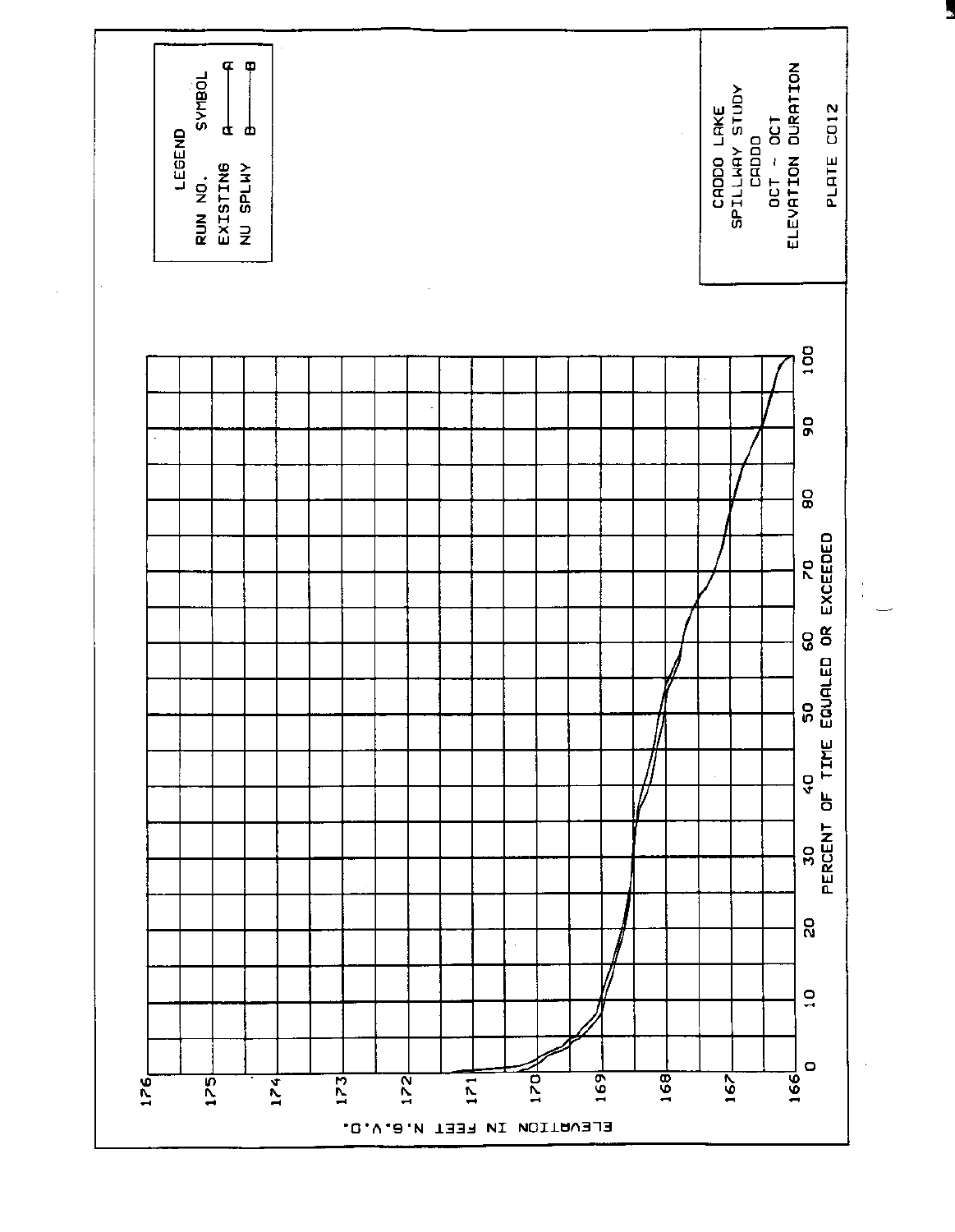LEGEND

| RUN NO. | SYMBOL |
|---|---|
| EXISTING | A———A |
| NU SPLWY | B———B |

ELEVATION IN FEET N.G.V.D.

176, 175, 174, 173, 172, 171, 170, 169, 168, 167, 166

0, 10, 20, 30, 40, 50, 60, 70, 80, 90, 100

PERCENT OF TIME EQUALED OR EXCEEDED

CADDO LAKE
SPILLWAY STUDY
CADDO
OCT - OCT
ELEVATION DURATION

PLATE C012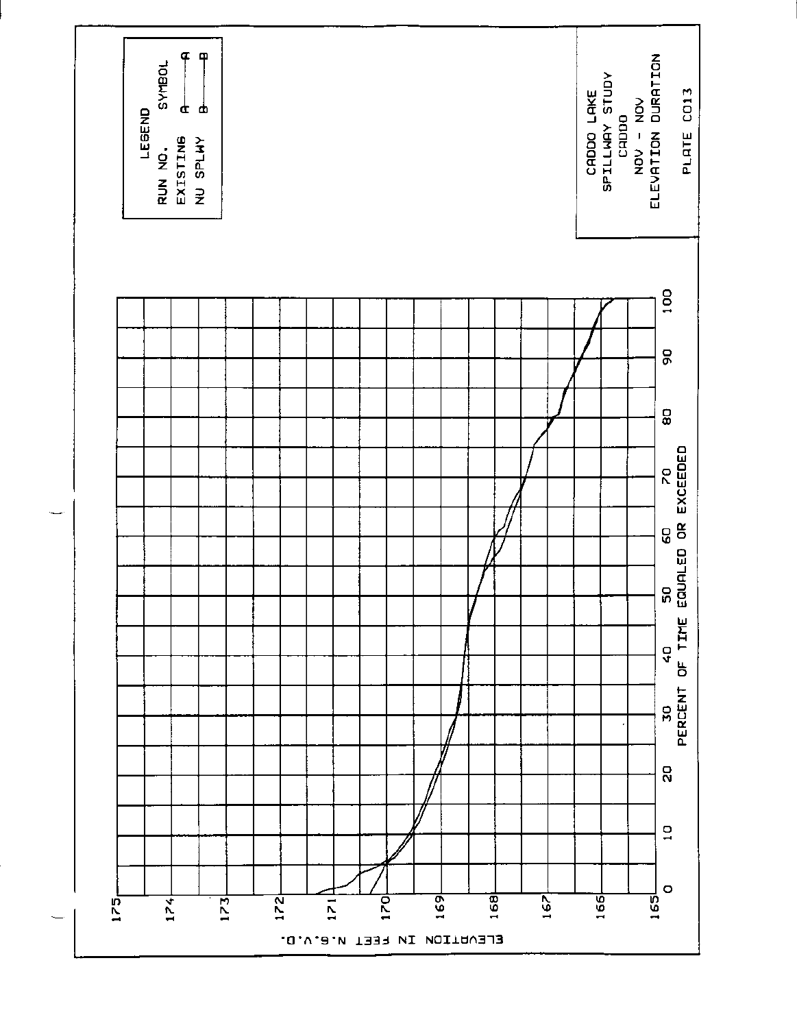LEGEND

| RUN NO. | SYMBOL |
|---|---|
| EXISTING | A———A |
| NU SPLWY | B———B |

ELEVATION IN FEET N.G.V.D.

175, 174, 173, 172, 171, 170, 169, 168, 167, 166, 165

PERCENT OF TIME EQUALED OR EXCEEDED

0, 10, 20, 30, 40, 50, 60, 70, 80, 90, 100

CADDO LAKE
SPILLWAY STUDY
CADDO
NOV - NOV
ELEVATION DURATION

PLATE C013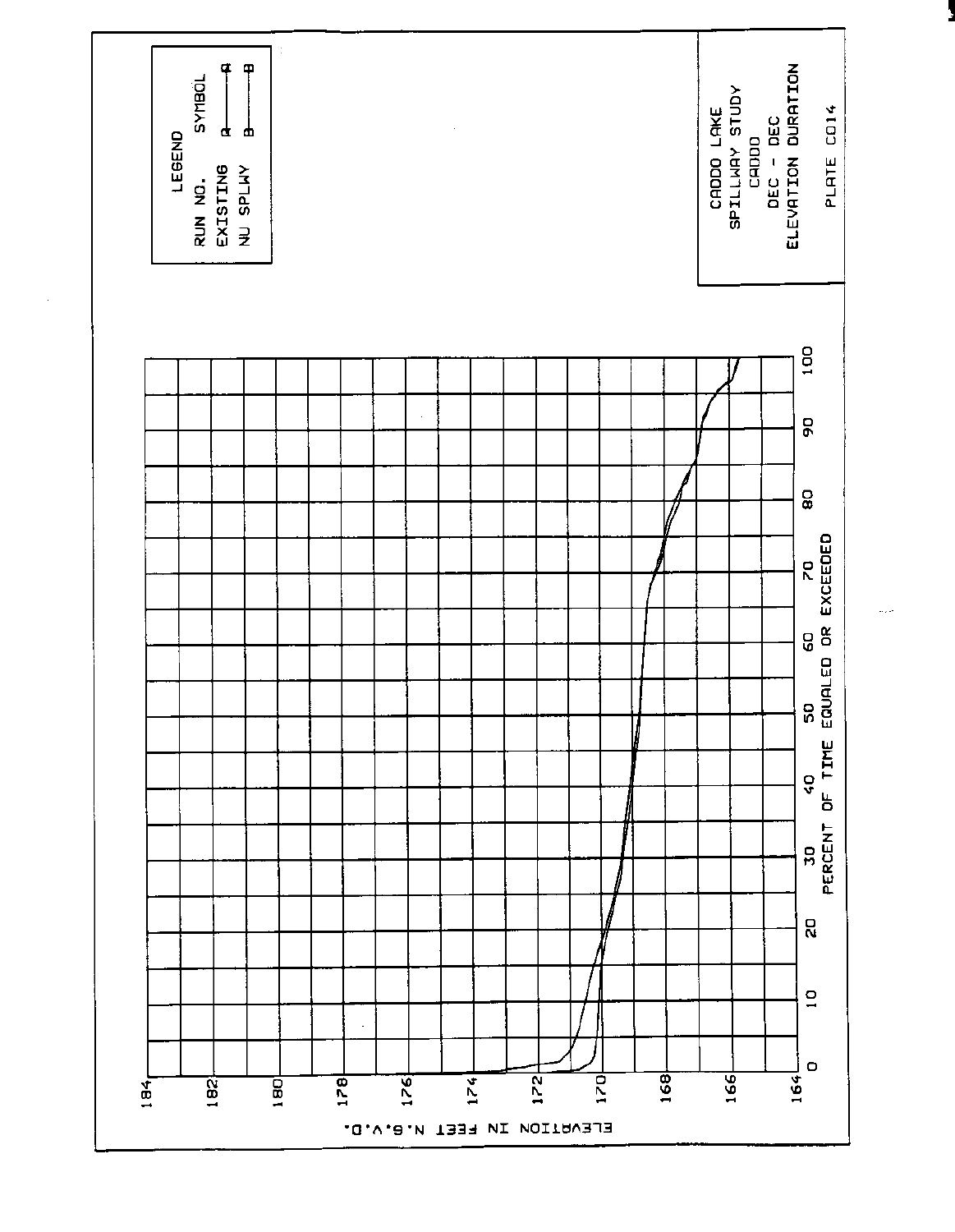LEGEND

| RUN NO. | SYMBOL |
|---|---|
| EXISTING | A——A |
| NU SPLWY | B——B |

CADDO LAKE
SPILLWAY STUDY
CADDO
DEC - DEC
ELEVATION DURATION

PLATE C014

ELEVATION IN FEET N.G.V.D.

184
182
180
178
176
174
172
170
168
166
164

0 10 20 30 40 50 60 70 80 90 100

PERCENT OF TIME EQUALED OR EXCEEDED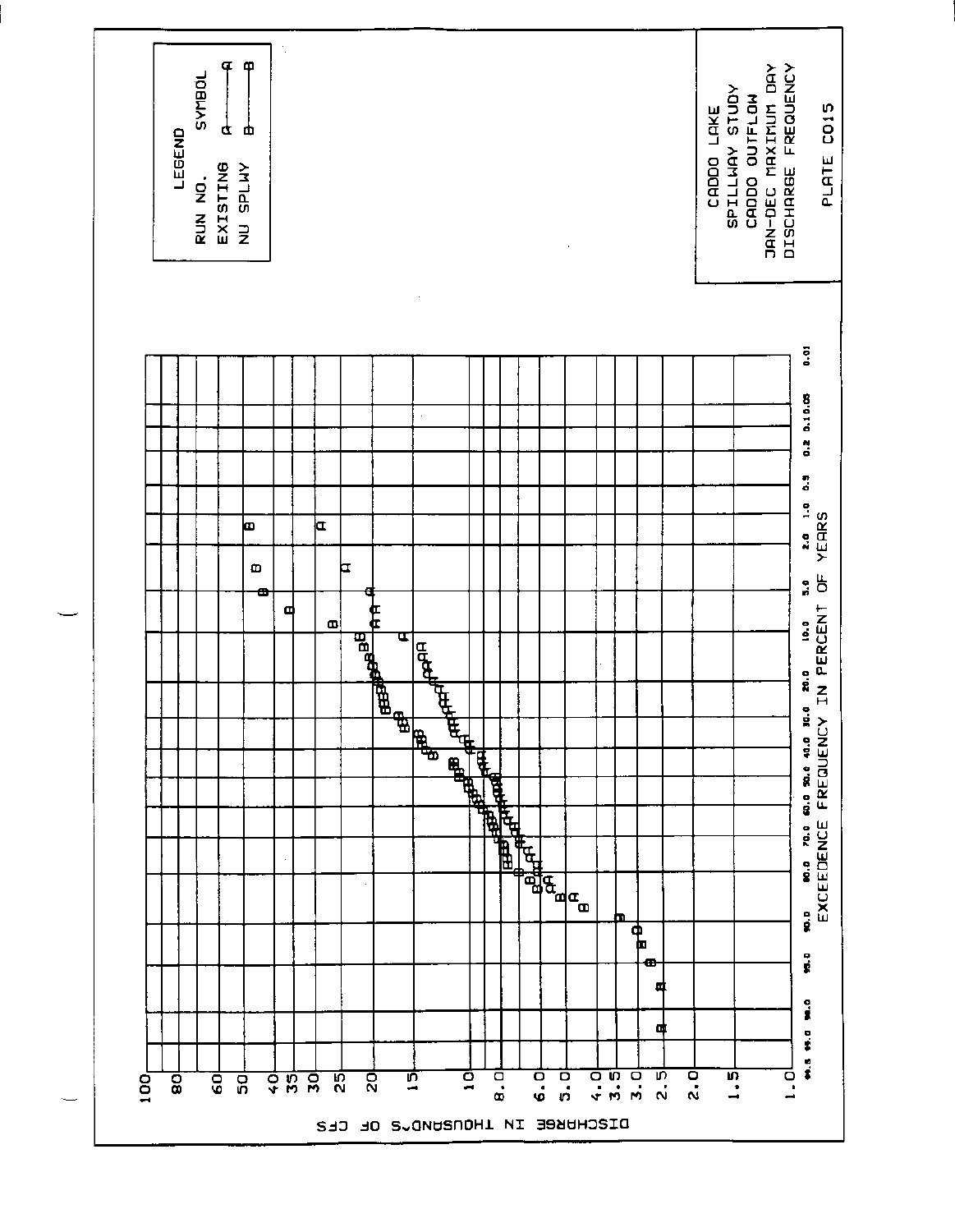LEGEND

| RUN NO. | SYMBOL |
|---|---|
| EXISTING | A———A |
| NU SPLWY | B———B |

CADDO LAKE
SPILLWAY STUDY
CADDO OUTFLOW
JAN-DEC MAXIMUM DAY
DISCHARGE FREQUENCY

PLATE C015

DISCHARGE IN THOUSAND'S OF CFS

EXCEEDENCE FREQUENCY IN PERCENT OF YEARS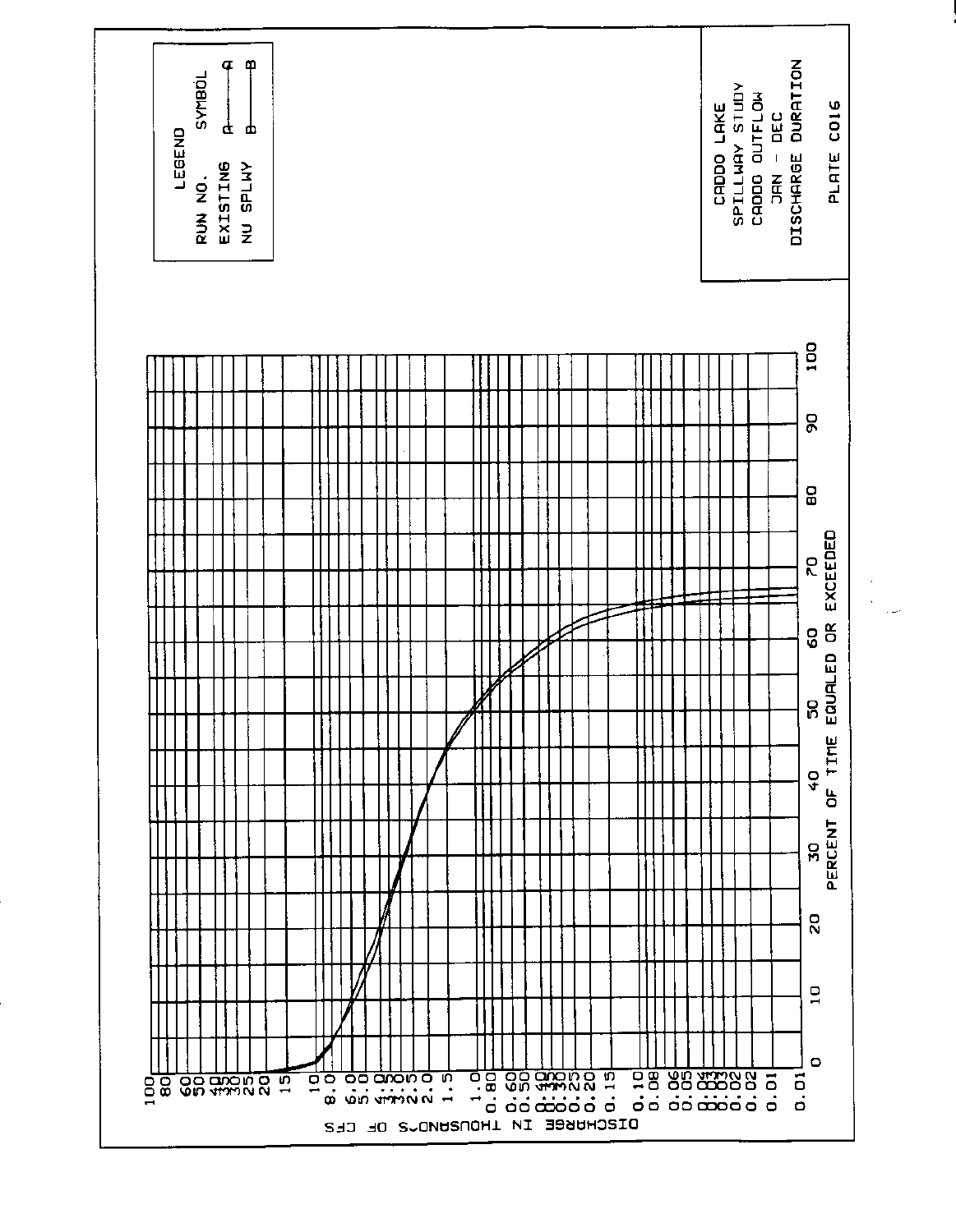LEGEND

| RUN NO. | SYMBOL |
|---|---|
| EXISTING | A——A |
| NU SPLWY | B——B |

DISCHARGE IN THOUSAND'S OF CFS

PERCENT OF TIME EQUALED OR EXCEEDED

CADDO LAKE
SPILLWAY STUDY
CADDO OUTFLOW
JAN - DEC
DISCHARGE DURATION

PLATE C016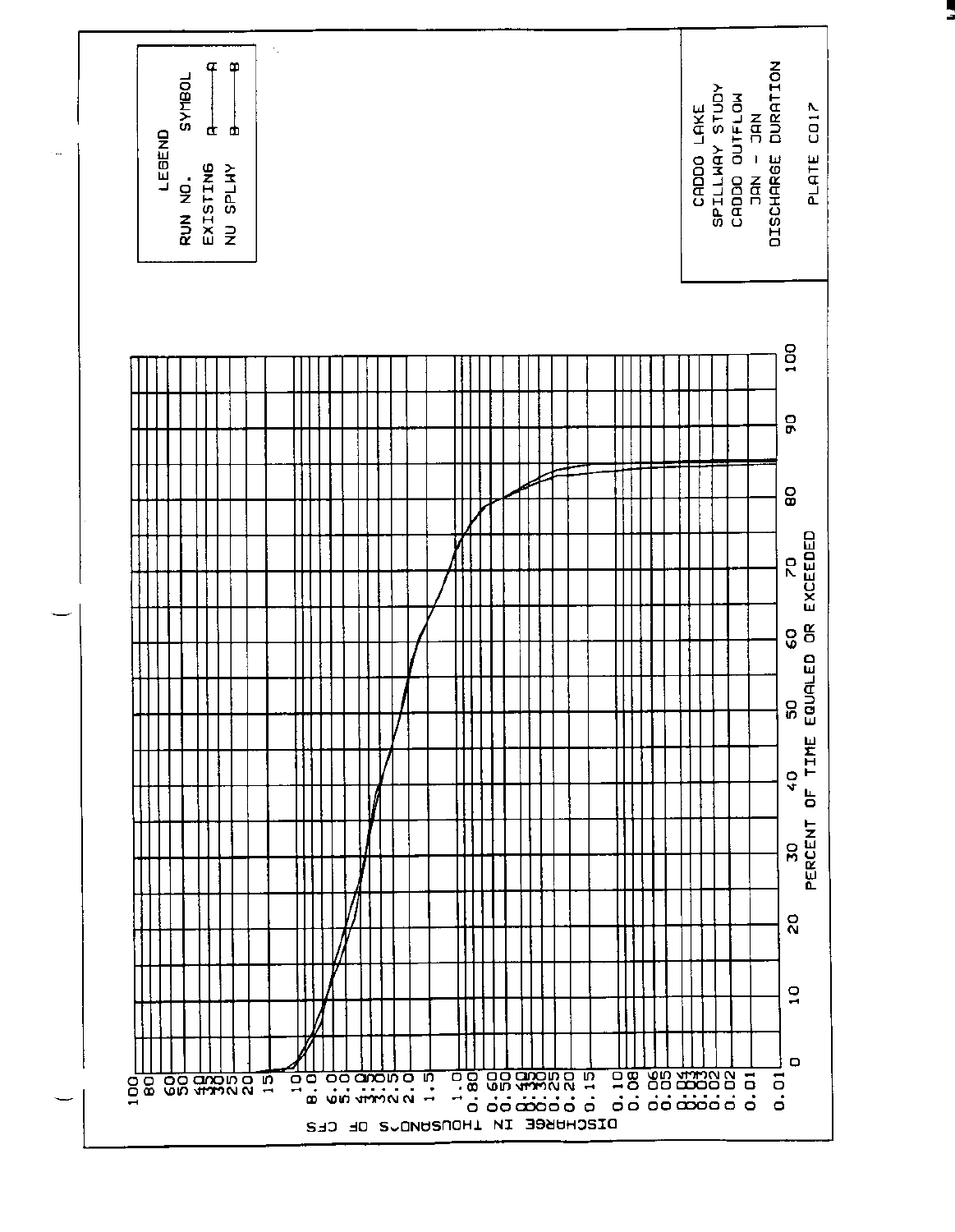LEGEND

| RUN NO. | SYMBOL |
| --- | --- |
| EXISTING | A——A |
| NU SPLWY | B——B |

DISCHARGE IN THOUSAND'S OF CFS

PERCENT OF TIME EQUALED OR EXCEEDED

CADDO LAKE
SPILLWAY STUDY
CADDO OUTFLOW
JAN - JAN
DISCHARGE DURATION

PLATE C017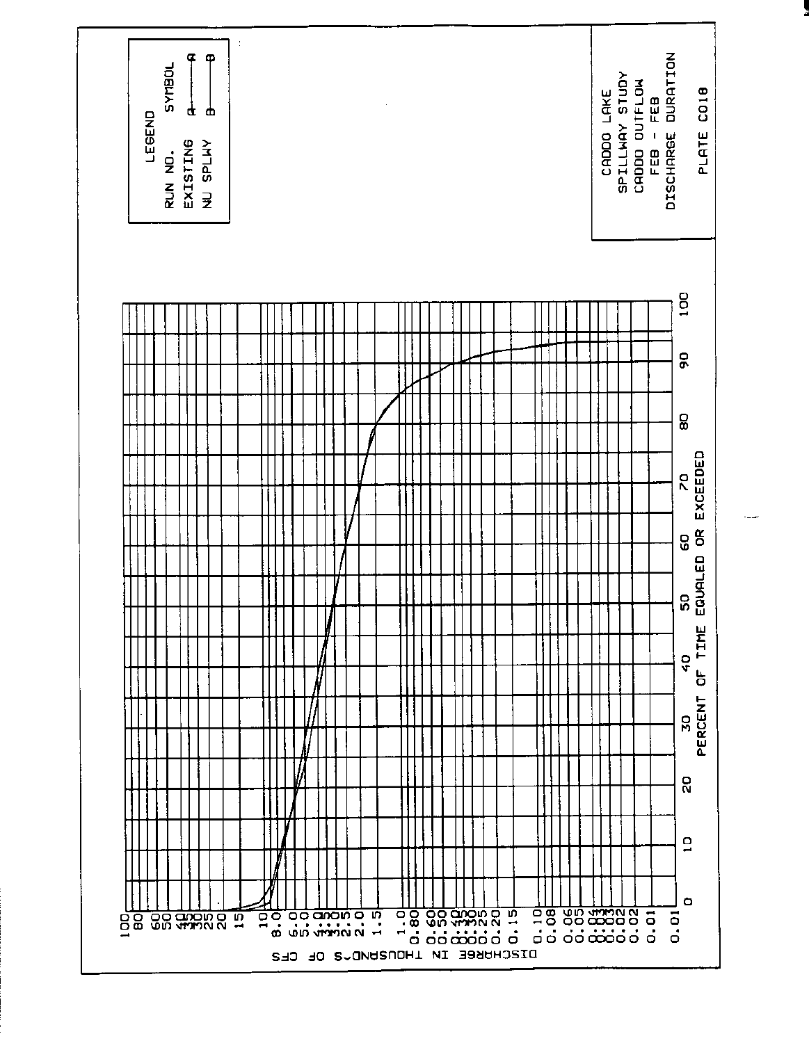CADDO LAKE
SPILLWAY STUDY
CADDO OUTFLOW
FEB - FEB
DISCHARGE DURATION

PLATE C018

| LEGEND | |
|---|---|
| RUN NO. | SYMBOL |
| EXISTING | A——A |
| NU SPLWY | B——B |

DISCHARGE IN THOUSAND'S OF CFS

PERCENT OF TIME EQUALED OR EXCEEDED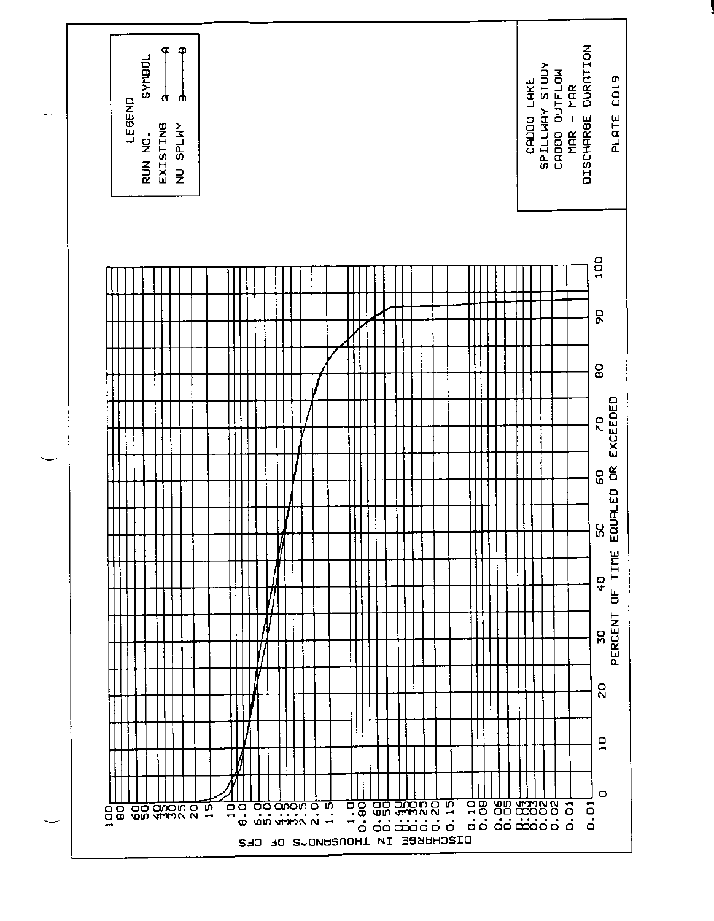LEGEND

| RUN NO. | SYMBOL |
| --- | --- |
| EXISTING | A——A |
| NU SPLWY | B——B |

DISCHARGE IN THOUSAND'S OF CFS

PERCENT OF TIME EQUALED OR EXCEEDED

CADDO LAKE
SPILLWAY STUDY
CADDO OUTFLOW
MAR - MAR
DISCHARGE DURATION

PLATE C019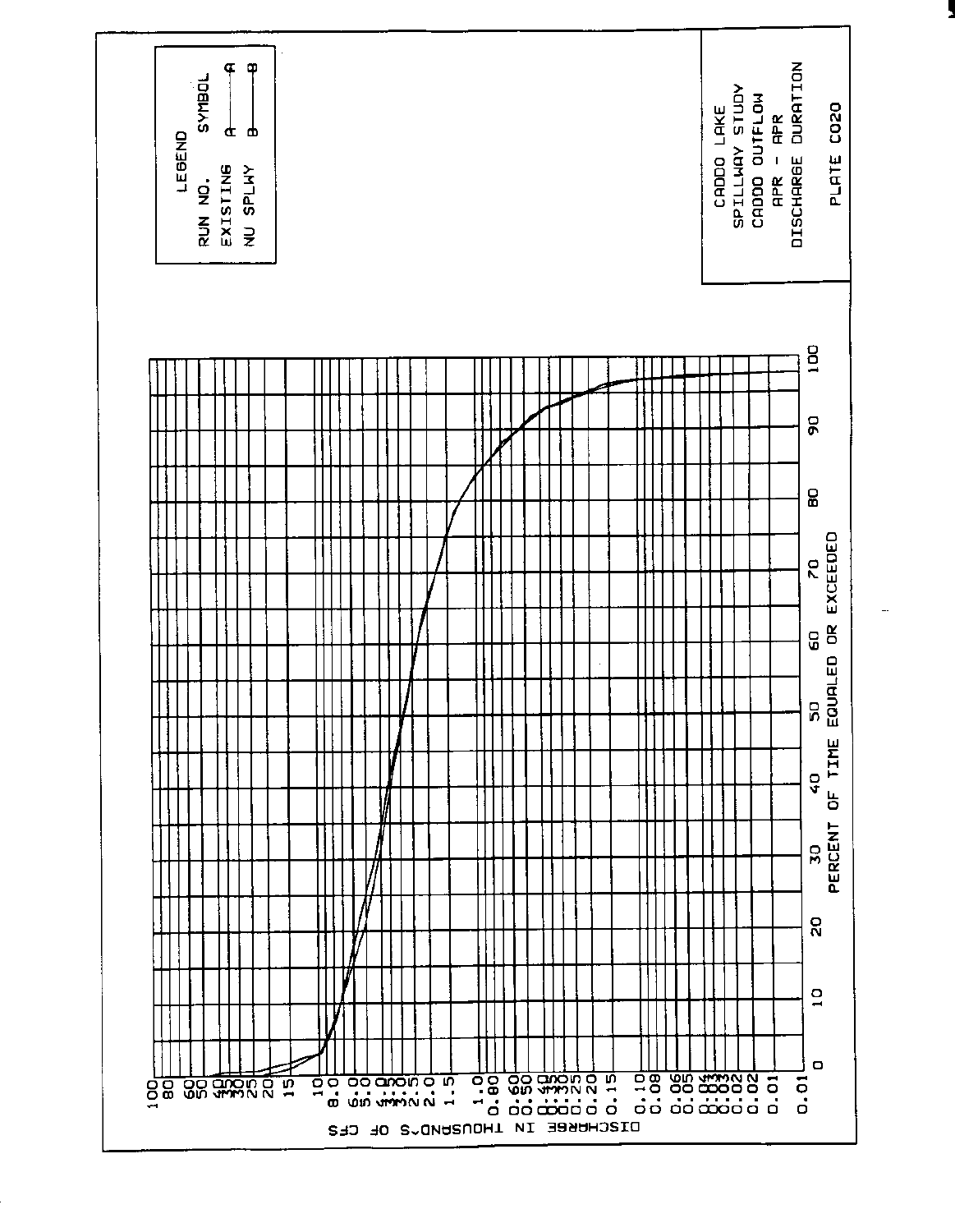CADDO LAKE
SPILLWAY STUDY
CADDO OUTFLOW
APR - APR
DISCHARGE DURATION

PLATE C020

LEGEND

| RUN NO. | SYMBOL |
| --- | --- |
| EXISTING | A——A |
| NU SPLWY | B——B |

DISCHARGE IN THOUSAND'S OF CFS

PERCENT OF TIME EQUALED OR EXCEEDED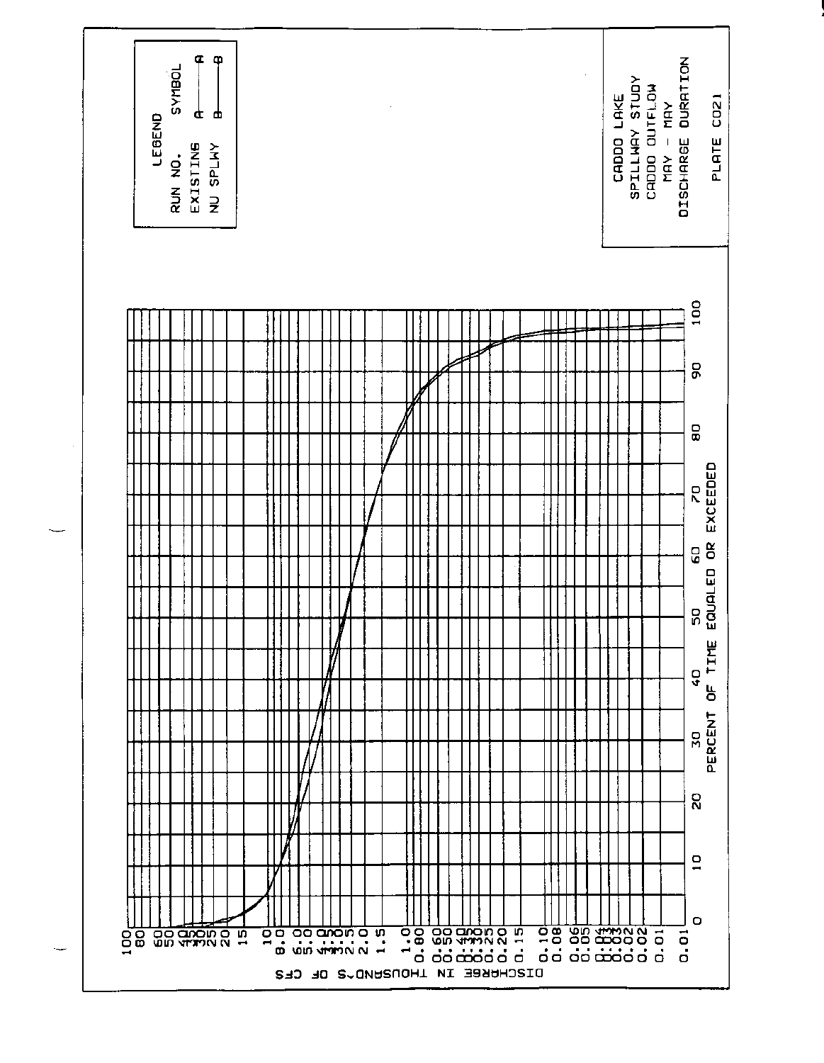LEGEND

| RUN NO. | SYMBOL |
|---|---|
| EXISTING | A———A |
| NU SPLWY | B———B |

CADDO LAKE
SPILLWAY STUDY
CADDO OUTFLOW
MAY - MAY
DISCHARGE DURATION

PLATE C021

DISCHARGE IN THOUSAND'S OF CFS

100 80 60 50 40 35 30 25 20 15 10 8.0 6.0 5.0 4.0 3.5 3.0 2.5 2.0 1.5 1.0 0.80 0.60 0.50 0.40 0.35 0.30 0.25 0.20 0.15 0.10 0.08 0.06 0.05 0.04 0.03 0.02 0.01 0.01

0 10 20 30 40 50 60 70 80 90 100

PERCENT OF TIME EQUALED OR EXCEEDED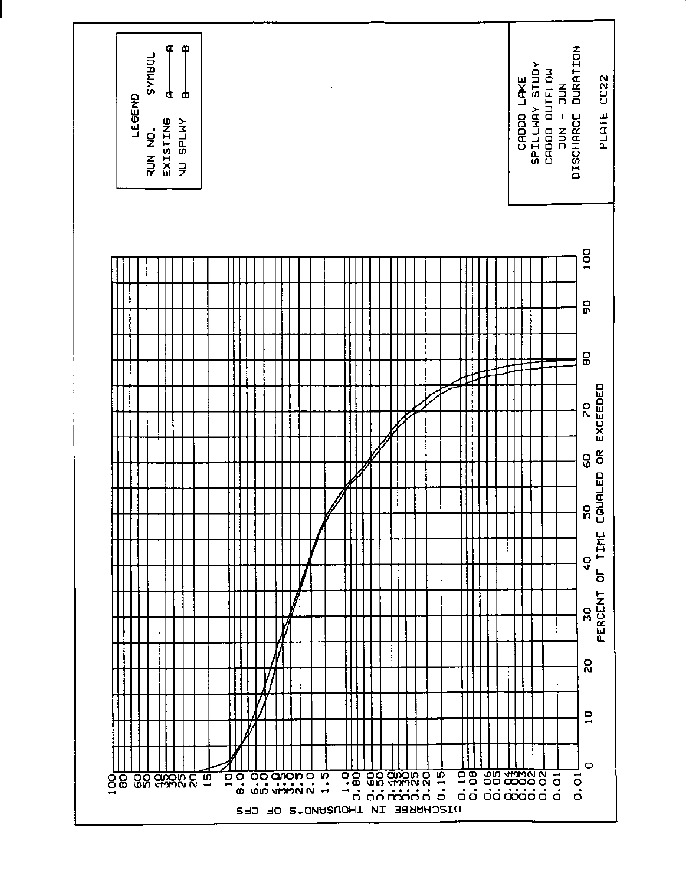| LEGEND | |
|---|---|
| RUN NO. | SYMBOL |
| EXISTING | A———A |
| NU SPLWY | B———B |

CADDO LAKE
SPILLWAY STUDY
CADDO OUTFLOW
JUN - JUN
DISCHARGE DURATION

PLATE CO22

DISCHARGE IN THOUSAND'S OF CFS

PERCENT OF TIME EQUALED OR EXCEEDED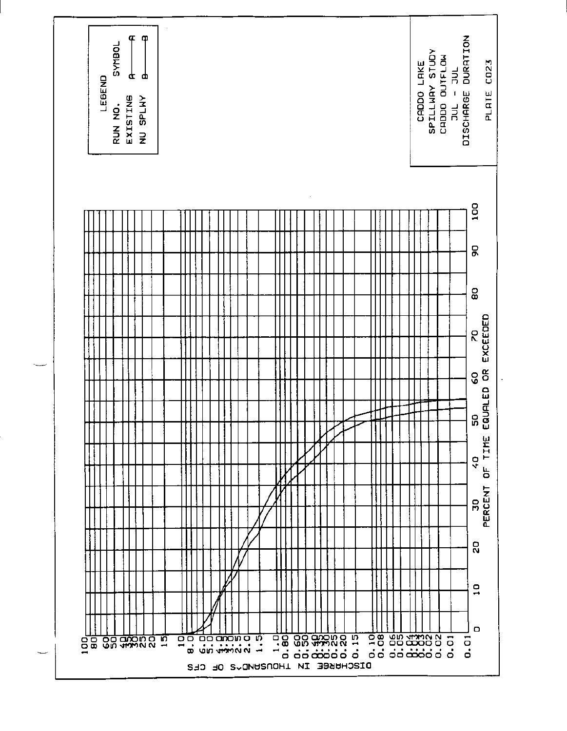LEGEND

| RUN NO. | SYMBOL |
|---|---|
| EXISTING | A——A |
| NU SPLWY | B——B |

DISCHARGE IN THOUSAND'S OF CFS

PERCENT OF TIME EQUALED OR EXCEEDED

CADDO LAKE
SPILLWAY STUDY
CADDO OUTFLOW
JUL - JUL
DISCHARGE DURATION

PLATE C023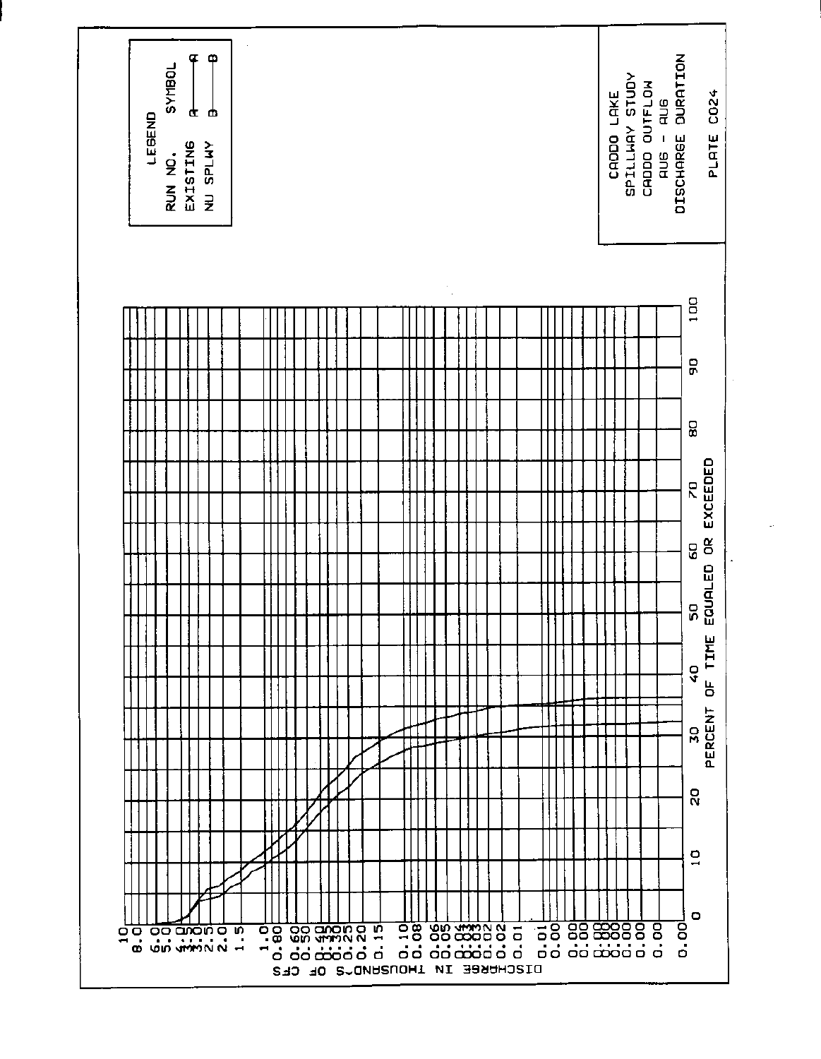LEGEND

| RUN NO. | SYMBOL |
|---|---|
| EXISTING | A——A |
| NU SPLWY | B——B |

DISCHARGE IN THOUSAND'S OF CFS

10
8.0
6.0
5.0
4.0
3.5
3.0
2.5
2.0
1.5
1.0
0.80
0.60
0.50
0.40
0.35
0.30
0.25
0.20
0.15
0.10
0.08
0.06
0.05
0.04
0.03
0.02
0.01
0.00

PERCENT OF TIME EQUALED OR EXCEEDED

0 10 20 30 40 50 60 70 80 90 100

CADDO LAKE
SPILLWAY STUDY
CADDO OUTFLOW
AUG - AUG
DISCHARGE DURATION

PLATE C024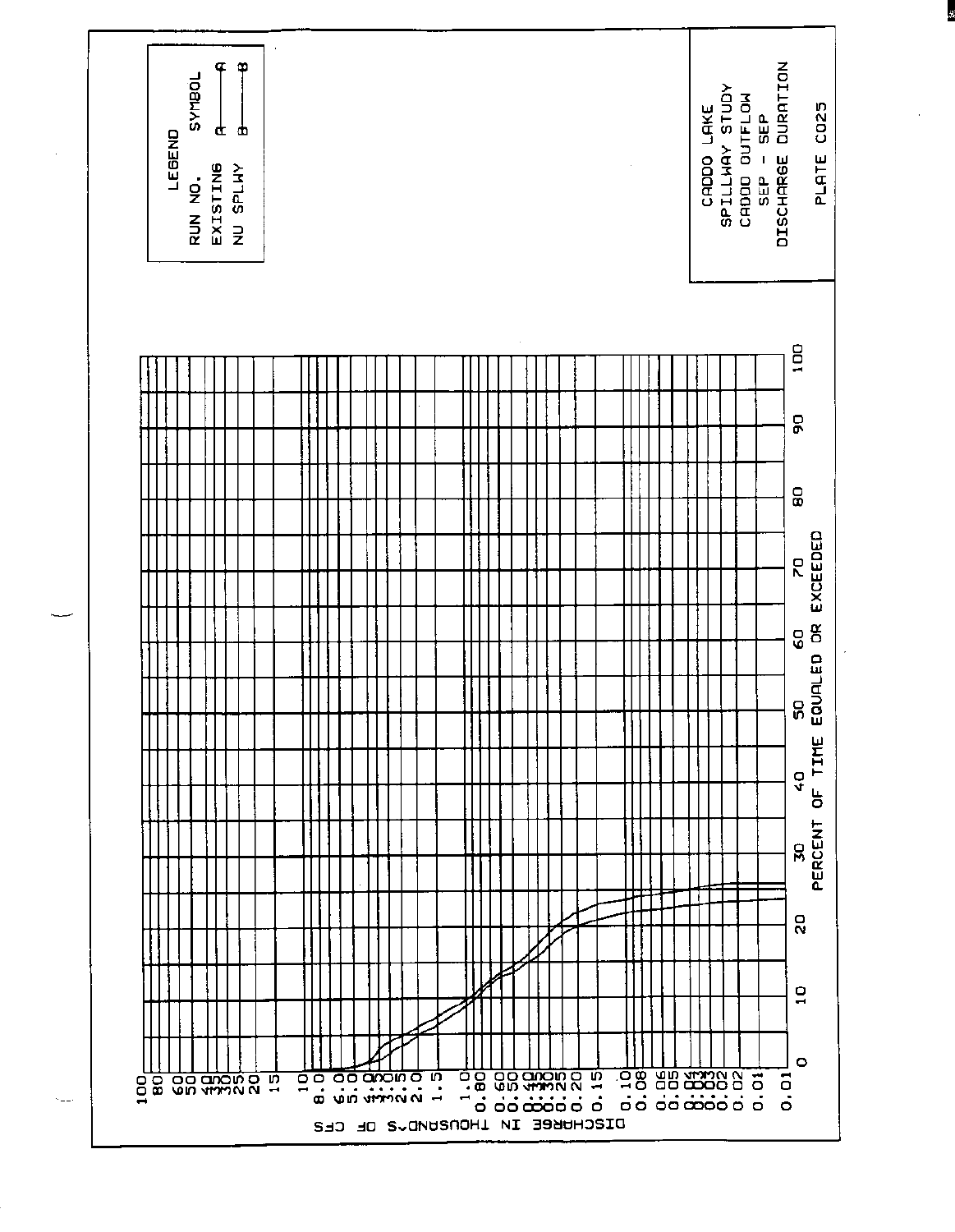LEGEND

| RUN NO. | SYMBOL |
| --- | --- |
| EXISTING | A——A |
| NU SPLWY | B——B |

CADDO LAKE
SPILLWAY STUDY
CADDO OUTFLOW
SEP - SEP
DISCHARGE DURATION

PLATE C025

DISCHARGE IN THOUSAND'S OF CFS

100, 80, 60, 50, 40, 30, 25, 20, 15, 10, 8.0, 6.0, 5.0, 4.0, 3.0, 2.5, 2.0, 1.5, 1.00, 0.80, 0.60, 0.50, 0.40, 0.30, 0.25, 0.20, 0.15, 0.10, 0.08, 0.06, 0.05, 0.04, 0.03, 0.02, 0.02, 0.01, 0.01

PERCENT OF TIME EQUALED OR EXCEEDED

0, 10, 20, 30, 40, 50, 60, 70, 80, 90, 100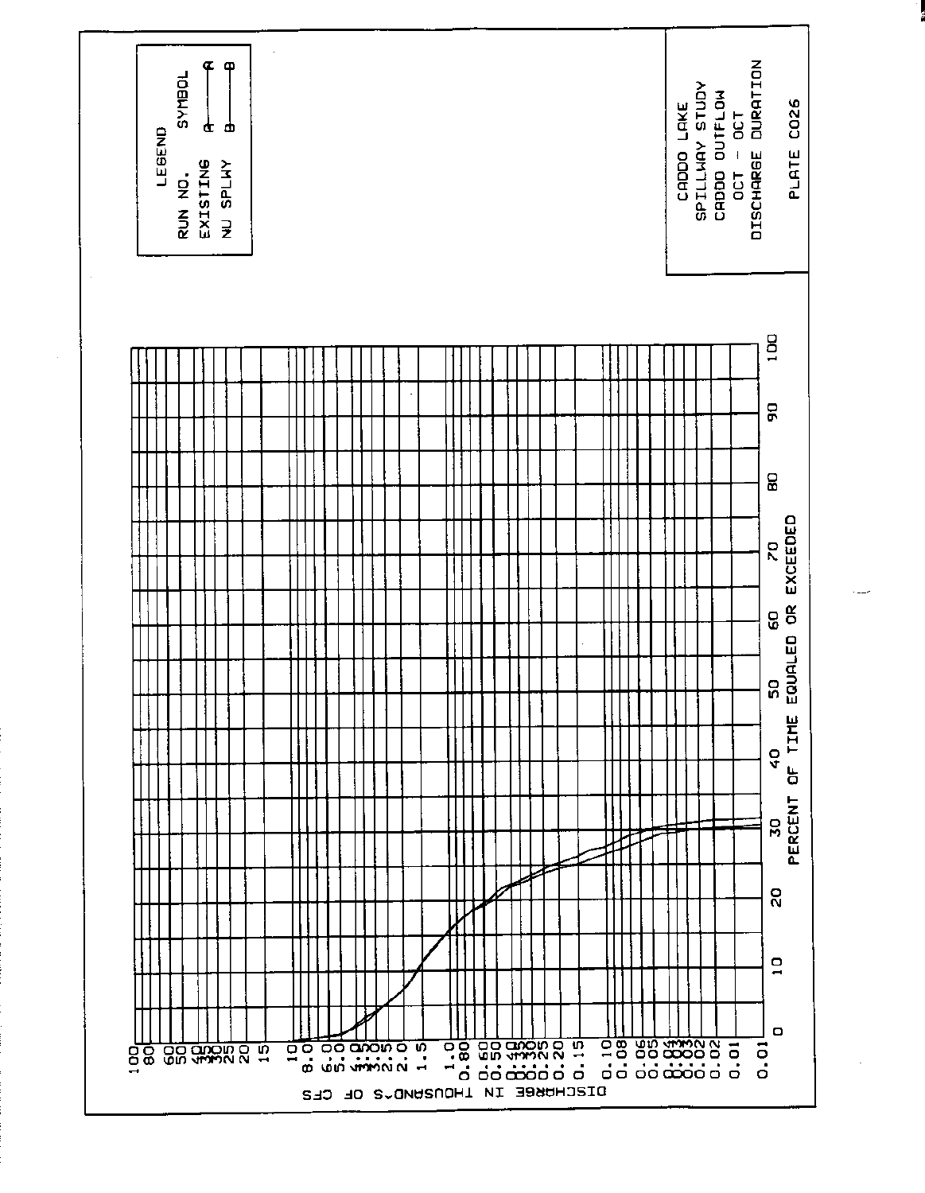LEGEND

| RUN NO. | SYMBOL |
|---|---|
| EXISTING | A——A |
| NU SPLWY | B——B |

DISCHARGE IN THOUSAND'S OF CFS

100
80
60
50
40
35
30
25
20
15
10
8.0
6.0
5.0
4.0
3.5
3.0
2.5
2.0
1.5
1.0
0.80
0.60
0.50
0.40
0.35
0.30
0.25
0.20
0.15
0.10
0.08
0.06
0.05
0.04
0.03
0.02
0.02
0.01
0.01

PERCENT OF TIME EQUALED OR EXCEEDED

0 10 20 30 40 50 60 70 80 90 100

CADDO LAKE
SPILLWAY STUDY
CADDO OUTFLOW
OCT - OCT
DISCHARGE DURATION

PLATE C026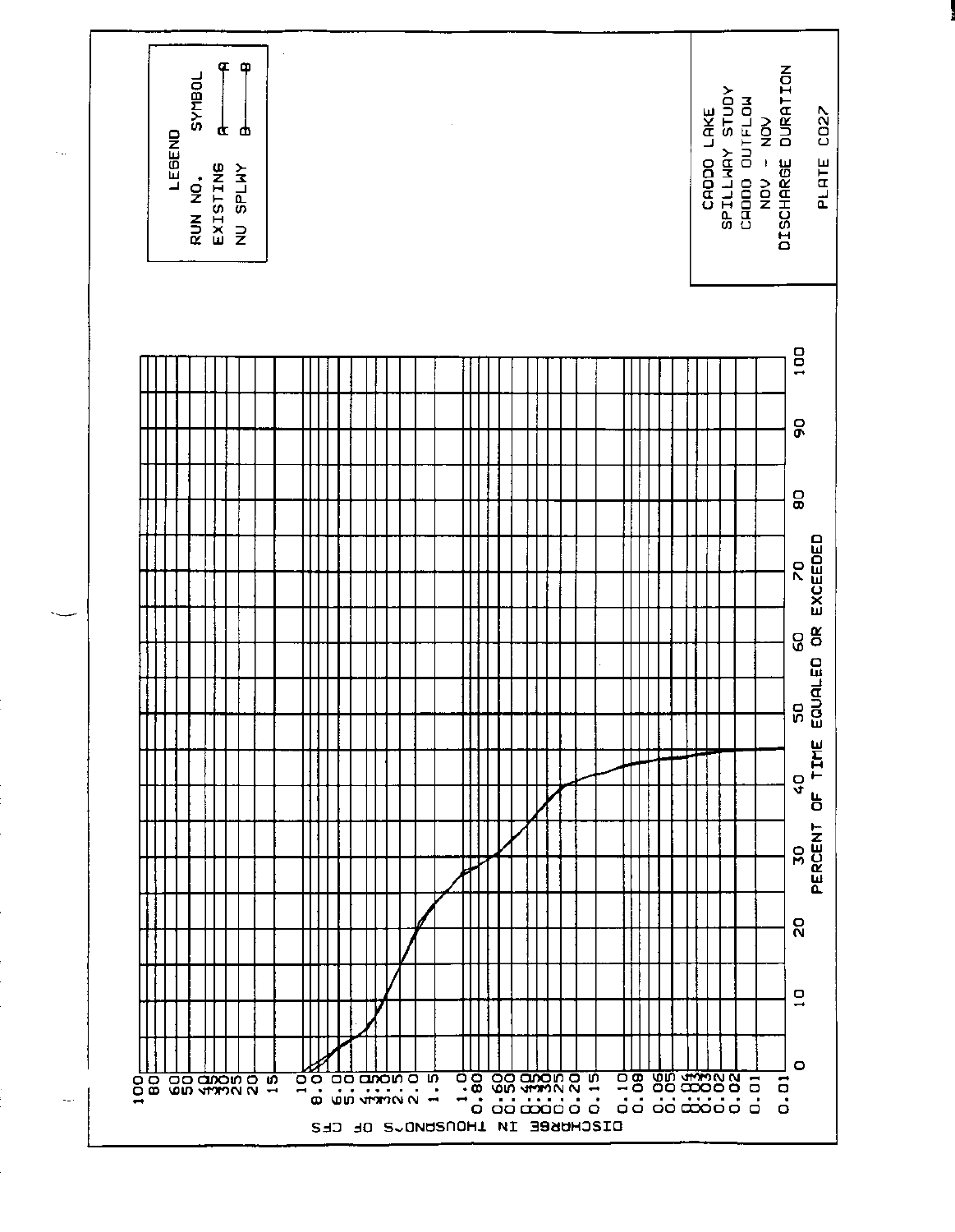LEGEND

| RUN NO. | SYMBOL |
|---|---|
| EXISTING | A——A |
| NU SPLWY | B——B |

CADDO LAKE
SPILLWAY STUDY
CADDO OUTFLOW
NOV - NOV
DISCHARGE DURATION

PLATE C027

DISCHARGE IN THOUSAND'S OF CFS

100, 80, 60, 50, 40, 35, 30, 25, 20, 15, 10, 8.0, 6.0, 5.0, 4.0, 3.5, 3.0, 2.5, 2.0, 1.5, 1.0, 0.80, 0.60, 0.50, 0.40, 0.35, 0.30, 0.25, 0.20, 0.15, 0.10, 0.08, 0.06, 0.05, 0.04, 0.03, 0.02, 0.01

PERCENT OF TIME EQUALED OR EXCEEDED

0, 10, 20, 30, 40, 50, 60, 70, 80, 90, 100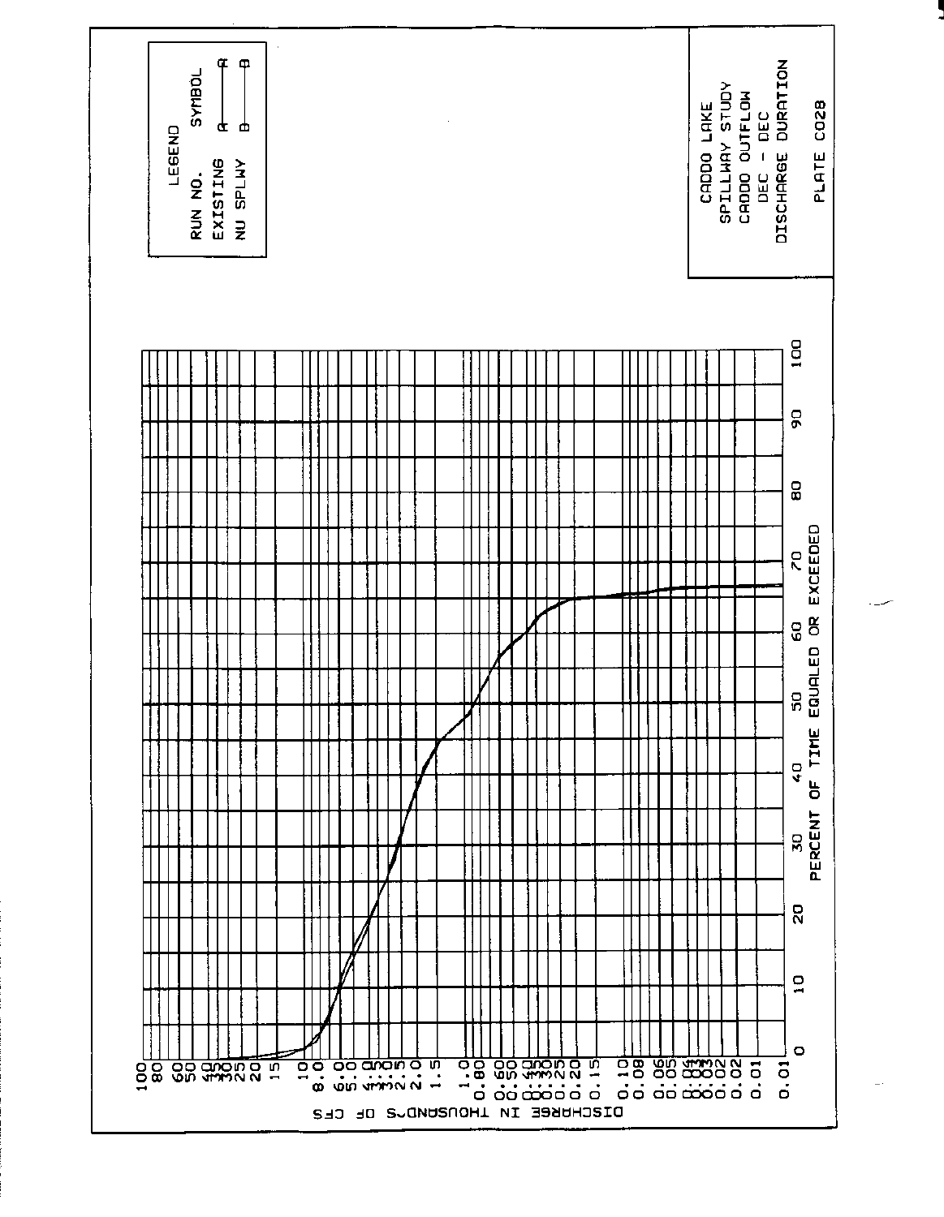LEGEND

| RUN NO. | SYMBOL |
|---|---|
| EXISTING | A——A |
| NU SPLWY | B——B |

CADDO LAKE
SPILLWAY STUDY
CADDO OUTFLOW
DEC - DEC
DISCHARGE DURATION

PLATE C028

DISCHARGE IN THOUSANDS OF CFS

PERCENT OF TIME EQUALED OR EXCEEDED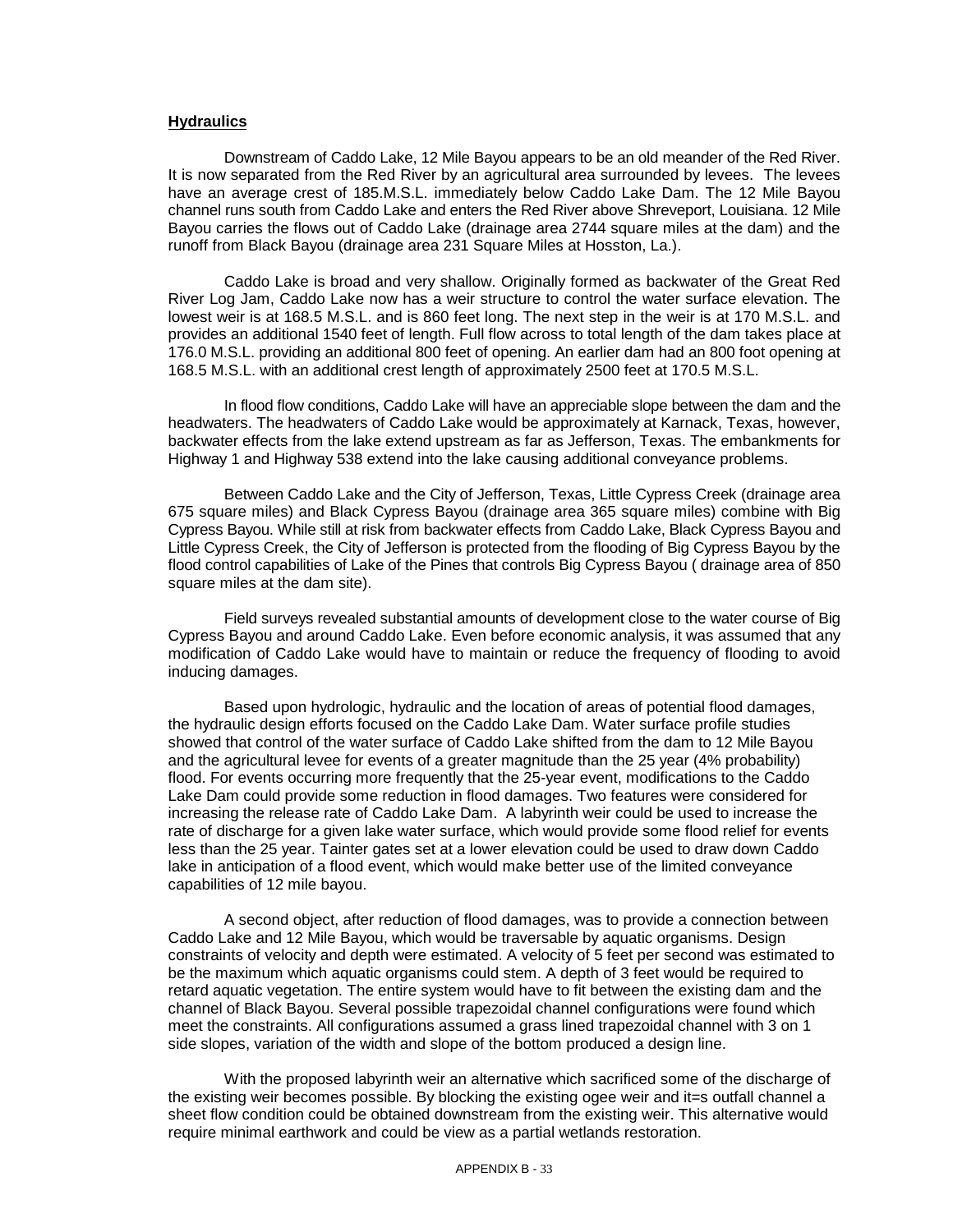**Hydraulics**

Downstream of Caddo Lake, 12 Mile Bayou appears to be an old meander of the Red River. It is now separated from the Red River by an agricultural area surrounded by levees. The levees have an average crest of 185.M.S.L. immediately below Caddo Lake Dam. The 12 Mile Bayou channel runs south from Caddo Lake and enters the Red River above Shreveport, Louisiana. 12 Mile Bayou carries the flows out of Caddo Lake (drainage area 2744 square miles at the dam) and the runoff from Black Bayou (drainage area 231 Square Miles at Hosston, La.).

Caddo Lake is broad and very shallow. Originally formed as backwater of the Great Red River Log Jam, Caddo Lake now has a weir structure to control the water surface elevation. The lowest weir is at 168.5 M.S.L. and is 860 feet long. The next step in the weir is at 170 M.S.L. and provides an additional 1540 feet of length. Full flow across to total length of the dam takes place at 176.0 M.S.L. providing an additional 800 feet of opening. An earlier dam had an 800 foot opening at 168.5 M.S.L. with an additional crest length of approximately 2500 feet at 170.5 M.S.L.

In flood flow conditions, Caddo Lake will have an appreciable slope between the dam and the headwaters. The headwaters of Caddo Lake would be approximately at Karnack, Texas, however, backwater effects from the lake extend upstream as far as Jefferson, Texas. The embankments for Highway 1 and Highway 538 extend into the lake causing additional conveyance problems.

Between Caddo Lake and the City of Jefferson, Texas, Little Cypress Creek (drainage area 675 square miles) and Black Cypress Bayou (drainage area 365 square miles) combine with Big Cypress Bayou. While still at risk from backwater effects from Caddo Lake, Black Cypress Bayou and Little Cypress Creek, the City of Jefferson is protected from the flooding of Big Cypress Bayou by the flood control capabilities of Lake of the Pines that controls Big Cypress Bayou ( drainage area of 850 square miles at the dam site).

Field surveys revealed substantial amounts of development close to the water course of Big Cypress Bayou and around Caddo Lake. Even before economic analysis, it was assumed that any modification of Caddo Lake would have to maintain or reduce the frequency of flooding to avoid inducing damages.

Based upon hydrologic, hydraulic and the location of areas of potential flood damages, the hydraulic design efforts focused on the Caddo Lake Dam. Water surface profile studies showed that control of the water surface of Caddo Lake shifted from the dam to 12 Mile Bayou and the agricultural levee for events of a greater magnitude than the 25 year (4% probability) flood. For events occurring more frequently that the 25-year event, modifications to the Caddo Lake Dam could provide some reduction in flood damages. Two features were considered for increasing the release rate of Caddo Lake Dam. A labyrinth weir could be used to increase the rate of discharge for a given lake water surface, which would provide some flood relief for events less than the 25 year. Tainter gates set at a lower elevation could be used to draw down Caddo lake in anticipation of a flood event, which would make better use of the limited conveyance capabilities of 12 mile bayou.

A second object, after reduction of flood damages, was to provide a connection between Caddo Lake and 12 Mile Bayou, which would be traversable by aquatic organisms. Design constraints of velocity and depth were estimated. A velocity of 5 feet per second was estimated to be the maximum which aquatic organisms could stem. A depth of 3 feet would be required to retard aquatic vegetation. The entire system would have to fit between the existing dam and the channel of Black Bayou. Several possible trapezoidal channel configurations were found which meet the constraints. All configurations assumed a grass lined trapezoidal channel with 3 on 1 side slopes, variation of the width and slope of the bottom produced a design line.

With the proposed labyrinth weir an alternative which sacrificed some of the discharge of the existing weir becomes possible. By blocking the existing ogee weir and it=s outfall channel a sheet flow condition could be obtained downstream from the existing weir. This alternative would require minimal earthwork and could be view as a partial wetlands restoration.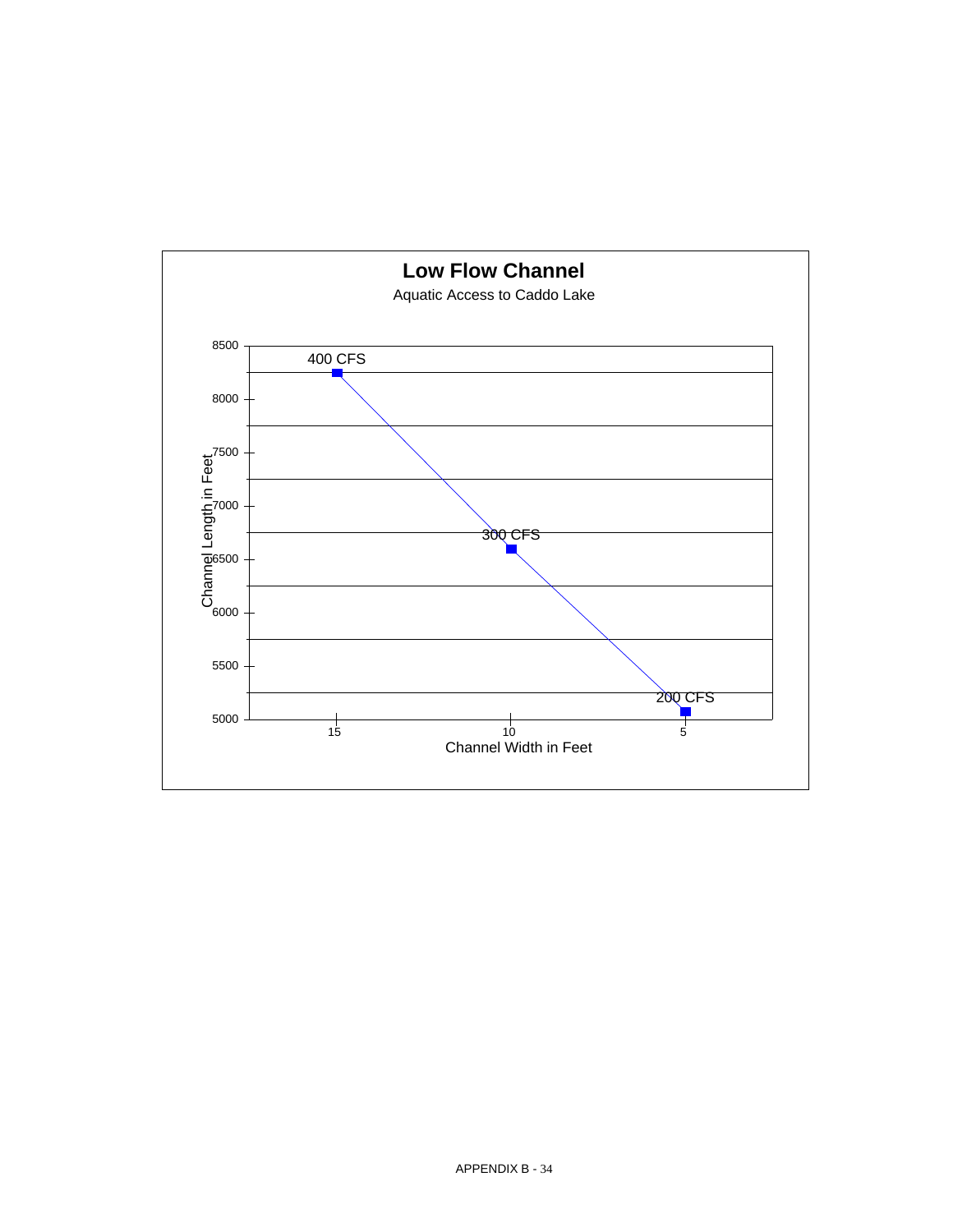## Low Flow Channel

Aquatic Access to Caddo Lake

| Channel Width in Feet | Channel Length in Feet | Flow |
|---|---|---|
| 15 | ~8250 | 400 CFS |
| 10 | ~6600 | 300 CFS |
| 5 | ~5075 | 200 CFS |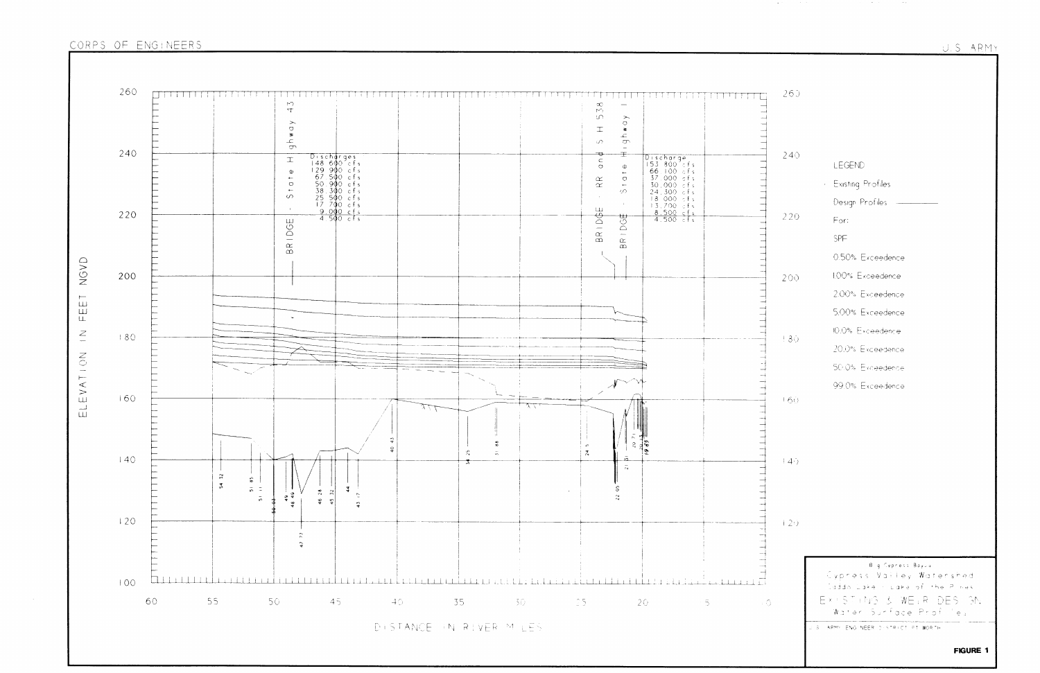CORPS OF ENGINEERS

U.S. ARMY

ELEVATION IN FEET NGVD

BRIDGE - State Highway 43

Discharges
148,600 cfs
129,900 cfs
67,500 cfs
50,900 cfs
38,300 cfs
25,500 cfs
17,700 cfs
9,000 cfs
4,500 cfs

BRIDGE - RR and S H 538

BRIDGE - State Highway 1

Discharge
153,800 cfs
66,100 cfs
37,000 cfs
30,000 cfs
24,300 cfs
18,000 cfs
13,700 cfs
8,500 cfs
4,500 cfs

LEGEND

Existing Profiles

Design Profiles

For:

SPF

0.50% Exceedence

1.00% Exceedence

2.00% Exceedence

5.00% Exceedence

10.0% Exceedence

20.0% Exceedence

50.0% Exceedence

99.0% Exceedence

54.32, 51.85, 51.11, 50.03, 49, 48.49, 47.77, 46.28, 45.32, 44, 43.17, 40.43, 34.25, 31.88, 24.5, 22.05, 21.31, 20.71, 20.1, 19.88

DISTANCE IN RIVER MILES

Big Cypress Bayou
Cypress Valley Watershed
Caddo Lake - Lake of the Pines
EXISTING & WEIR DESIGN
Water Surface Profiles

U.S. ARMY ENGINEER DISTRICT FT. WORTH

**FIGURE 1**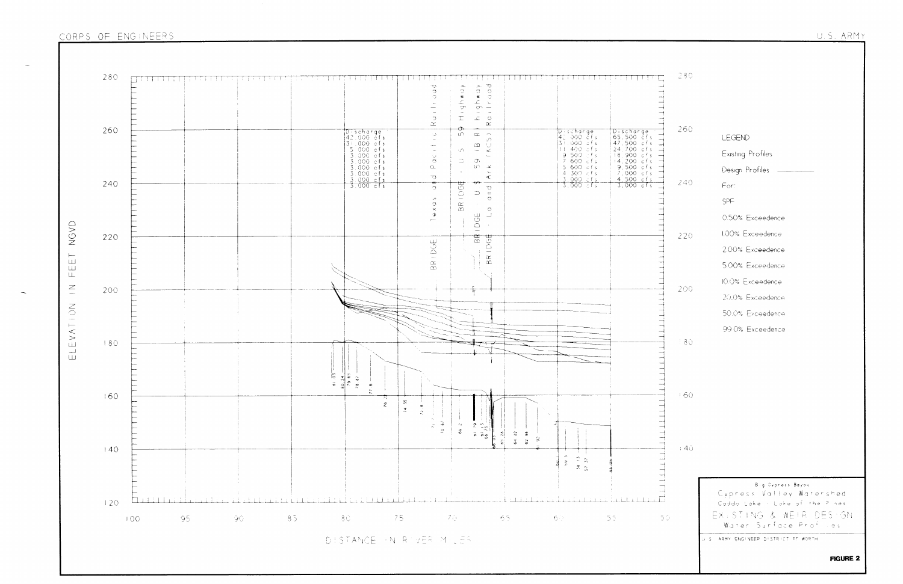CORPS OF ENGINEERS U.S. ARMY

ELEVATION IN FEET NGVD

DISTANCE IN RIVER MILES

| Discharge |
| --- |
| 42,000 cfs |
| 31,000 cfs |
| 5,000 cfs |
| 3,000 cfs |
| 3,000 cfs |
| 3,000 cfs |
| 3,000 cfs |
| 3,000 cfs |
| 3,000 cfs |

| Discharge |
| --- |
| 42,000 cfs |
| 31,000 cfs |
| 11,400 cfs |
| 9,500 cfs |
| 7,600 cfs |
| 5,600 cfs |
| 4,300 cfs |
| 3,000 cfs |
| 3,000 cfs |

| Discharge |
| --- |
| 65,500 cfs |
| 47,500 cfs |
| 24,700 cfs |
| 18,900 cfs |
| 14,200 cfs |
| 9,500 cfs |
| 7,000 cfs |
| 4,500 cfs |
| 3,000 cfs |

BRIDGE - Texas and Pacific Railroad

BRIDGE - U.S. 59 Highway

BRIDGE - U.S. 59 (B.R.) Highway

BRIDGE - La and Ark (KCS) Railroad

LEGEND

Existing Profiles

Design Profiles ————

For:

SPF

0.50% Exceedence

1.00% Exceedence

2.00% Exceedence

5.00% Exceedence

10.0% Exceedence

20.0% Exceedence

50.0% Exceedence

99.0% Exceedence

Big Cypress Bayou

Cypress Valley Watershed

Caddo Lake - Lake of the Pines

EXISTING & WEIR DESIGN

Water Surface Profiles

U.S. ARMY ENGINEER DISTRICT FT WORTH

**FIGURE 2**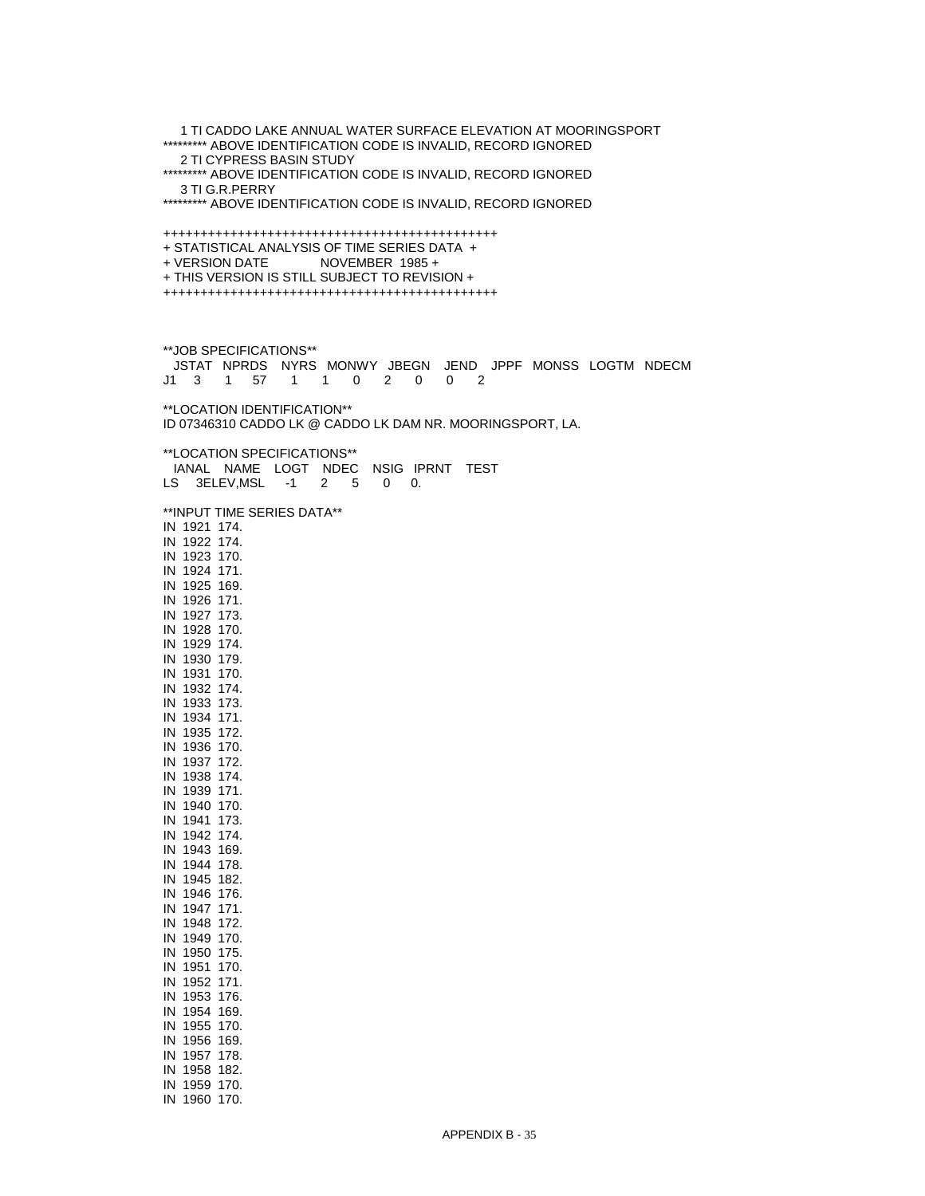```
    1 TI CADDO LAKE ANNUAL WATER SURFACE ELEVATION AT MOORINGSPORT
********* ABOVE IDENTIFICATION CODE IS INVALID, RECORD IGNORED
    2 TI CYPRESS BASIN STUDY
********* ABOVE IDENTIFICATION CODE IS INVALID, RECORD IGNORED
    3 TI G.R.PERRY
********* ABOVE IDENTIFICATION CODE IS INVALID, RECORD IGNORED

+++++++++++++++++++++++++++++++++++++++++++++
+ STATISTICAL ANALYSIS OF TIME SERIES DATA  +
+ VERSION DATE            NOVEMBER  1985 +
+ THIS VERSION IS STILL SUBJECT TO REVISION +
+++++++++++++++++++++++++++++++++++++++++++++


**JOB SPECIFICATIONS**
   JSTAT  NPRDS   NYRS  MONWY  JBEGN   JEND   JPPF  MONSS  LOGTM  NDECM
J1    3      1     57      1      1      0      2      0      0      2

**LOCATION IDENTIFICATION**
ID 07346310 CADDO LK @ CADDO LK DAM NR. MOORINGSPORT, LA.

**LOCATION SPECIFICATIONS**
   IANAL   NAME   LOGT   NDEC   NSIG  IPRNT   TEST
LS     3ELEV,MSL     -1      2      5      0     0.

**INPUT TIME SERIES DATA**
IN  1921  174.
IN  1922  174.
IN  1923  170.
IN  1924  171.
IN  1925  169.
IN  1926  171.
IN  1927  173.
IN  1928  170.
IN  1929  174.
IN  1930  179.
IN  1931  170.
IN  1932  174.
IN  1933  173.
IN  1934  171.
IN  1935  172.
IN  1936  170.
IN  1937  172.
IN  1938  174.
IN  1939  171.
IN  1940  170.
IN  1941  173.
IN  1942  174.
IN  1943  169.
IN  1944  178.
IN  1945  182.
IN  1946  176.
IN  1947  171.
IN  1948  172.
IN  1949  170.
IN  1950  175.
IN  1951  170.
IN  1952  171.
IN  1953  176.
IN  1954  169.
IN  1955  170.
IN  1956  169.
IN  1957  178.
IN  1958  182.
IN  1959  170.
IN  1960  170.
```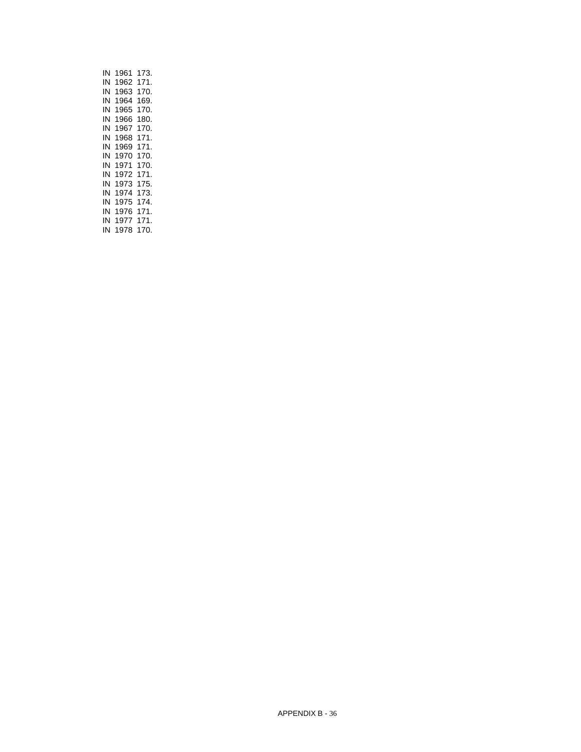IN 1961 173.
IN 1962 171.
IN 1963 170.
IN 1964 169.
IN 1965 170.
IN 1966 180.
IN 1967 170.
IN 1968 171.
IN 1969 171.
IN 1970 170.
IN 1971 170.
IN 1972 171.
IN 1973 175.
IN 1974 173.
IN 1975 174.
IN 1976 171.
IN 1977 171.
IN 1978 170.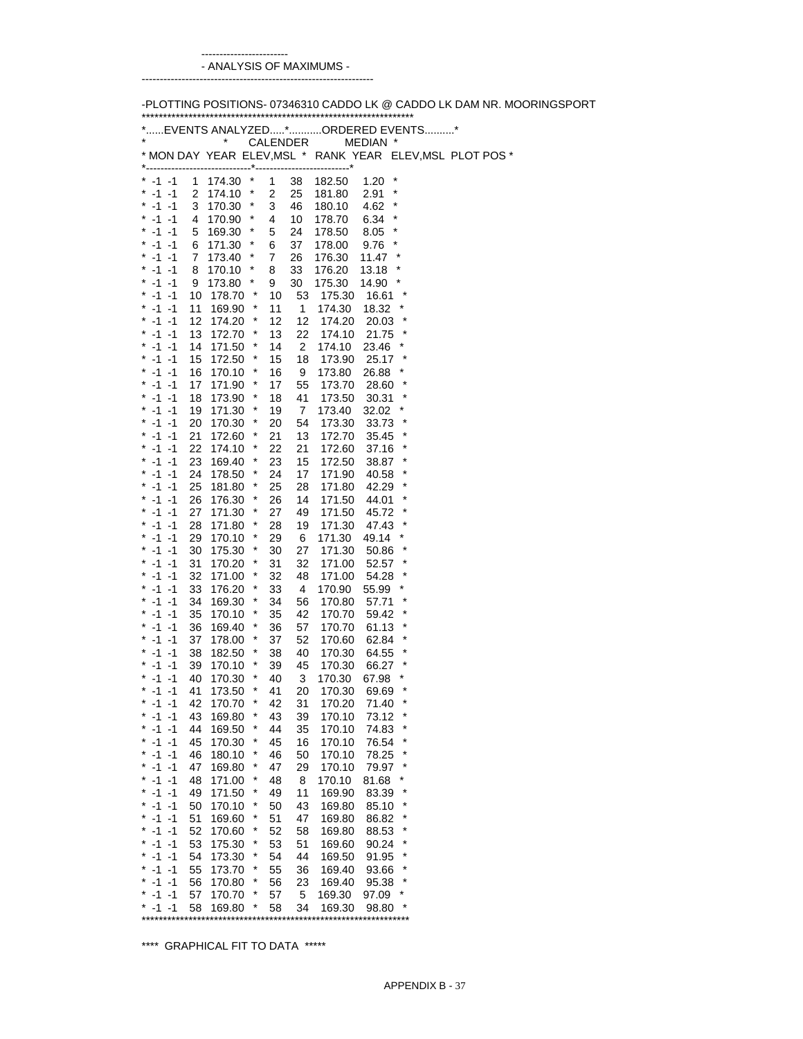## - ANALYSIS OF MAXIMUMS -

-PLOTTING POSITIONS- 07346310 CADDO LK @ CADDO LK DAM NR. MOORINGSPORT

| EVENTS ANALYZED | | | | ORDERED EVENTS | | | |
|---|---|---|---|---|---|---|---|
| | | | | | CALENDER | | MEDIAN |
| MON DAY | | YEAR | ELEV,MSL | RANK | YEAR | ELEV,MSL | PLOT POS |
| -1 | -1 | 1 | 174.30 | 1 | 38 | 182.50 | 1.20 |
| -1 | -1 | 2 | 174.10 | 2 | 25 | 181.80 | 2.91 |
| -1 | -1 | 3 | 170.30 | 3 | 46 | 180.10 | 4.62 |
| -1 | -1 | 4 | 170.90 | 4 | 10 | 178.70 | 6.34 |
| -1 | -1 | 5 | 169.30 | 5 | 24 | 178.50 | 8.05 |
| -1 | -1 | 6 | 171.30 | 6 | 37 | 178.00 | 9.76 |
| -1 | -1 | 7 | 173.40 | 7 | 26 | 176.30 | 11.47 |
| -1 | -1 | 8 | 170.10 | 8 | 33 | 176.20 | 13.18 |
| -1 | -1 | 9 | 173.80 | 9 | 30 | 175.30 | 14.90 |
| -1 | -1 | 10 | 178.70 | 10 | 53 | 175.30 | 16.61 |
| -1 | -1 | 11 | 169.90 | 11 | 1 | 174.30 | 18.32 |
| -1 | -1 | 12 | 174.20 | 12 | 12 | 174.20 | 20.03 |
| -1 | -1 | 13 | 172.70 | 13 | 22 | 174.10 | 21.75 |
| -1 | -1 | 14 | 171.50 | 14 | 2 | 174.10 | 23.46 |
| -1 | -1 | 15 | 172.50 | 15 | 18 | 173.90 | 25.17 |
| -1 | -1 | 16 | 170.10 | 16 | 9 | 173.80 | 26.88 |
| -1 | -1 | 17 | 171.90 | 17 | 55 | 173.70 | 28.60 |
| -1 | -1 | 18 | 173.90 | 18 | 41 | 173.50 | 30.31 |
| -1 | -1 | 19 | 171.30 | 19 | 7 | 173.40 | 32.02 |
| -1 | -1 | 20 | 170.30 | 20 | 54 | 173.30 | 33.73 |
| -1 | -1 | 21 | 172.60 | 21 | 13 | 172.70 | 35.45 |
| -1 | -1 | 22 | 174.10 | 22 | 21 | 172.60 | 37.16 |
| -1 | -1 | 23 | 169.40 | 23 | 15 | 172.50 | 38.87 |
| -1 | -1 | 24 | 178.50 | 24 | 17 | 171.90 | 40.58 |
| -1 | -1 | 25 | 181.80 | 25 | 28 | 171.80 | 42.29 |
| -1 | -1 | 26 | 176.30 | 26 | 14 | 171.50 | 44.01 |
| -1 | -1 | 27 | 171.30 | 27 | 49 | 171.50 | 45.72 |
| -1 | -1 | 28 | 171.80 | 28 | 19 | 171.30 | 47.43 |
| -1 | -1 | 29 | 170.10 | 29 | 6 | 171.30 | 49.14 |
| -1 | -1 | 30 | 175.30 | 30 | 27 | 171.30 | 50.86 |
| -1 | -1 | 31 | 170.20 | 31 | 32 | 171.00 | 52.57 |
| -1 | -1 | 32 | 171.00 | 32 | 48 | 171.00 | 54.28 |
| -1 | -1 | 33 | 176.20 | 33 | 4 | 170.90 | 55.99 |
| -1 | -1 | 34 | 169.30 | 34 | 56 | 170.80 | 57.71 |
| -1 | -1 | 35 | 170.10 | 35 | 42 | 170.70 | 59.42 |
| -1 | -1 | 36 | 169.40 | 36 | 57 | 170.70 | 61.13 |
| -1 | -1 | 37 | 178.00 | 37 | 52 | 170.60 | 62.84 |
| -1 | -1 | 38 | 182.50 | 38 | 40 | 170.30 | 64.55 |
| -1 | -1 | 39 | 170.10 | 39 | 45 | 170.30 | 66.27 |
| -1 | -1 | 40 | 170.30 | 40 | 3 | 170.30 | 67.98 |
| -1 | -1 | 41 | 173.50 | 41 | 20 | 170.30 | 69.69 |
| -1 | -1 | 42 | 170.70 | 42 | 31 | 170.20 | 71.40 |
| -1 | -1 | 43 | 169.80 | 43 | 39 | 170.10 | 73.12 |
| -1 | -1 | 44 | 169.50 | 44 | 35 | 170.10 | 74.83 |
| -1 | -1 | 45 | 170.30 | 45 | 16 | 170.10 | 76.54 |
| -1 | -1 | 46 | 180.10 | 46 | 50 | 170.10 | 78.25 |
| -1 | -1 | 47 | 169.80 | 47 | 29 | 170.10 | 79.97 |
| -1 | -1 | 48 | 171.00 | 48 | 8 | 170.10 | 81.68 |
| -1 | -1 | 49 | 171.50 | 49 | 11 | 169.90 | 83.39 |
| -1 | -1 | 50 | 170.10 | 50 | 43 | 169.80 | 85.10 |
| -1 | -1 | 51 | 169.60 | 51 | 47 | 169.80 | 86.82 |
| -1 | -1 | 52 | 170.60 | 52 | 58 | 169.80 | 88.53 |
| -1 | -1 | 53 | 175.30 | 53 | 51 | 169.60 | 90.24 |
| -1 | -1 | 54 | 173.30 | 54 | 44 | 169.50 | 91.95 |
| -1 | -1 | 55 | 173.70 | 55 | 36 | 169.40 | 93.66 |
| -1 | -1 | 56 | 170.80 | 56 | 23 | 169.40 | 95.38 |
| -1 | -1 | 57 | 170.70 | 57 | 5 | 169.30 | 97.09 |
| -1 | -1 | 58 | 169.80 | 58 | 34 | 169.30 | 98.80 |

**** GRAPHICAL FIT TO DATA *****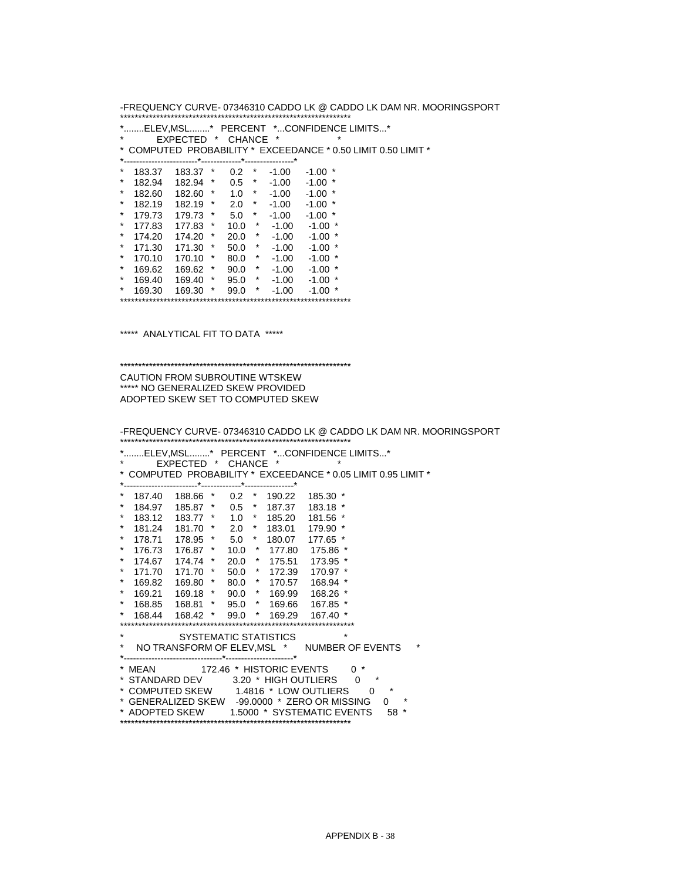-FREQUENCY CURVE- 07346310 CADDO LK @ CADDO LK DAM NR. MOORINGSPORT

| ELEV,MSL COMPUTED | ELEV,MSL EXPECTED PROBABILITY | PERCENT CHANCE EXCEEDANCE | CONFIDENCE LIMITS 0.50 LIMIT | CONFIDENCE LIMITS 0.50 LIMIT |
|---|---|---|---|---|
| 183.37 | 183.37 | 0.2 | -1.00 | -1.00 |
| 182.94 | 182.94 | 0.5 | -1.00 | -1.00 |
| 182.60 | 182.60 | 1.0 | -1.00 | -1.00 |
| 182.19 | 182.19 | 2.0 | -1.00 | -1.00 |
| 179.73 | 179.73 | 5.0 | -1.00 | -1.00 |
| 177.83 | 177.83 | 10.0 | -1.00 | -1.00 |
| 174.20 | 174.20 | 20.0 | -1.00 | -1.00 |
| 171.30 | 171.30 | 50.0 | -1.00 | -1.00 |
| 170.10 | 170.10 | 80.0 | -1.00 | -1.00 |
| 169.62 | 169.62 | 90.0 | -1.00 | -1.00 |
| 169.40 | 169.40 | 95.0 | -1.00 | -1.00 |
| 169.30 | 169.30 | 99.0 | -1.00 | -1.00 |

***** ANALYTICAL FIT TO DATA *****

CAUTION FROM SUBROUTINE WTSKEW
***** NO GENERALIZED SKEW PROVIDED
ADOPTED SKEW SET TO COMPUTED SKEW

-FREQUENCY CURVE- 07346310 CADDO LK @ CADDO LK DAM NR. MOORINGSPORT

| ELEV,MSL COMPUTED | ELEV,MSL EXPECTED PROBABILITY | PERCENT CHANCE EXCEEDANCE | CONFIDENCE LIMITS 0.05 LIMIT | CONFIDENCE LIMITS 0.95 LIMIT |
|---|---|---|---|---|
| 187.40 | 188.66 | 0.2 | 190.22 | 185.30 |
| 184.97 | 185.87 | 0.5 | 187.37 | 183.18 |
| 183.12 | 183.77 | 1.0 | 185.20 | 181.56 |
| 181.24 | 181.70 | 2.0 | 183.01 | 179.90 |
| 178.71 | 178.95 | 5.0 | 180.07 | 177.65 |
| 176.73 | 176.87 | 10.0 | 177.80 | 175.86 |
| 174.67 | 174.74 | 20.0 | 175.51 | 173.95 |
| 171.70 | 171.70 | 50.0 | 172.39 | 170.97 |
| 169.82 | 169.80 | 80.0 | 170.57 | 168.94 |
| 169.21 | 169.18 | 90.0 | 169.99 | 168.26 |
| 168.85 | 168.81 | 95.0 | 169.66 | 167.85 |
| 168.44 | 168.42 | 99.0 | 169.29 | 167.40 |

| SYSTEMATIC STATISTICS | | | |
|---|---|---|---|
| NO TRANSFORM OF ELEV,MSL | | NUMBER OF EVENTS | |
| MEAN | 172.46 | HISTORIC EVENTS | 0 |
| STANDARD DEV | 3.20 | HIGH OUTLIERS | 0 |
| COMPUTED SKEW | 1.4816 | LOW OUTLIERS | 0 |
| GENERALIZED SKEW | -99.0000 | ZERO OR MISSING | 0 |
| ADOPTED SKEW | 1.5000 | SYSTEMATIC EVENTS | 58 |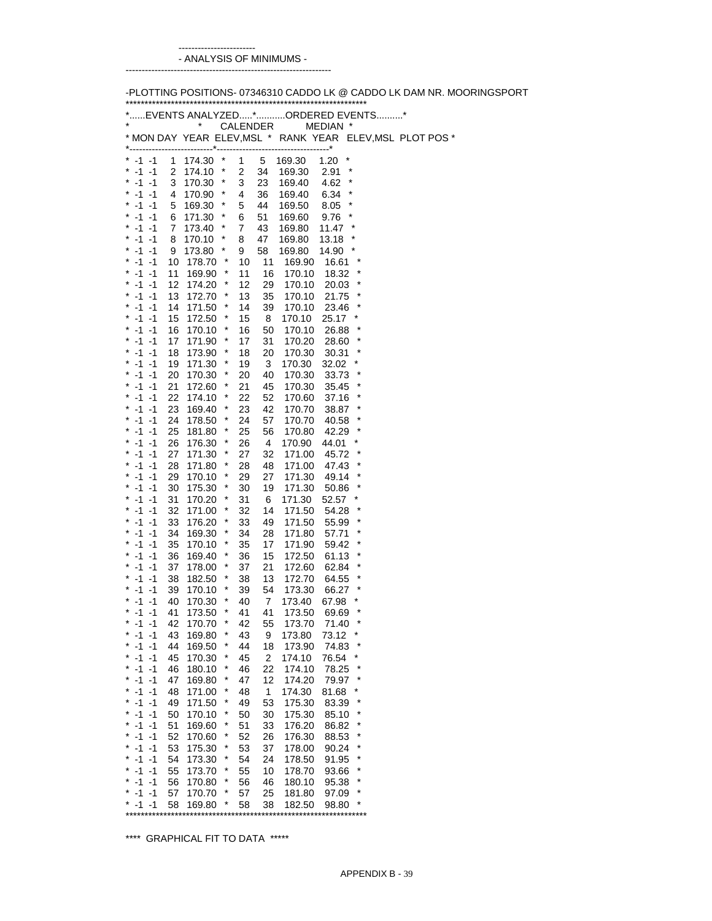\- ANALYSIS OF MINIMUMS -

-PLOTTING POSITIONS- 07346310 CADDO LK @ CADDO LK DAM NR. MOORINGSPORT

| EVENTS ANALYZED | | | | ORDERED EVENTS | | | |
|---|---|---|---|---|---|---|---|
| MON | DAY | YEAR | ELEV,MSL | RANK | CALENDER YEAR | ELEV,MSL | MEDIAN PLOT POS |
| -1 | -1 | 1 | 174.30 | 1 | 5 | 169.30 | 1.20 |
| -1 | -1 | 2 | 174.10 | 2 | 34 | 169.30 | 2.91 |
| -1 | -1 | 3 | 170.30 | 3 | 23 | 169.40 | 4.62 |
| -1 | -1 | 4 | 170.90 | 4 | 36 | 169.40 | 6.34 |
| -1 | -1 | 5 | 169.30 | 5 | 44 | 169.50 | 8.05 |
| -1 | -1 | 6 | 171.30 | 6 | 51 | 169.60 | 9.76 |
| -1 | -1 | 7 | 173.40 | 7 | 43 | 169.80 | 11.47 |
| -1 | -1 | 8 | 170.10 | 8 | 47 | 169.80 | 13.18 |
| -1 | -1 | 9 | 173.80 | 9 | 58 | 169.80 | 14.90 |
| -1 | -1 | 10 | 178.70 | 10 | 11 | 169.90 | 16.61 |
| -1 | -1 | 11 | 169.90 | 11 | 16 | 170.10 | 18.32 |
| -1 | -1 | 12 | 174.20 | 12 | 29 | 170.10 | 20.03 |
| -1 | -1 | 13 | 172.70 | 13 | 35 | 170.10 | 21.75 |
| -1 | -1 | 14 | 171.50 | 14 | 39 | 170.10 | 23.46 |
| -1 | -1 | 15 | 172.50 | 15 | 8 | 170.10 | 25.17 |
| -1 | -1 | 16 | 170.10 | 16 | 50 | 170.10 | 26.88 |
| -1 | -1 | 17 | 171.90 | 17 | 31 | 170.20 | 28.60 |
| -1 | -1 | 18 | 173.90 | 18 | 20 | 170.30 | 30.31 |
| -1 | -1 | 19 | 171.30 | 19 | 3 | 170.30 | 32.02 |
| -1 | -1 | 20 | 170.30 | 20 | 40 | 170.30 | 33.73 |
| -1 | -1 | 21 | 172.60 | 21 | 45 | 170.30 | 35.45 |
| -1 | -1 | 22 | 174.10 | 22 | 52 | 170.60 | 37.16 |
| -1 | -1 | 23 | 169.40 | 23 | 42 | 170.70 | 38.87 |
| -1 | -1 | 24 | 178.50 | 24 | 57 | 170.70 | 40.58 |
| -1 | -1 | 25 | 181.80 | 25 | 56 | 170.80 | 42.29 |
| -1 | -1 | 26 | 176.30 | 26 | 4 | 170.90 | 44.01 |
| -1 | -1 | 27 | 171.30 | 27 | 32 | 171.00 | 45.72 |
| -1 | -1 | 28 | 171.80 | 28 | 48 | 171.00 | 47.43 |
| -1 | -1 | 29 | 170.10 | 29 | 27 | 171.30 | 49.14 |
| -1 | -1 | 30 | 175.30 | 30 | 19 | 171.30 | 50.86 |
| -1 | -1 | 31 | 170.20 | 31 | 6 | 171.30 | 52.57 |
| -1 | -1 | 32 | 171.00 | 32 | 14 | 171.50 | 54.28 |
| -1 | -1 | 33 | 176.20 | 33 | 49 | 171.50 | 55.99 |
| -1 | -1 | 34 | 169.30 | 34 | 28 | 171.80 | 57.71 |
| -1 | -1 | 35 | 170.10 | 35 | 17 | 171.90 | 59.42 |
| -1 | -1 | 36 | 169.40 | 36 | 15 | 172.50 | 61.13 |
| -1 | -1 | 37 | 178.00 | 37 | 21 | 172.60 | 62.84 |
| -1 | -1 | 38 | 182.50 | 38 | 13 | 172.70 | 64.55 |
| -1 | -1 | 39 | 170.10 | 39 | 54 | 173.30 | 66.27 |
| -1 | -1 | 40 | 170.30 | 40 | 7 | 173.40 | 67.98 |
| -1 | -1 | 41 | 173.50 | 41 | 41 | 173.50 | 69.69 |
| -1 | -1 | 42 | 170.70 | 42 | 55 | 173.70 | 71.40 |
| -1 | -1 | 43 | 169.80 | 43 | 9 | 173.80 | 73.12 |
| -1 | -1 | 44 | 169.50 | 44 | 18 | 173.90 | 74.83 |
| -1 | -1 | 45 | 170.30 | 45 | 2 | 174.10 | 76.54 |
| -1 | -1 | 46 | 180.10 | 46 | 22 | 174.10 | 78.25 |
| -1 | -1 | 47 | 169.80 | 47 | 12 | 174.20 | 79.97 |
| -1 | -1 | 48 | 171.00 | 48 | 1 | 174.30 | 81.68 |
| -1 | -1 | 49 | 171.50 | 49 | 53 | 175.30 | 83.39 |
| -1 | -1 | 50 | 170.10 | 50 | 30 | 175.30 | 85.10 |
| -1 | -1 | 51 | 169.60 | 51 | 33 | 176.20 | 86.82 |
| -1 | -1 | 52 | 170.60 | 52 | 26 | 176.30 | 88.53 |
| -1 | -1 | 53 | 175.30 | 53 | 37 | 178.00 | 90.24 |
| -1 | -1 | 54 | 173.30 | 54 | 24 | 178.50 | 91.95 |
| -1 | -1 | 55 | 173.70 | 55 | 10 | 178.70 | 93.66 |
| -1 | -1 | 56 | 170.80 | 56 | 46 | 180.10 | 95.38 |
| -1 | -1 | 57 | 170.70 | 57 | 25 | 181.80 | 97.09 |
| -1 | -1 | 58 | 169.80 | 58 | 38 | 182.50 | 98.80 |

**** GRAPHICAL FIT TO DATA *****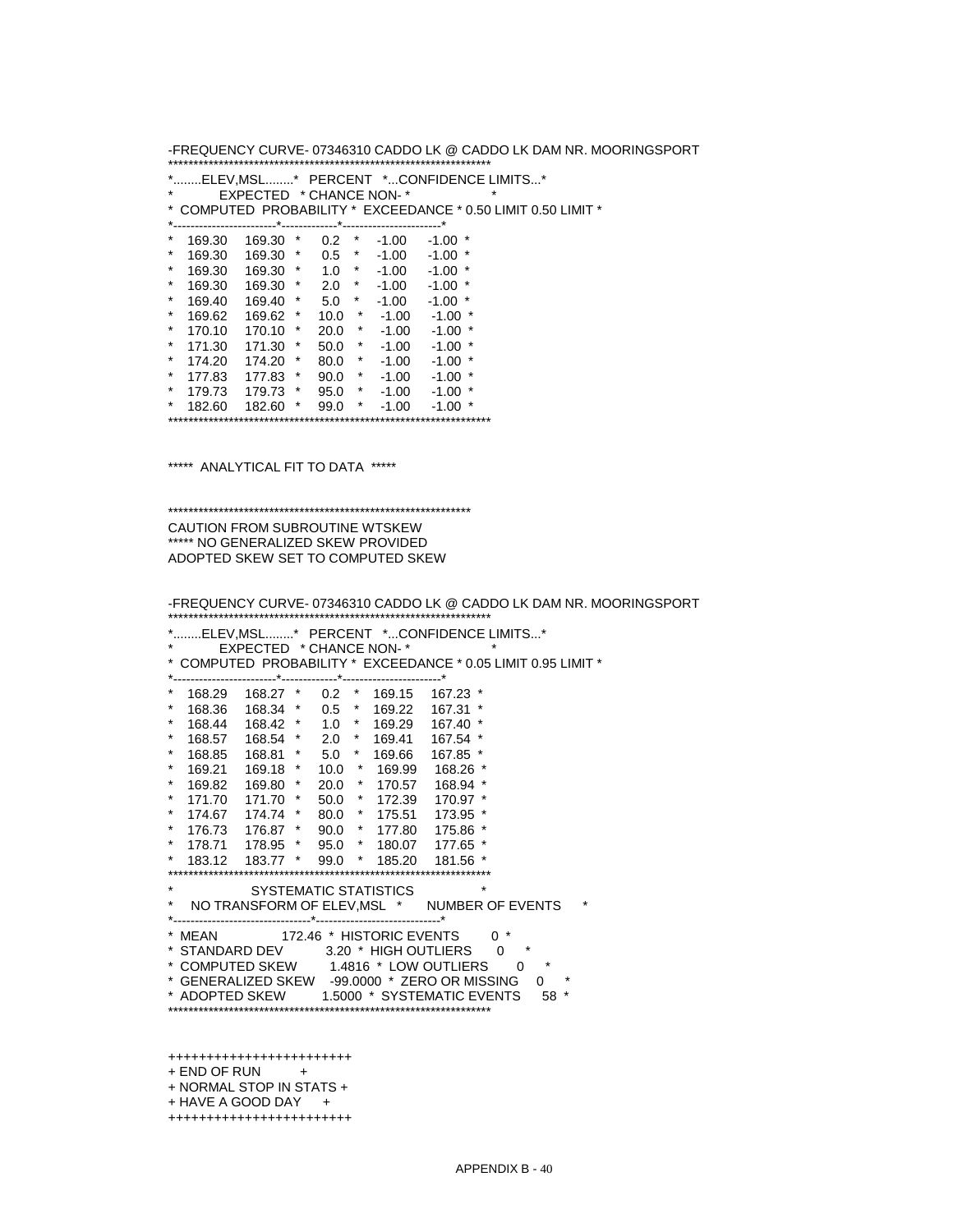-FREQUENCY CURVE- 07346310 CADDO LK @ CADDO LK DAM NR. MOORINGSPORT

| ELEV,MSL COMPUTED | ELEV,MSL EXPECTED PROBABILITY | PERCENT CHANCE NON-EXCEEDANCE | CONFIDENCE LIMITS 0.50 LIMIT | CONFIDENCE LIMITS 0.50 LIMIT |
|---|---|---|---|---|
| 169.30 | 169.30 | 0.2 | -1.00 | -1.00 |
| 169.30 | 169.30 | 0.5 | -1.00 | -1.00 |
| 169.30 | 169.30 | 1.0 | -1.00 | -1.00 |
| 169.30 | 169.30 | 2.0 | -1.00 | -1.00 |
| 169.40 | 169.40 | 5.0 | -1.00 | -1.00 |
| 169.62 | 169.62 | 10.0 | -1.00 | -1.00 |
| 170.10 | 170.10 | 20.0 | -1.00 | -1.00 |
| 171.30 | 171.30 | 50.0 | -1.00 | -1.00 |
| 174.20 | 174.20 | 80.0 | -1.00 | -1.00 |
| 177.83 | 177.83 | 90.0 | -1.00 | -1.00 |
| 179.73 | 179.73 | 95.0 | -1.00 | -1.00 |
| 182.60 | 182.60 | 99.0 | -1.00 | -1.00 |

***** ANALYTICAL FIT TO DATA *****

CAUTION FROM SUBROUTINE WTSKEW
***** NO GENERALIZED SKEW PROVIDED
ADOPTED SKEW SET TO COMPUTED SKEW

-FREQUENCY CURVE- 07346310 CADDO LK @ CADDO LK DAM NR. MOORINGSPORT

| ELEV,MSL COMPUTED | ELEV,MSL EXPECTED PROBABILITY | PERCENT CHANCE NON-EXCEEDANCE | CONFIDENCE LIMITS 0.05 LIMIT | CONFIDENCE LIMITS 0.95 LIMIT |
|---|---|---|---|---|
| 168.29 | 168.27 | 0.2 | 169.15 | 167.23 |
| 168.36 | 168.34 | 0.5 | 169.22 | 167.31 |
| 168.44 | 168.42 | 1.0 | 169.29 | 167.40 |
| 168.57 | 168.54 | 2.0 | 169.41 | 167.54 |
| 168.85 | 168.81 | 5.0 | 169.66 | 167.85 |
| 169.21 | 169.18 | 10.0 | 169.99 | 168.26 |
| 169.82 | 169.80 | 20.0 | 170.57 | 168.94 |
| 171.70 | 171.70 | 50.0 | 172.39 | 170.97 |
| 174.67 | 174.74 | 80.0 | 175.51 | 173.95 |
| 176.73 | 176.87 | 90.0 | 177.80 | 175.86 |
| 178.71 | 178.95 | 95.0 | 180.07 | 177.65 |
| 183.12 | 183.77 | 99.0 | 185.20 | 181.56 |

SYSTEMATIC STATISTICS

| NO TRANSFORM OF ELEV,MSL | | NUMBER OF EVENTS | |
|---|---|---|---|
| MEAN | 172.46 | HISTORIC EVENTS | 0 |
| STANDARD DEV | 3.20 | HIGH OUTLIERS | 0 |
| COMPUTED SKEW | 1.4816 | LOW OUTLIERS | 0 |
| GENERALIZED SKEW | -99.0000 | ZERO OR MISSING | 0 |
| ADOPTED SKEW | 1.5000 | SYSTEMATIC EVENTS | 58 |

```
++++++++++++++++++++++++
+ END OF RUN           +
+ NORMAL STOP IN STATS +
+ HAVE A GOOD DAY      +
++++++++++++++++++++++++
```

APPENDIX B - 40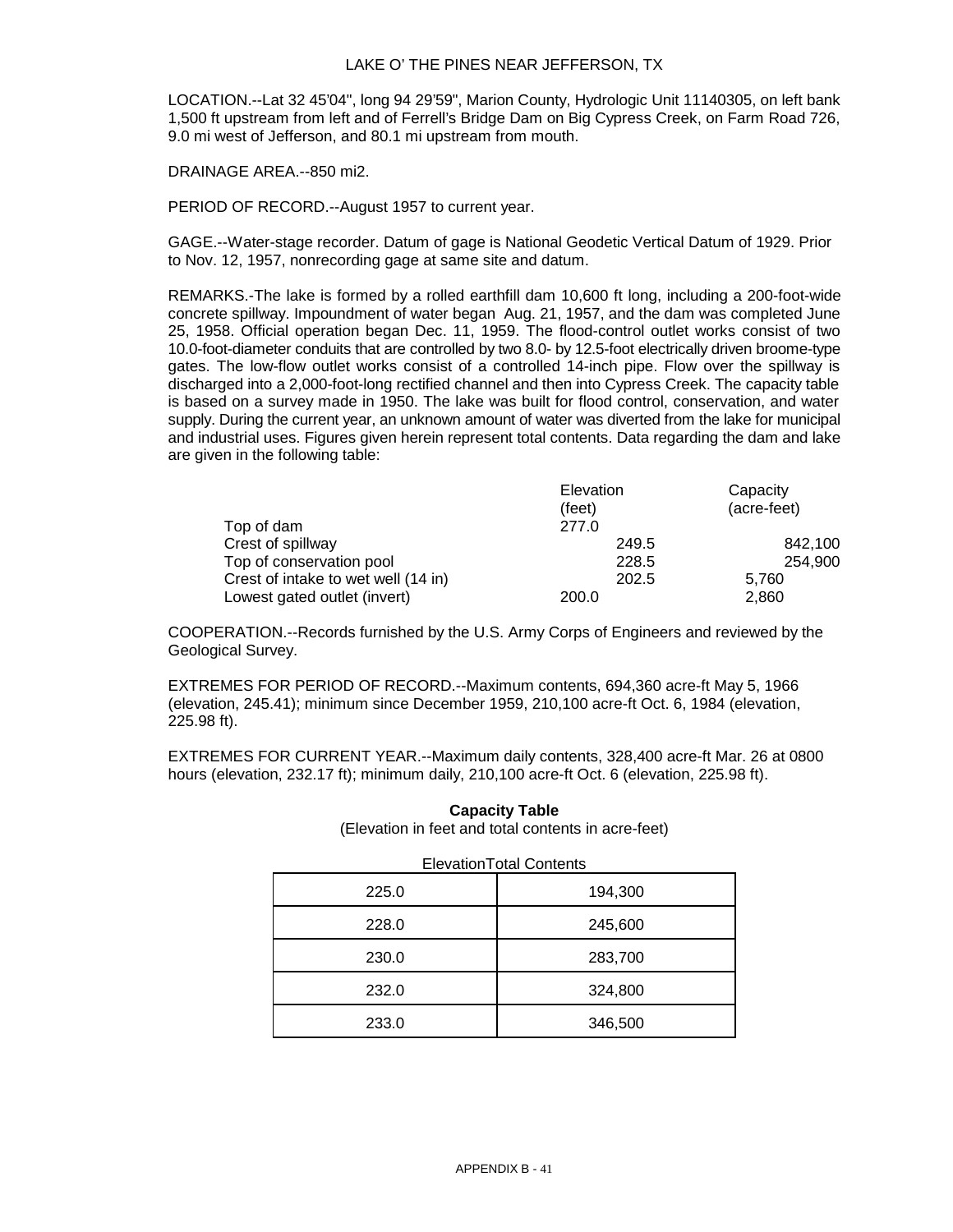# LAKE O' THE PINES NEAR JEFFERSON, TX

LOCATION.--Lat 32 45'04", long 94 29'59", Marion County, Hydrologic Unit 11140305, on left bank 1,500 ft upstream from left and of Ferrell's Bridge Dam on Big Cypress Creek, on Farm Road 726, 9.0 mi west of Jefferson, and 80.1 mi upstream from mouth.

DRAINAGE AREA.--850 mi2.

PERIOD OF RECORD.--August 1957 to current year.

GAGE.--Water-stage recorder. Datum of gage is National Geodetic Vertical Datum of 1929. Prior to Nov. 12, 1957, nonrecording gage at same site and datum.

REMARKS.-The lake is formed by a rolled earthfill dam 10,600 ft long, including a 200-foot-wide concrete spillway. Impoundment of water began Aug. 21, 1957, and the dam was completed June 25, 1958. Official operation began Dec. 11, 1959. The flood-control outlet works consist of two 10.0-foot-diameter conduits that are controlled by two 8.0- by 12.5-foot electrically driven broome-type gates. The low-flow outlet works consist of a controlled 14-inch pipe. Flow over the spillway is discharged into a 2,000-foot-long rectified channel and then into Cypress Creek. The capacity table is based on a survey made in 1950. The lake was built for flood control, conservation, and water supply. During the current year, an unknown amount of water was diverted from the lake for municipal and industrial uses. Figures given herein represent total contents. Data regarding the dam and lake are given in the following table:

| | Elevation (feet) | Capacity (acre-feet) |
|---|---|---|
| Top of dam | 277.0 | |
| Crest of spillway | 249.5 | 842,100 |
| Top of conservation pool | 228.5 | 254,900 |
| Crest of intake to wet well (14 in) | 202.5 | 5,760 |
| Lowest gated outlet (invert) | 200.0 | 2,860 |

COOPERATION.--Records furnished by the U.S. Army Corps of Engineers and reviewed by the Geological Survey.

EXTREMES FOR PERIOD OF RECORD.--Maximum contents, 694,360 acre-ft May 5, 1966 (elevation, 245.41); minimum since December 1959, 210,100 acre-ft Oct. 6, 1984 (elevation, 225.98 ft).

EXTREMES FOR CURRENT YEAR.--Maximum daily contents, 328,400 acre-ft Mar. 26 at 0800 hours (elevation, 232.17 ft); minimum daily, 210,100 acre-ft Oct. 6 (elevation, 225.98 ft).

**Capacity Table**

(Elevation in feet and total contents in acre-feet)

| Elevation | Total Contents |
|---|---|
| 225.0 | 194,300 |
| 228.0 | 245,600 |
| 230.0 | 283,700 |
| 232.0 | 324,800 |
| 233.0 | 346,500 |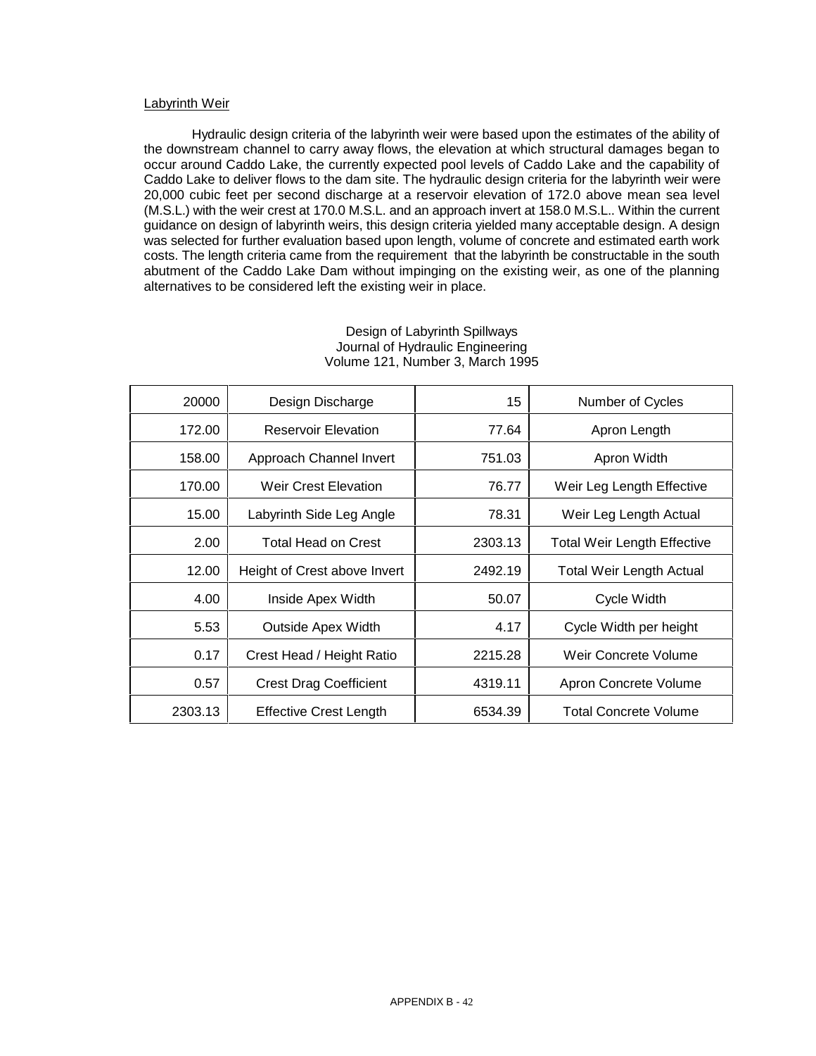## Labyrinth Weir

Hydraulic design criteria of the labyrinth weir were based upon the estimates of the ability of the downstream channel to carry away flows, the elevation at which structural damages began to occur around Caddo Lake, the currently expected pool levels of Caddo Lake and the capability of Caddo Lake to deliver flows to the dam site. The hydraulic design criteria for the labyrinth weir were 20,000 cubic feet per second discharge at a reservoir elevation of 172.0 above mean sea level (M.S.L.) with the weir crest at 170.0 M.S.L. and an approach invert at 158.0 M.S.L.. Within the current guidance on design of labyrinth weirs, this design criteria yielded many acceptable design. A design was selected for further evaluation based upon length, volume of concrete and estimated earth work costs. The length criteria came from the requirement that the labyrinth be constructable in the south abutment of the Caddo Lake Dam without impinging on the existing weir, as one of the planning alternatives to be considered left the existing weir in place.

Design of Labyrinth Spillways
Journal of Hydraulic Engineering
Volume 121, Number 3, March 1995

| 20000 | Design Discharge | 15 | Number of Cycles |
|---|---|---|---|
| 172.00 | Reservoir Elevation | 77.64 | Apron Length |
| 158.00 | Approach Channel Invert | 751.03 | Apron Width |
| 170.00 | Weir Crest Elevation | 76.77 | Weir Leg Length Effective |
| 15.00 | Labyrinth Side Leg Angle | 78.31 | Weir Leg Length Actual |
| 2.00 | Total Head on Crest | 2303.13 | Total Weir Length Effective |
| 12.00 | Height of Crest above Invert | 2492.19 | Total Weir Length Actual |
| 4.00 | Inside Apex Width | 50.07 | Cycle Width |
| 5.53 | Outside Apex Width | 4.17 | Cycle Width per height |
| 0.17 | Crest Head / Height Ratio | 2215.28 | Weir Concrete Volume |
| 0.57 | Crest Drag Coefficient | 4319.11 | Apron Concrete Volume |
| 2303.13 | Effective Crest Length | 6534.39 | Total Concrete Volume |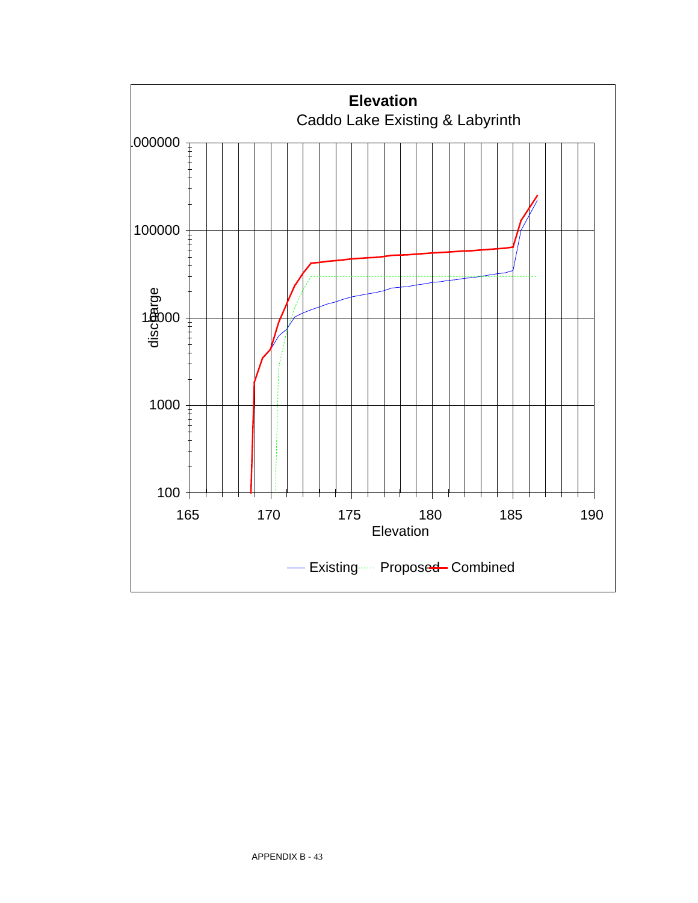**Elevation**

Caddo Lake Existing & Labyrinth

discharge

.000000

100000

10000

1000

100

165 170 175 180 185 190

Elevation

— Existing ····· Proposed — Combined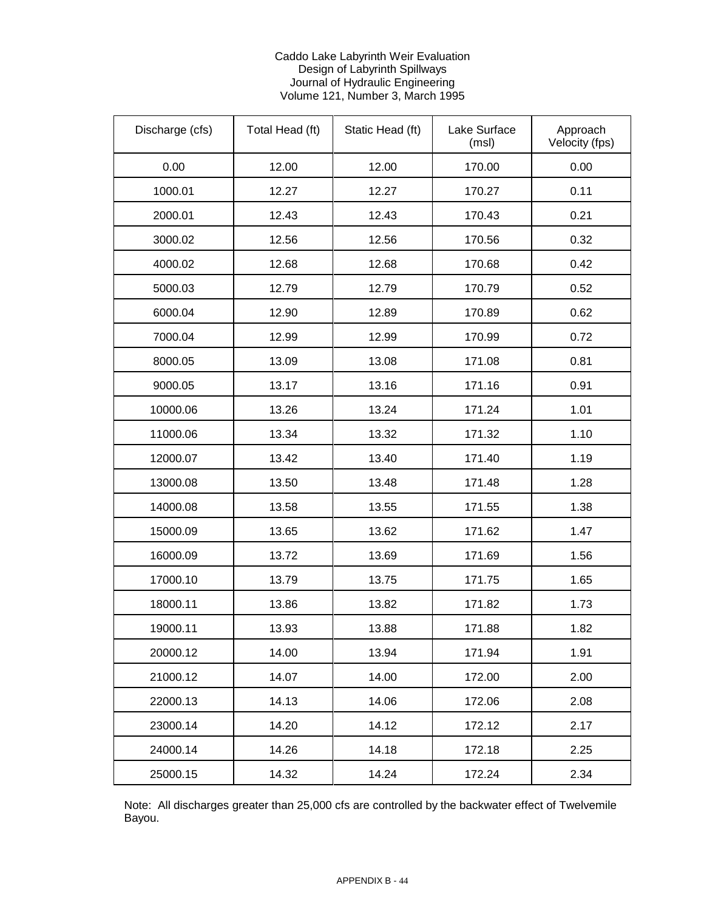Caddo Lake Labyrinth Weir Evaluation
Design of Labyrinth Spillways
Journal of Hydraulic Engineering
Volume 121, Number 3, March 1995

| Discharge (cfs) | Total Head (ft) | Static Head (ft) | Lake Surface (msl) | Approach Velocity (fps) |
|---|---|---|---|---|
| 0.00 | 12.00 | 12.00 | 170.00 | 0.00 |
| 1000.01 | 12.27 | 12.27 | 170.27 | 0.11 |
| 2000.01 | 12.43 | 12.43 | 170.43 | 0.21 |
| 3000.02 | 12.56 | 12.56 | 170.56 | 0.32 |
| 4000.02 | 12.68 | 12.68 | 170.68 | 0.42 |
| 5000.03 | 12.79 | 12.79 | 170.79 | 0.52 |
| 6000.04 | 12.90 | 12.89 | 170.89 | 0.62 |
| 7000.04 | 12.99 | 12.99 | 170.99 | 0.72 |
| 8000.05 | 13.09 | 13.08 | 171.08 | 0.81 |
| 9000.05 | 13.17 | 13.16 | 171.16 | 0.91 |
| 10000.06 | 13.26 | 13.24 | 171.24 | 1.01 |
| 11000.06 | 13.34 | 13.32 | 171.32 | 1.10 |
| 12000.07 | 13.42 | 13.40 | 171.40 | 1.19 |
| 13000.08 | 13.50 | 13.48 | 171.48 | 1.28 |
| 14000.08 | 13.58 | 13.55 | 171.55 | 1.38 |
| 15000.09 | 13.65 | 13.62 | 171.62 | 1.47 |
| 16000.09 | 13.72 | 13.69 | 171.69 | 1.56 |
| 17000.10 | 13.79 | 13.75 | 171.75 | 1.65 |
| 18000.11 | 13.86 | 13.82 | 171.82 | 1.73 |
| 19000.11 | 13.93 | 13.88 | 171.88 | 1.82 |
| 20000.12 | 14.00 | 13.94 | 171.94 | 1.91 |
| 21000.12 | 14.07 | 14.00 | 172.00 | 2.00 |
| 22000.13 | 14.13 | 14.06 | 172.06 | 2.08 |
| 23000.14 | 14.20 | 14.12 | 172.12 | 2.17 |
| 24000.14 | 14.26 | 14.18 | 172.18 | 2.25 |
| 25000.15 | 14.32 | 14.24 | 172.24 | 2.34 |

Note: All discharges greater than 25,000 cfs are controlled by the backwater effect of Twelvemile Bayou.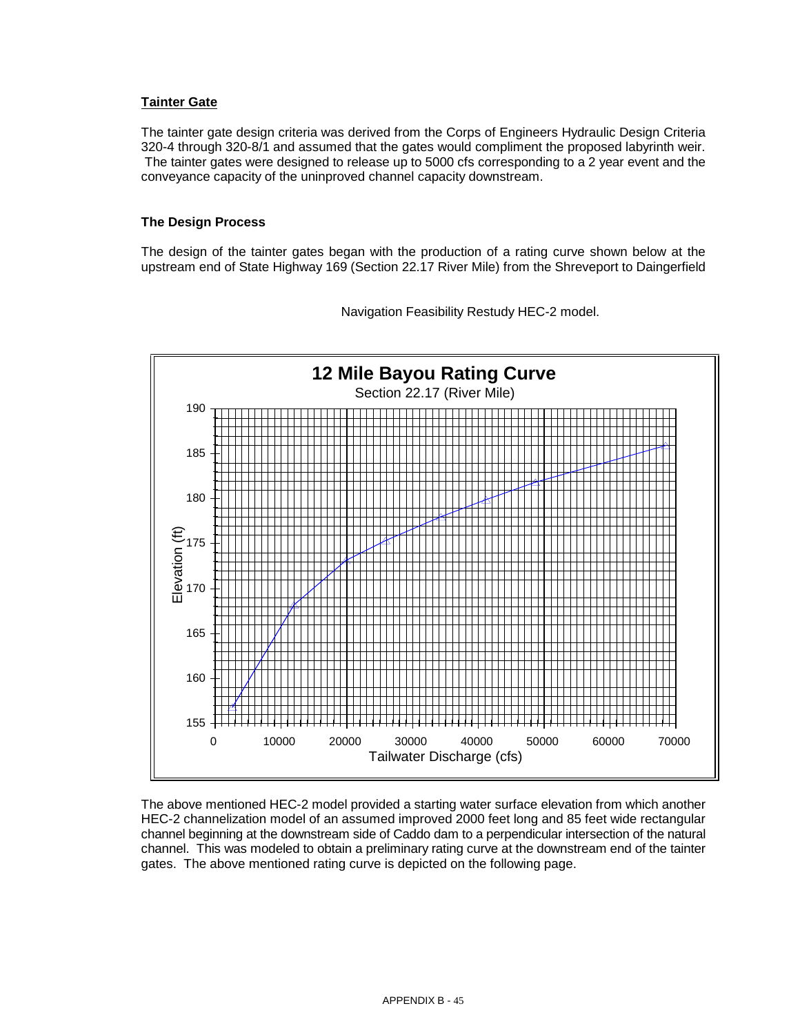**Tainter Gate**

The tainter gate design criteria was derived from the Corps of Engineers Hydraulic Design Criteria 320-4 through 320-8/1 and assumed that the gates would compliment the proposed labyrinth weir. The tainter gates were designed to release up to 5000 cfs corresponding to a 2 year event and the conveyance capacity of the uninproved channel capacity downstream.

**The Design Process**

The design of the tainter gates began with the production of a rating curve shown below at the upstream end of State Highway 169 (Section 22.17 River Mile) from the Shreveport to Daingerfield Navigation Feasibility Restudy HEC-2 model.

12 Mile Bayou Rating Curve

Section 22.17 (River Mile)

The above mentioned HEC-2 model provided a starting water surface elevation from which another HEC-2 channelization model of an assumed improved 2000 feet long and 85 feet wide rectangular channel beginning at the downstream side of Caddo dam to a perpendicular intersection of the natural channel. This was modeled to obtain a preliminary rating curve at the downstream end of the tainter gates. The above mentioned rating curve is depicted on the following page.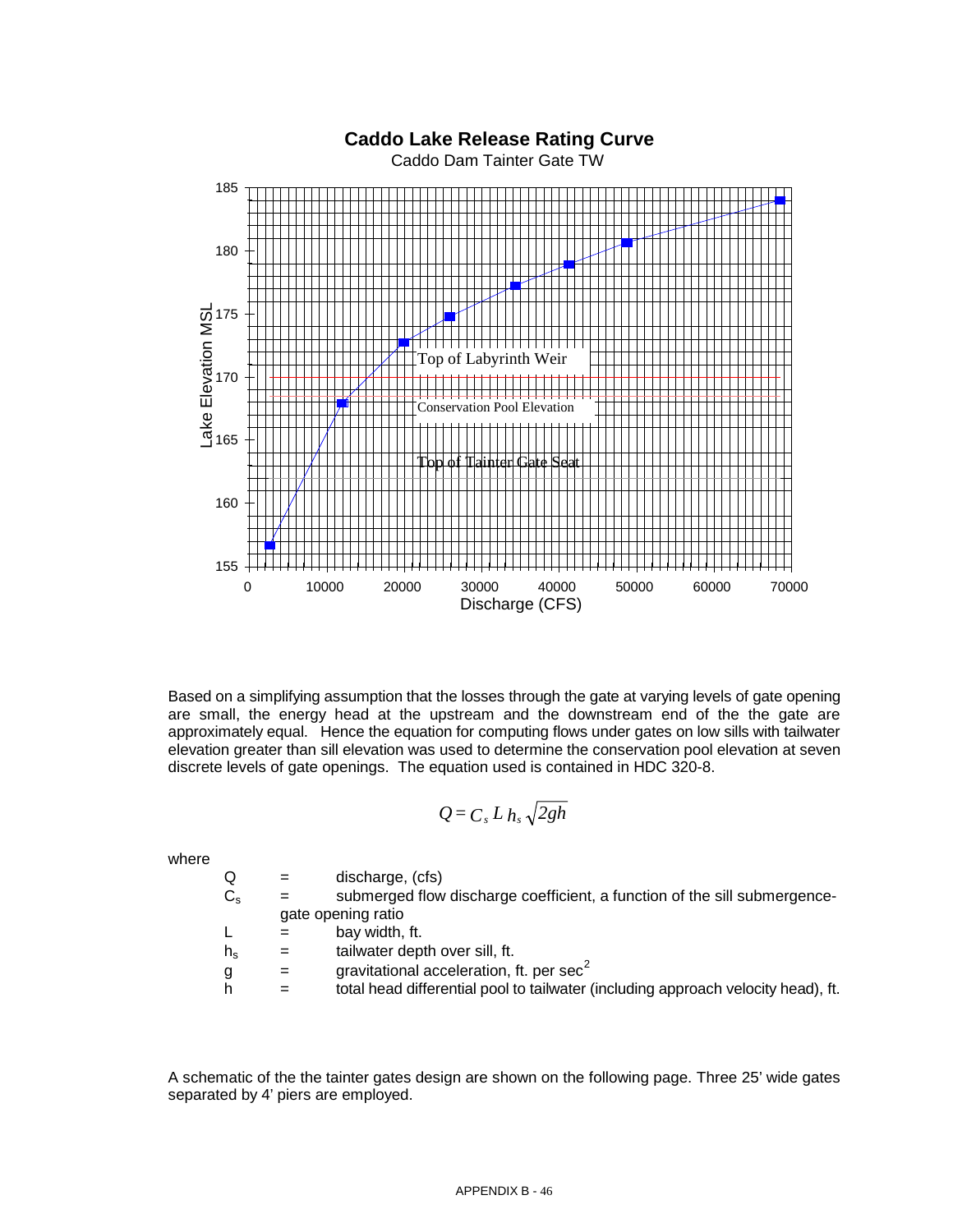**Caddo Lake Release Rating Curve**

Caddo Dam Tainter Gate TW

Based on a simplifying assumption that the losses through the gate at varying levels of gate opening are small, the energy head at the upstream and the downstream end of the the gate are approximately equal. Hence the equation for computing flows under gates on low sills with tailwater elevation greater than sill elevation was used to determine the conservation pool elevation at seven discrete levels of gate openings. The equation used is contained in HDC 320-8.

$$Q = C_s L h_s \sqrt{2gh}$$

where

- $Q$ = discharge, (cfs)
- $C_s$ = submerged flow discharge coefficient, a function of the sill submergence-gate opening ratio
- $L$ = bay width, ft.
- $h_s$ = tailwater depth over sill, ft.
- $g$ = gravitational acceleration, ft. per sec$^2$
- $h$ = total head differential pool to tailwater (including approach velocity head), ft.

A schematic of the the tainter gates design are shown on the following page. Three 25' wide gates separated by 4' piers are employed.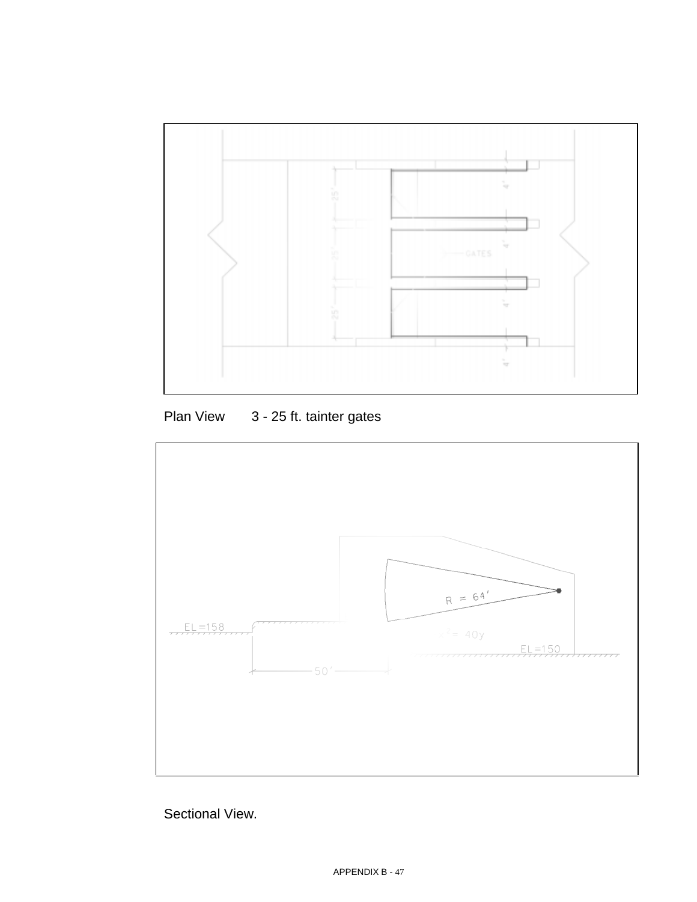Plan View 3 - 25 ft. tainter gates

Sectional View.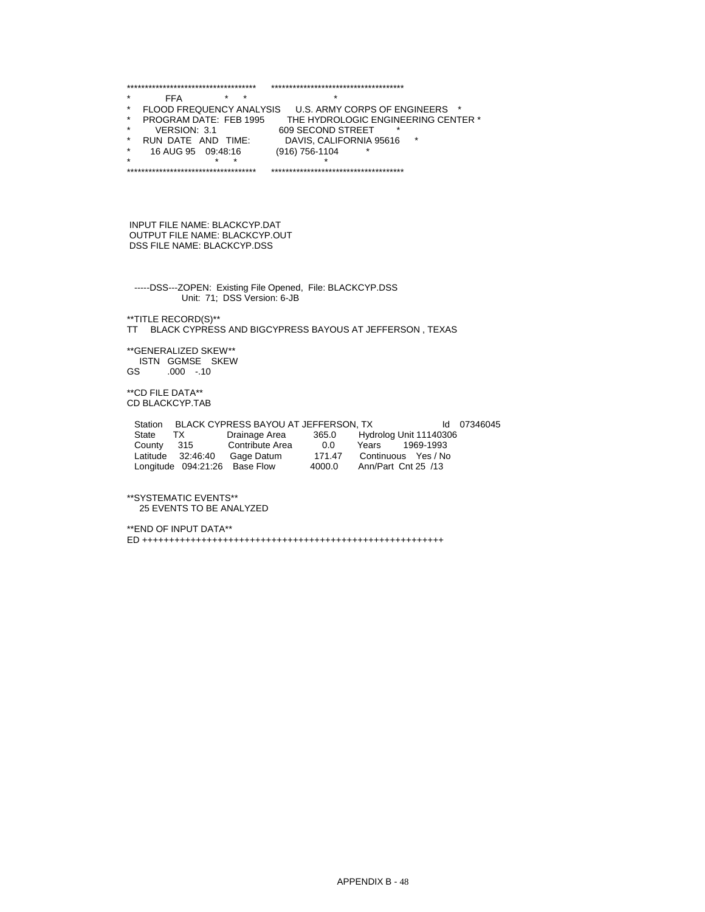```
*************************************   *************************************
*        FFA            *   *                               *
*   FLOOD FREQUENCY ANALYSIS     U.S. ARMY CORPS OF ENGINEERS   *
*   PROGRAM DATE:  FEB 1995      THE HYDROLOGIC ENGINEERING CENTER *
*       VERSION:  3.1            609 SECOND STREET        *
*   RUN  DATE   AND   TIME:      DAVIS, CALIFORNIA 95616     *
*      16 AUG 95    09:48:16     (916) 756-1104          *
*                       *   *                               *
*************************************   *************************************
```

```
 INPUT FILE NAME: BLACKCYP.DAT
 OUTPUT FILE NAME: BLACKCYP.OUT
 DSS FILE NAME: BLACKCYP.DSS


   -----DSS---ZOPEN:  Existing File Opened,  File: BLACKCYP.DSS
                Unit:  71;  DSS Version: 6-JB

**TITLE RECORD(S)**
TT    BLACK CYPRESS AND BIGCYPRESS BAYOUS AT JEFFERSON , TEXAS

**GENERALIZED SKEW**
   ISTN  GGMSE   SKEW
GS         .000   -.10

**CD FILE DATA**
CD BLACKCYP.TAB

  Station    BLACK CYPRESS BAYOU AT JEFFERSON, TX                 Id   07346045
  State      TX            Drainage Area      365.0     Hydrolog Unit 11140306
  County     315           Contribute Area      0.0     Years      1969-1993
  Latitude   32:46:40      Gage Datum         171.47    Continuous   Yes / No
  Longitude  094:21:26     Base Flow         4000.0     Ann/Part  Cnt 25  /13


**SYSTEMATIC EVENTS**
   25 EVENTS TO BE ANALYZED

**END OF INPUT DATA**
ED ++++++++++++++++++++++++++++++++++++++++++++++++++++++++++++
```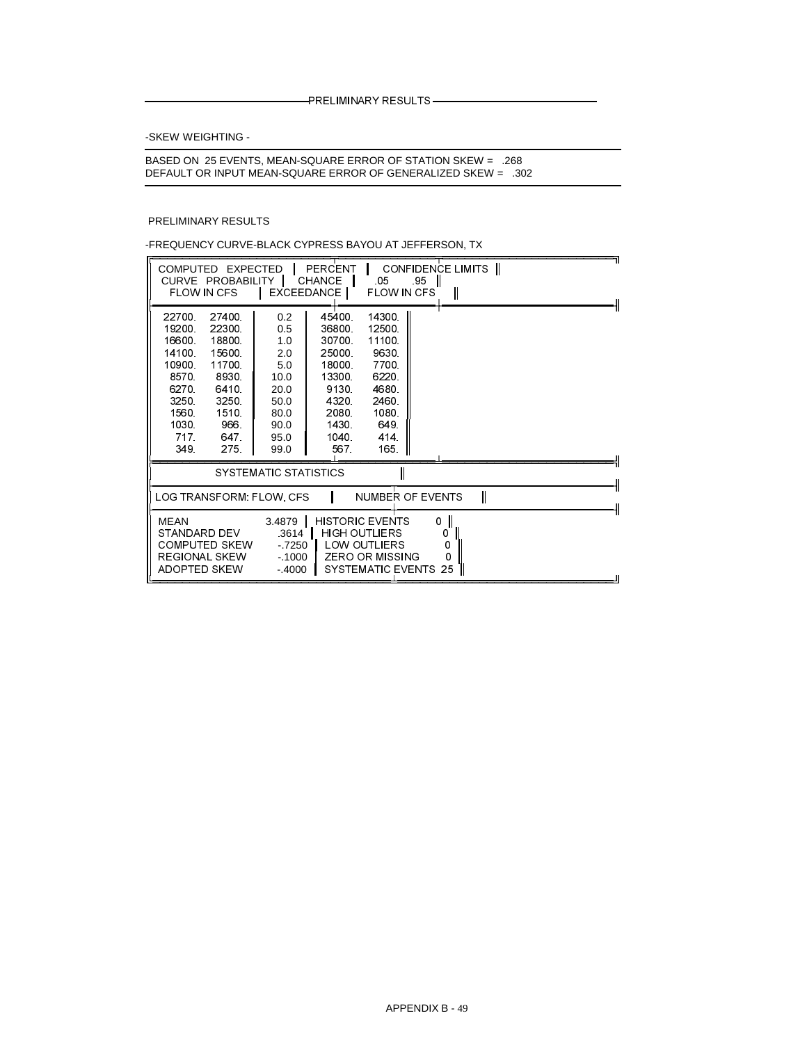PRELIMINARY RESULTS

-SKEW WEIGHTING -

BASED ON 25 EVENTS, MEAN-SQUARE ERROR OF STATION SKEW = .268
DEFAULT OR INPUT MEAN-SQUARE ERROR OF GENERALIZED SKEW = .302

PRELIMINARY RESULTS

-FREQUENCY CURVE-BLACK CYPRESS BAYOU AT JEFFERSON, TX

| COMPUTED CURVE FLOW IN CFS | EXPECTED PROBABILITY FLOW IN CFS | PERCENT CHANCE EXCEEDANCE | CONFIDENCE LIMITS .05 FLOW IN CFS | CONFIDENCE LIMITS .95 FLOW IN CFS |
|---|---|---|---|---|
| 22700. | 27400. | 0.2 | 45400. | 14300. |
| 19200. | 22300. | 0.5 | 36800. | 12500. |
| 16600. | 18800. | 1.0 | 30700. | 11100. |
| 14100. | 15600. | 2.0 | 25000. | 9630. |
| 10900. | 11700. | 5.0 | 18000. | 7700. |
| 8570. | 8930. | 10.0 | 13300. | 6220. |
| 6270. | 6410. | 20.0 | 9130. | 4680. |
| 3250. | 3250. | 50.0 | 4320. | 2460. |
| 1560. | 1510. | 80.0 | 2080. | 1080. |
| 1030. | 966. | 90.0 | 1430. | 649. |
| 717. | 647. | 95.0 | 1040. | 414. |
| 349. | 275. | 99.0 | 567. | 165. |

SYSTEMATIC STATISTICS

| LOG TRANSFORM: FLOW, CFS | | NUMBER OF EVENTS | |
|---|---|---|---|
| MEAN | 3.4879 | HISTORIC EVENTS | 0 |
| STANDARD DEV | .3614 | HIGH OUTLIERS | 0 |
| COMPUTED SKEW | -.7250 | LOW OUTLIERS | 0 |
| REGIONAL SKEW | -.1000 | ZERO OR MISSING | 0 |
| ADOPTED SKEW | -.4000 | SYSTEMATIC EVENTS | 25 |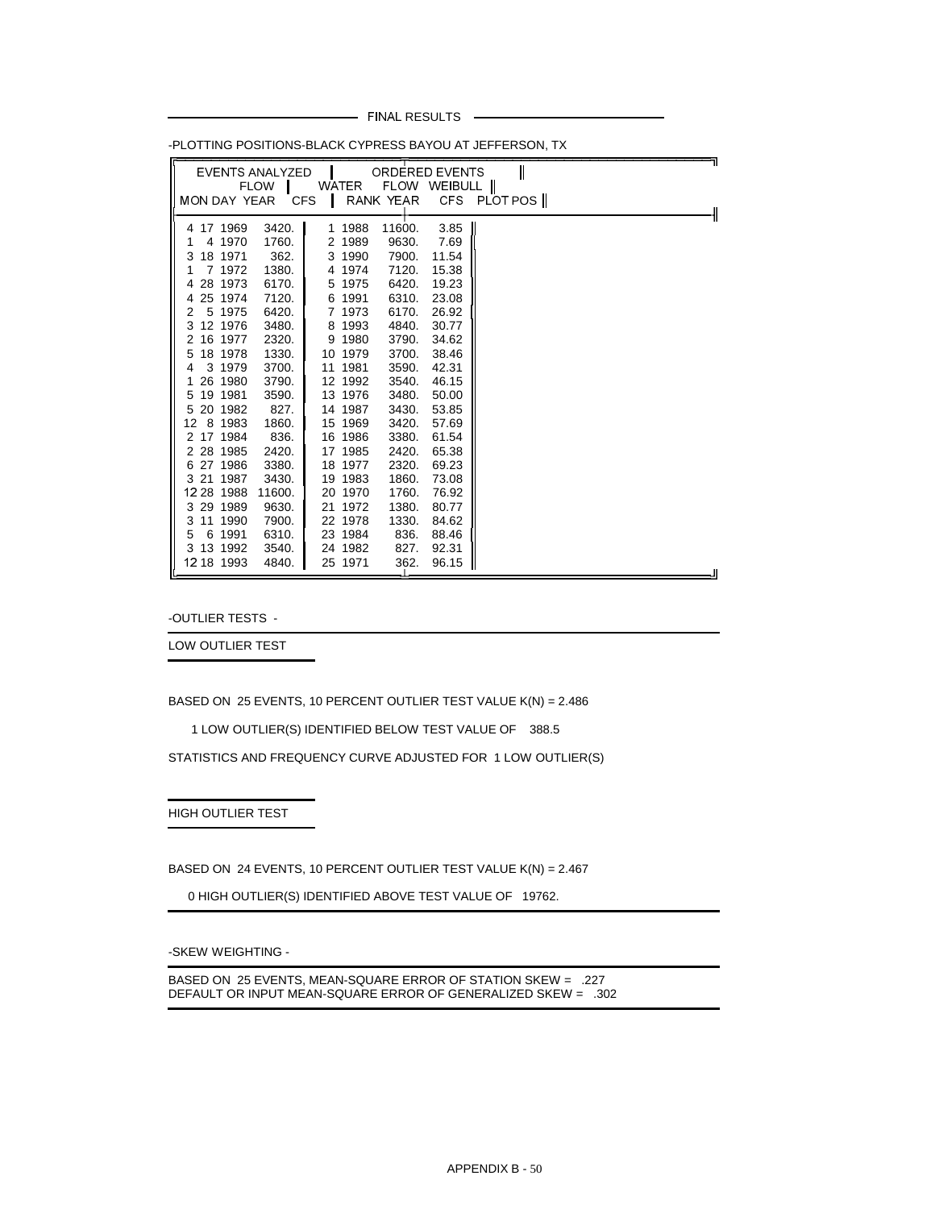## FINAL RESULTS

-PLOTTING POSITIONS-BLACK CYPRESS BAYOU AT JEFFERSON, TX

| EVENTS ANALYZED | | | | ORDERED EVENTS | | | |
|---|---|---|---|---|---|---|---|
| | | | FLOW | | WATER | FLOW | WEIBULL |
| MON | DAY | YEAR | CFS | RANK | YEAR | CFS | PLOT POS |
| 4 | 17 | 1969 | 3420. | 1 | 1988 | 11600. | 3.85 |
| 1 | 4 | 1970 | 1760. | 2 | 1989 | 9630. | 7.69 |
| 3 | 18 | 1971 | 362. | 3 | 1990 | 7900. | 11.54 |
| 1 | 7 | 1972 | 1380. | 4 | 1974 | 7120. | 15.38 |
| 4 | 28 | 1973 | 6170. | 5 | 1975 | 6420. | 19.23 |
| 4 | 25 | 1974 | 7120. | 6 | 1991 | 6310. | 23.08 |
| 2 | 5 | 1975 | 6420. | 7 | 1973 | 6170. | 26.92 |
| 3 | 12 | 1976 | 3480. | 8 | 1993 | 4840. | 30.77 |
| 2 | 16 | 1977 | 2320. | 9 | 1980 | 3790. | 34.62 |
| 5 | 18 | 1978 | 1330. | 10 | 1979 | 3700. | 38.46 |
| 4 | 3 | 1979 | 3700. | 11 | 1981 | 3590. | 42.31 |
| 1 | 26 | 1980 | 3790. | 12 | 1992 | 3540. | 46.15 |
| 5 | 19 | 1981 | 3590. | 13 | 1976 | 3480. | 50.00 |
| 5 | 20 | 1982 | 827. | 14 | 1987 | 3430. | 53.85 |
| 12 | 8 | 1983 | 1860. | 15 | 1969 | 3420. | 57.69 |
| 2 | 17 | 1984 | 836. | 16 | 1986 | 3380. | 61.54 |
| 2 | 28 | 1985 | 2420. | 17 | 1985 | 2420. | 65.38 |
| 6 | 27 | 1986 | 3380. | 18 | 1977 | 2320. | 69.23 |
| 3 | 21 | 1987 | 3430. | 19 | 1983 | 1860. | 73.08 |
| 12 | 28 | 1988 | 11600. | 20 | 1970 | 1760. | 76.92 |
| 3 | 29 | 1989 | 9630. | 21 | 1972 | 1380. | 80.77 |
| 3 | 11 | 1990 | 7900. | 22 | 1978 | 1330. | 84.62 |
| 5 | 6 | 1991 | 6310. | 23 | 1984 | 836. | 88.46 |
| 3 | 13 | 1992 | 3540. | 24 | 1982 | 827. | 92.31 |
| 12 | 18 | 1993 | 4840. | 25 | 1971 | 362. | 96.15 |

-OUTLIER TESTS -

LOW OUTLIER TEST

BASED ON 25 EVENTS, 10 PERCENT OUTLIER TEST VALUE K(N) = 2.486

1 LOW OUTLIER(S) IDENTIFIED BELOW TEST VALUE OF 388.5

STATISTICS AND FREQUENCY CURVE ADJUSTED FOR 1 LOW OUTLIER(S)

HIGH OUTLIER TEST

BASED ON 24 EVENTS, 10 PERCENT OUTLIER TEST VALUE K(N) = 2.467

0 HIGH OUTLIER(S) IDENTIFIED ABOVE TEST VALUE OF 19762.

-SKEW WEIGHTING -

BASED ON 25 EVENTS, MEAN-SQUARE ERROR OF STATION SKEW = .227
DEFAULT OR INPUT MEAN-SQUARE ERROR OF GENERALIZED SKEW = .302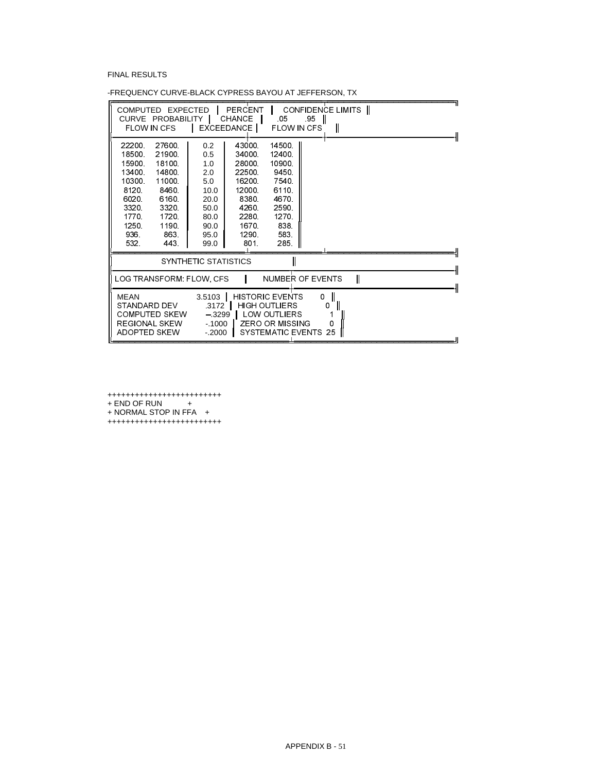FINAL RESULTS

-FREQUENCY CURVE-BLACK CYPRESS BAYOU AT JEFFERSON, TX

| COMPUTED CURVE FLOW IN CFS | EXPECTED PROBABILITY FLOW IN CFS | PERCENT CHANCE EXCEEDANCE | CONFIDENCE LIMITS .05 FLOW IN CFS | CONFIDENCE LIMITS .95 FLOW IN CFS |
|---|---|---|---|---|
| 22200. | 27600. | 0.2 | 43000. | 14500. |
| 18500. | 21900. | 0.5 | 34000. | 12400. |
| 15900. | 18100. | 1.0 | 28000. | 10900. |
| 13400. | 14800. | 2.0 | 22500. | 9450. |
| 10300. | 11000. | 5.0 | 16200. | 7540. |
| 8120. | 8460. | 10.0 | 12000. | 6110. |
| 6020. | 6160. | 20.0 | 8380. | 4670. |
| 3320. | 3320. | 50.0 | 4260. | 2590. |
| 1770. | 1720. | 80.0 | 2280. | 1270. |
| 1250. | 1190. | 90.0 | 1670. | 838. |
| 936. | 863. | 95.0 | 1290. | 583. |
| 532. | 443. | 99.0 | 801. | 285. |

SYNTHETIC STATISTICS

| LOG TRANSFORM: FLOW, CFS | | NUMBER OF EVENTS | |
|---|---|---|---|
| MEAN | 3.5103 | HISTORIC EVENTS | 0 |
| STANDARD DEV | .3172 | HIGH OUTLIERS | 0 |
| COMPUTED SKEW | -.3299 | LOW OUTLIERS | 1 |
| REGIONAL SKEW | -.1000 | ZERO OR MISSING | 0 |
| ADOPTED SKEW | -.2000 | SYSTEMATIC EVENTS | 25 |

```
+++++++++++++++++++++++++
+ END OF RUN            +
+ NORMAL STOP IN FFA    +
+++++++++++++++++++++++++
```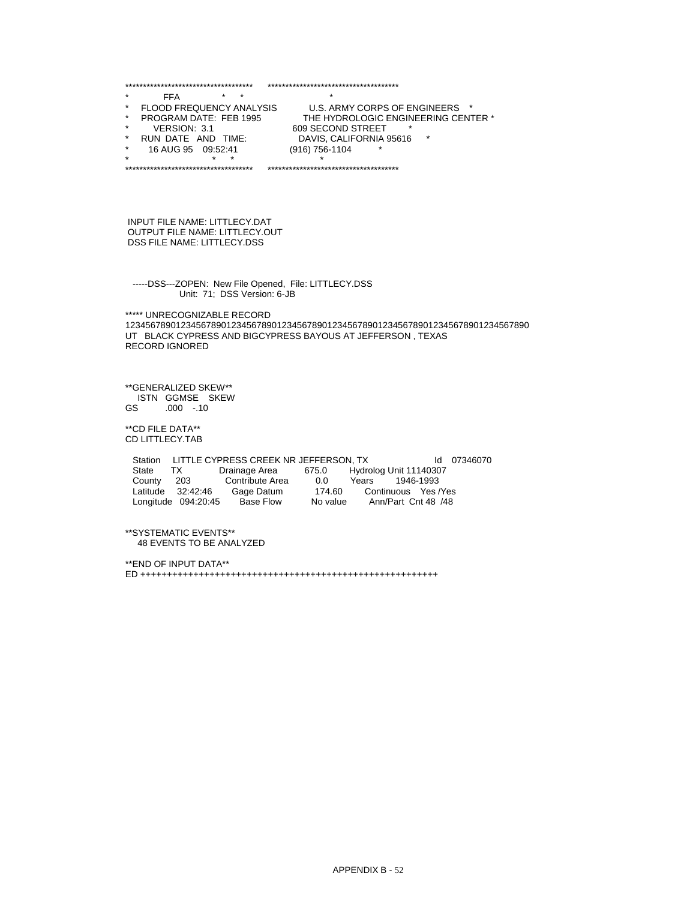```
************************************     *************************************
*          FFA             *   *                          *
*   FLOOD FREQUENCY ANALYSIS          U.S. ARMY CORPS OF ENGINEERS   *
*   PROGRAM DATE:  FEB 1995           THE HYDROLOGIC ENGINEERING CENTER *
*       VERSION:  3.1                 609 SECOND STREET       *
*   RUN  DATE   AND  TIME:            DAVIS, CALIFORNIA 95616     *
*      16 AUG 95    09:52:41          (916) 756-1104          *
*                          *   *                          *
************************************     *************************************
```

```
 INPUT FILE NAME: LITTLECY.DAT
 OUTPUT FILE NAME: LITTLECY.OUT
 DSS FILE NAME: LITTLECY.DSS


  -----DSS---ZOPEN:  New File Opened,  File: LITTLECY.DSS
                Unit:  71;  DSS Version: 6-JB

***** UNRECOGNIZABLE RECORD
12345678901234567890123456789012345678901234567890123456789012345678901234567890
UT   BLACK CYPRESS AND BIGCYPRESS BAYOUS AT JEFFERSON , TEXAS
RECORD IGNORED


**GENERALIZED SKEW**
   ISTN   GGMSE   SKEW
GS          .000    -.10

**CD FILE DATA**
CD LITTLECY.TAB

  Station    LITTLE CYPRESS CREEK NR JEFFERSON, TX                Id   07346070
  State     TX           Drainage Area        675.0     Hydrolog Unit 11140307
  County    203          Contribute Area        0.0      Years       1946-1993
  Latitude    32:42:46      Gage Datum        174.60      Continuous   Yes /Yes
  Longitude  094:20:45      Base Flow        No value      Ann/Part  Cnt 48  /48


**SYSTEMATIC EVENTS**
   48 EVENTS TO BE ANALYZED

**END OF INPUT DATA**
ED ++++++++++++++++++++++++++++++++++++++++++++++++++++++++++++
```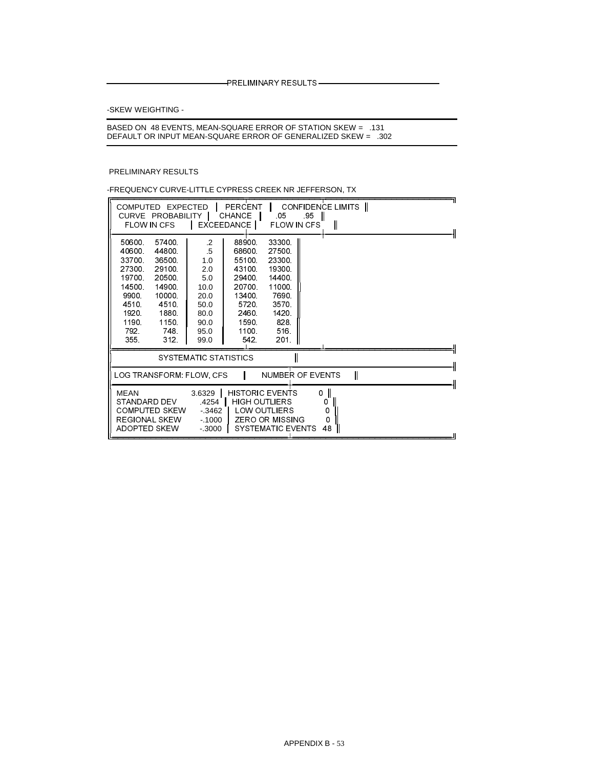PRELIMINARY RESULTS

-SKEW WEIGHTING -

BASED ON 48 EVENTS, MEAN-SQUARE ERROR OF STATION SKEW = .131
DEFAULT OR INPUT MEAN-SQUARE ERROR OF GENERALIZED SKEW = .302

PRELIMINARY RESULTS

-FREQUENCY CURVE-LITTLE CYPRESS CREEK NR JEFFERSON, TX

| COMPUTED CURVE FLOW IN CFS | EXPECTED PROBABILITY FLOW IN CFS | PERCENT CHANCE EXCEEDANCE | CONFIDENCE LIMITS .05 FLOW IN CFS | CONFIDENCE LIMITS .95 FLOW IN CFS |
|---|---|---|---|---|
| 50600. | 57400. | .2 | 88900. | 33300. |
| 40600. | 44800. | .5 | 68600. | 27500. |
| 33700. | 36500. | 1.0 | 55100. | 23300. |
| 27300. | 29100. | 2.0 | 43100. | 19300. |
| 19700. | 20500. | 5.0 | 29400. | 14400. |
| 14500. | 14900. | 10.0 | 20700. | 11000. |
| 9900. | 10000. | 20.0 | 13400. | 7690. |
| 4510. | 4510. | 50.0 | 5720. | 3570. |
| 1920. | 1880. | 80.0 | 2460. | 1420. |
| 1190. | 1150. | 90.0 | 1590. | 828. |
| 792. | 748. | 95.0 | 1100. | 516. |
| 355. | 312. | 99.0 | 542. | 201. |

SYSTEMATIC STATISTICS

| LOG TRANSFORM: FLOW, CFS | | NUMBER OF EVENTS | |
|---|---|---|---|
| MEAN | 3.6329 | HISTORIC EVENTS | 0 |
| STANDARD DEV | .4254 | HIGH OUTLIERS | 0 |
| COMPUTED SKEW | -.3462 | LOW OUTLIERS | 0 |
| REGIONAL SKEW | -.1000 | ZERO OR MISSING | 0 |
| ADOPTED SKEW | -.3000 | SYSTEMATIC EVENTS | 48 |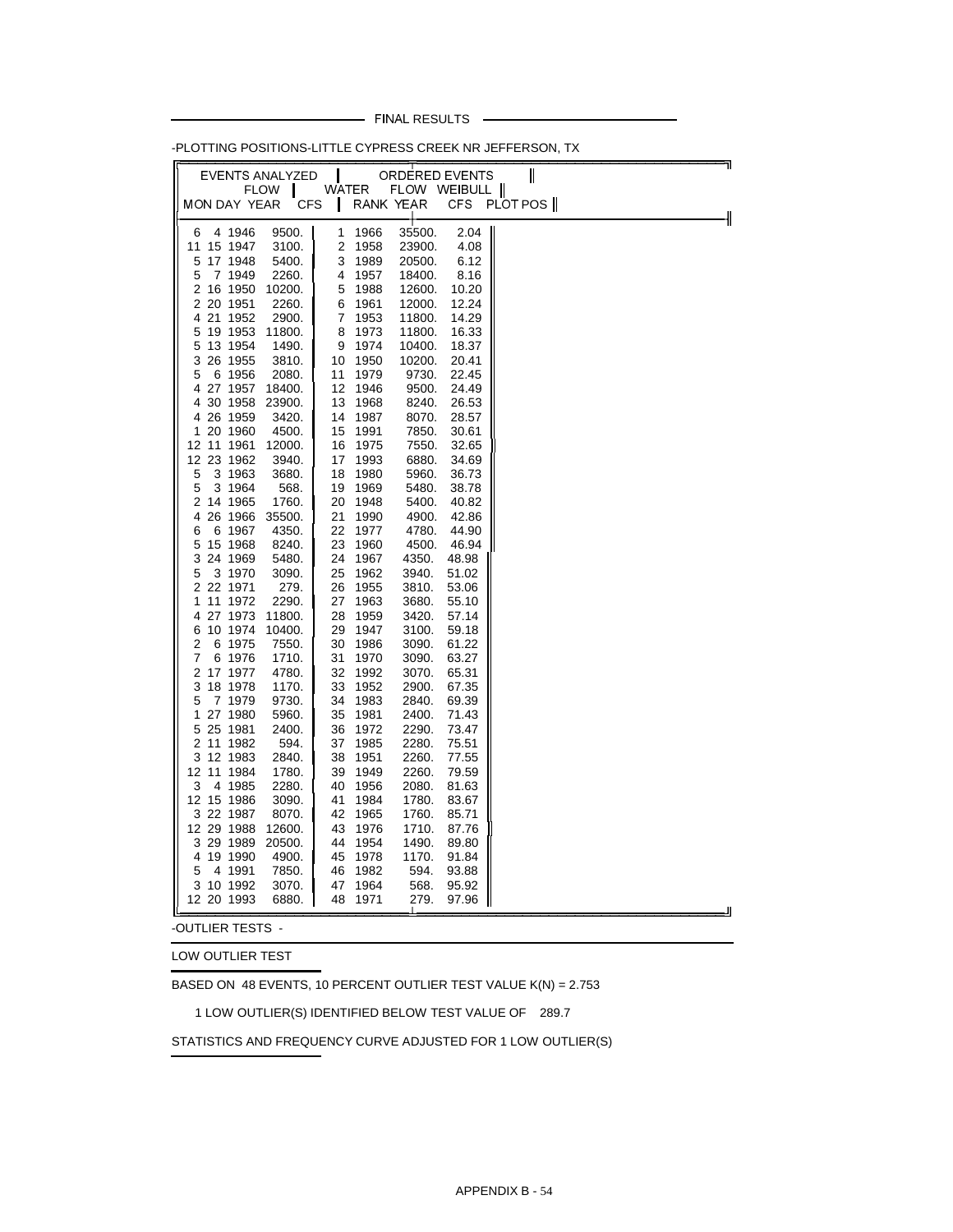## FINAL RESULTS

-PLOTTING POSITIONS-LITTLE CYPRESS CREEK NR JEFFERSON, TX

| EVENTS ANALYZED | | | | ORDERED EVENTS | | | |
|---|---|---|---|---|---|---|---|
| | | | FLOW | | WATER | FLOW | WEIBULL |
| MON | DAY | YEAR | CFS | RANK | YEAR | CFS | PLOT POS |
| 6 | 4 | 1946 | 9500. | 1 | 1966 | 35500. | 2.04 |
| 11 | 15 | 1947 | 3100. | 2 | 1958 | 23900. | 4.08 |
| 5 | 17 | 1948 | 5400. | 3 | 1989 | 20500. | 6.12 |
| 5 | 7 | 1949 | 2260. | 4 | 1957 | 18400. | 8.16 |
| 2 | 16 | 1950 | 10200. | 5 | 1988 | 12600. | 10.20 |
| 2 | 20 | 1951 | 2260. | 6 | 1961 | 12000. | 12.24 |
| 4 | 21 | 1952 | 2900. | 7 | 1953 | 11800. | 14.29 |
| 5 | 19 | 1953 | 11800. | 8 | 1973 | 11800. | 16.33 |
| 5 | 13 | 1954 | 1490. | 9 | 1974 | 10400. | 18.37 |
| 3 | 26 | 1955 | 3810. | 10 | 1950 | 10200. | 20.41 |
| 5 | 6 | 1956 | 2080. | 11 | 1979 | 9730. | 22.45 |
| 4 | 27 | 1957 | 18400. | 12 | 1946 | 9500. | 24.49 |
| 4 | 30 | 1958 | 23900. | 13 | 1968 | 8240. | 26.53 |
| 4 | 26 | 1959 | 3420. | 14 | 1987 | 8070. | 28.57 |
| 1 | 20 | 1960 | 4500. | 15 | 1991 | 7850. | 30.61 |
| 12 | 11 | 1961 | 12000. | 16 | 1975 | 7550. | 32.65 |
| 12 | 23 | 1962 | 3940. | 17 | 1993 | 6880. | 34.69 |
| 5 | 3 | 1963 | 3680. | 18 | 1980 | 5960. | 36.73 |
| 5 | 3 | 1964 | 568. | 19 | 1969 | 5480. | 38.78 |
| 2 | 14 | 1965 | 1760. | 20 | 1948 | 5400. | 40.82 |
| 4 | 26 | 1966 | 35500. | 21 | 1990 | 4900. | 42.86 |
| 6 | 6 | 1967 | 4350. | 22 | 1977 | 4780. | 44.90 |
| 5 | 15 | 1968 | 8240. | 23 | 1960 | 4500. | 46.94 |
| 3 | 24 | 1969 | 5480. | 24 | 1967 | 4350. | 48.98 |
| 5 | 3 | 1970 | 3090. | 25 | 1962 | 3940. | 51.02 |
| 2 | 22 | 1971 | 279. | 26 | 1955 | 3810. | 53.06 |
| 1 | 11 | 1972 | 2290. | 27 | 1963 | 3680. | 55.10 |
| 4 | 27 | 1973 | 11800. | 28 | 1959 | 3420. | 57.14 |
| 6 | 10 | 1974 | 10400. | 29 | 1947 | 3100. | 59.18 |
| 2 | 6 | 1975 | 7550. | 30 | 1986 | 3090. | 61.22 |
| 7 | 6 | 1976 | 1710. | 31 | 1970 | 3090. | 63.27 |
| 2 | 17 | 1977 | 4780. | 32 | 1992 | 3070. | 65.31 |
| 3 | 18 | 1978 | 1170. | 33 | 1952 | 2900. | 67.35 |
| 5 | 7 | 1979 | 9730. | 34 | 1983 | 2840. | 69.39 |
| 1 | 27 | 1980 | 5960. | 35 | 1981 | 2400. | 71.43 |
| 5 | 25 | 1981 | 2400. | 36 | 1972 | 2290. | 73.47 |
| 2 | 11 | 1982 | 594. | 37 | 1985 | 2280. | 75.51 |
| 3 | 12 | 1983 | 2840. | 38 | 1951 | 2260. | 77.55 |
| 12 | 11 | 1984 | 1780. | 39 | 1949 | 2260. | 79.59 |
| 3 | 4 | 1985 | 2280. | 40 | 1956 | 2080. | 81.63 |
| 12 | 15 | 1986 | 3090. | 41 | 1984 | 1780. | 83.67 |
| 3 | 22 | 1987 | 8070. | 42 | 1965 | 1760. | 85.71 |
| 12 | 29 | 1988 | 12600. | 43 | 1976 | 1710. | 87.76 |
| 3 | 29 | 1989 | 20500. | 44 | 1954 | 1490. | 89.80 |
| 4 | 19 | 1990 | 4900. | 45 | 1978 | 1170. | 91.84 |
| 5 | 4 | 1991 | 7850. | 46 | 1982 | 594. | 93.88 |
| 3 | 10 | 1992 | 3070. | 47 | 1964 | 568. | 95.92 |
| 12 | 20 | 1993 | 6880. | 48 | 1971 | 279. | 97.96 |

-OUTLIER TESTS -

LOW OUTLIER TEST

BASED ON 48 EVENTS, 10 PERCENT OUTLIER TEST VALUE K(N) = 2.753

1 LOW OUTLIER(S) IDENTIFIED BELOW TEST VALUE OF 289.7

STATISTICS AND FREQUENCY CURVE ADJUSTED FOR 1 LOW OUTLIER(S)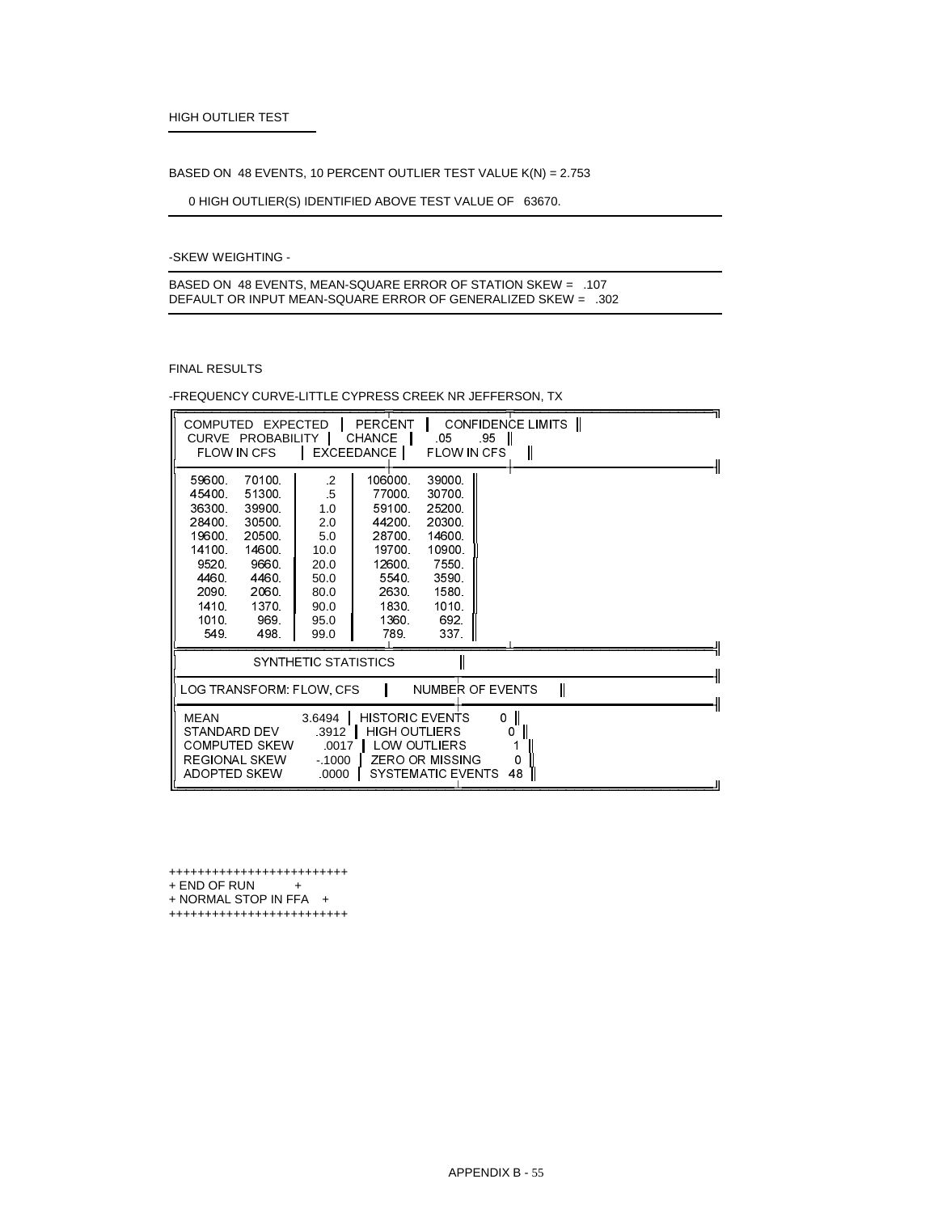HIGH OUTLIER TEST

BASED ON 48 EVENTS, 10 PERCENT OUTLIER TEST VALUE K(N) = 2.753

0 HIGH OUTLIER(S) IDENTIFIED ABOVE TEST VALUE OF 63670.

-SKEW WEIGHTING -

BASED ON 48 EVENTS, MEAN-SQUARE ERROR OF STATION SKEW = .107
DEFAULT OR INPUT MEAN-SQUARE ERROR OF GENERALIZED SKEW = .302

FINAL RESULTS

-FREQUENCY CURVE-LITTLE CYPRESS CREEK NR JEFFERSON, TX

| COMPUTED CURVE FLOW IN CFS | EXPECTED PROBABILITY FLOW IN CFS | PERCENT CHANCE EXCEEDANCE | CONFIDENCE LIMITS .05 FLOW IN CFS | CONFIDENCE LIMITS .95 FLOW IN CFS |
|---|---|---|---|---|
| 59600. | 70100. | .2 | 106000. | 39000. |
| 45400. | 51300. | .5 | 77000. | 30700. |
| 36300. | 39900. | 1.0 | 59100. | 25200. |
| 28400. | 30500. | 2.0 | 44200. | 20300. |
| 19600. | 20500. | 5.0 | 28700. | 14600. |
| 14100. | 14600. | 10.0 | 19700. | 10900. |
| 9520. | 9660. | 20.0 | 12600. | 7550. |
| 4460. | 4460. | 50.0 | 5540. | 3590. |
| 2090. | 2060. | 80.0 | 2630. | 1580. |
| 1410. | 1370. | 90.0 | 1830. | 1010. |
| 1010. | 969. | 95.0 | 1360. | 692. |
| 549. | 498. | 99.0 | 789. | 337. |

SYNTHETIC STATISTICS

| LOG TRANSFORM: FLOW, CFS | | NUMBER OF EVENTS | |
|---|---|---|---|
| MEAN | 3.6494 | HISTORIC EVENTS | 0 |
| STANDARD DEV | .3912 | HIGH OUTLIERS | 0 |
| COMPUTED SKEW | .0017 | LOW OUTLIERS | 1 |
| REGIONAL SKEW | -.1000 | ZERO OR MISSING | 0 |
| ADOPTED SKEW | .0000 | SYSTEMATIC EVENTS | 48 |

```
+++++++++++++++++++++++++
+ END OF RUN            +
+ NORMAL STOP IN FFA    +
+++++++++++++++++++++++++
```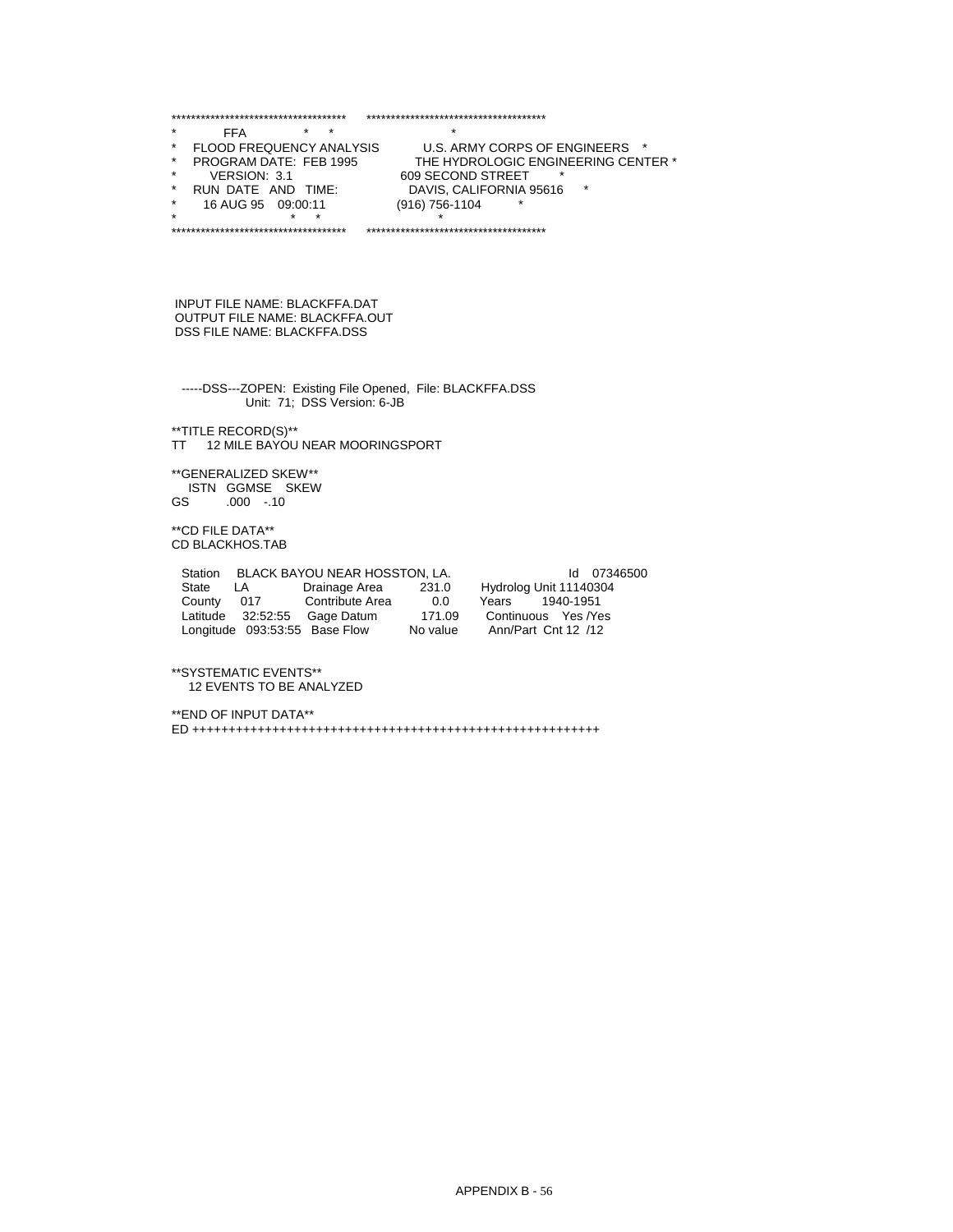```
*************************************      *************************************
*         FFA              *    *                         *
*   FLOOD FREQUENCY ANALYSIS          U.S. ARMY CORPS OF ENGINEERS   *
*   PROGRAM DATE:  FEB 1995           THE HYDROLOGIC ENGINEERING CENTER *
*      VERSION:  3.1                  609 SECOND STREET        *
*   RUN  DATE   AND   TIME:           DAVIS, CALIFORNIA 95616     *
*      16 AUG 95    09:00:11          (916) 756-1104          *
*                          *    *                         *
*************************************      *************************************



 INPUT FILE NAME: BLACKFFA.DAT
 OUTPUT FILE NAME: BLACKFFA.OUT
 DSS FILE NAME: BLACKFFA.DSS


   -----DSS---ZOPEN:  Existing File Opened,  File: BLACKFFA.DSS
                 Unit:  71;  DSS Version: 6-JB

**TITLE RECORD(S)**
TT     12 MILE BAYOU NEAR MOORINGSPORT

**GENERALIZED SKEW**
   ISTN   GGMSE   SKEW
GS         .000   -.10

**CD FILE DATA**
CD BLACKHOS.TAB

  Station    BLACK BAYOU NEAR HOSSTON, LA.                      Id   07346500
  State     LA           Drainage Area       231.0       Hydrolog Unit 11140304
  County    017          Contribute Area       0.0       Years      1940-1951
  Latitude    32:52:55    Gage Datum         171.09       Continuous   Yes /Yes
  Longitude  093:53:55  Base Flow          No value       Ann/Part  Cnt 12  /12


**SYSTEMATIC EVENTS**
   12 EVENTS TO BE ANALYZED

**END OF INPUT DATA**
ED ++++++++++++++++++++++++++++++++++++++++++++++++++++++++++
```

APPENDIX B - 56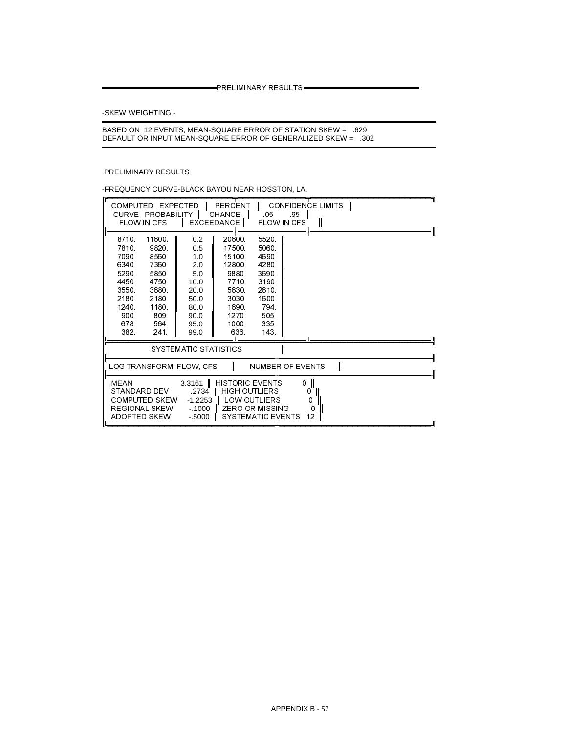PRELIMINARY RESULTS

-SKEW WEIGHTING -

BASED ON 12 EVENTS, MEAN-SQUARE ERROR OF STATION SKEW = .629
DEFAULT OR INPUT MEAN-SQUARE ERROR OF GENERALIZED SKEW = .302

PRELIMINARY RESULTS

-FREQUENCY CURVE-BLACK BAYOU NEAR HOSSTON, LA.

| COMPUTED CURVE FLOW IN CFS | EXPECTED PROBABILITY FLOW IN CFS | PERCENT CHANCE EXCEEDANCE | CONFIDENCE LIMITS .05 FLOW IN CFS | CONFIDENCE LIMITS .95 FLOW IN CFS |
|---|---|---|---|---|
| 8710. | 11600. | 0.2 | 20600. | 5520. |
| 7810. | 9820. | 0.5 | 17500. | 5060. |
| 7090. | 8560. | 1.0 | 15100. | 4690. |
| 6340. | 7360. | 2.0 | 12800. | 4280. |
| 5290. | 5850. | 5.0 | 9880. | 3690. |
| 4450. | 4750. | 10.0 | 7710. | 3190. |
| 3550. | 3680. | 20.0 | 5630. | 2610. |
| 2180. | 2180. | 50.0 | 3030. | 1600. |
| 1240. | 1180. | 80.0 | 1690. | 794. |
| 900. | 809. | 90.0 | 1270. | 505. |
| 678. | 564. | 95.0 | 1000. | 335. |
| 382. | 241. | 99.0 | 636. | 143. |

SYSTEMATIC STATISTICS

| LOG TRANSFORM: FLOW, CFS | | NUMBER OF EVENTS | |
|---|---|---|---|
| MEAN | 3.3161 | HISTORIC EVENTS | 0 |
| STANDARD DEV | .2734 | HIGH OUTLIERS | 0 |
| COMPUTED SKEW | -1.2253 | LOW OUTLIERS | 0 |
| REGIONAL SKEW | -.1000 | ZERO OR MISSING | 0 |
| ADOPTED SKEW | -.5000 | SYSTEMATIC EVENTS | 12 |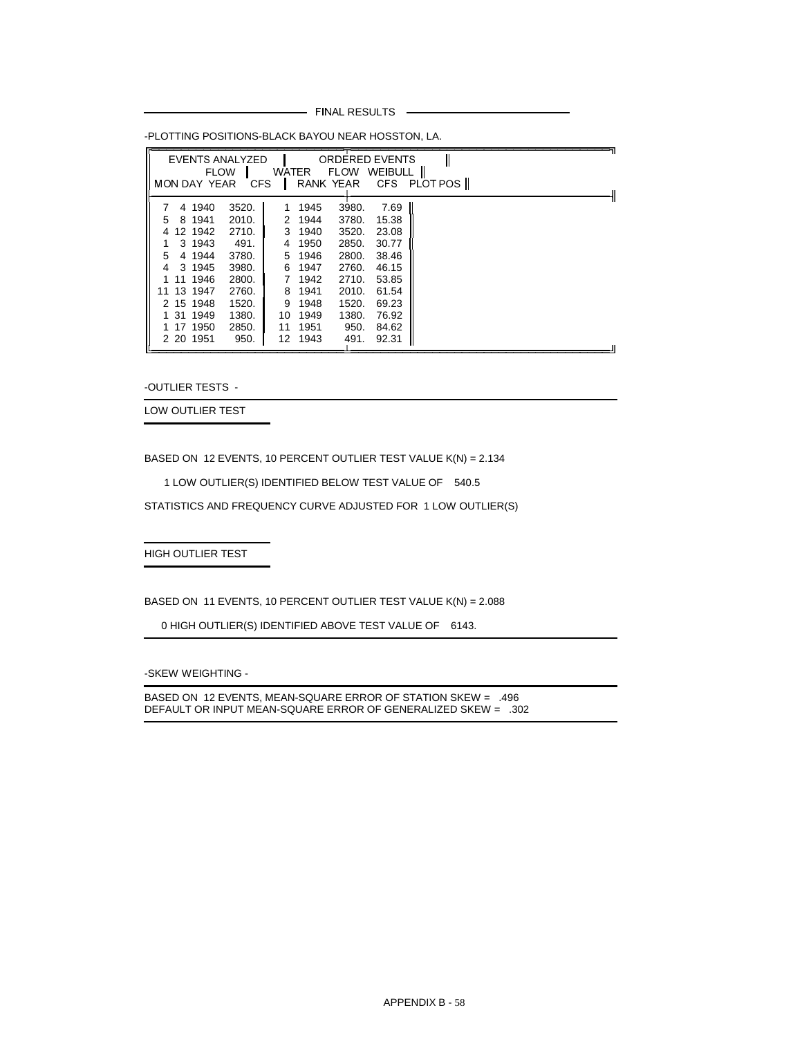## FINAL RESULTS

-PLOTTING POSITIONS-BLACK BAYOU NEAR HOSSTON, LA.

| EVENTS ANALYZED | | | | ORDERED EVENTS | | | |
|---|---|---|---|---|---|---|---|
| | | | FLOW | WATER | | FLOW | WEIBULL |
| MON DAY | YEAR | | CFS | RANK | YEAR | CFS | PLOT POS |
| 7 | 4 | 1940 | 3520. | 1 | 1945 | 3980. | 7.69 |
| 5 | 8 | 1941 | 2010. | 2 | 1944 | 3780. | 15.38 |
| 4 | 12 | 1942 | 2710. | 3 | 1940 | 3520. | 23.08 |
| 1 | 3 | 1943 | 491. | 4 | 1950 | 2850. | 30.77 |
| 5 | 4 | 1944 | 3780. | 5 | 1946 | 2800. | 38.46 |
| 4 | 3 | 1945 | 3980. | 6 | 1947 | 2760. | 46.15 |
| 1 | 11 | 1946 | 2800. | 7 | 1942 | 2710. | 53.85 |
| 11 | 13 | 1947 | 2760. | 8 | 1941 | 2010. | 61.54 |
| 2 | 15 | 1948 | 1520. | 9 | 1948 | 1520. | 69.23 |
| 1 | 31 | 1949 | 1380. | 10 | 1949 | 1380. | 76.92 |
| 1 | 17 | 1950 | 2850. | 11 | 1951 | 950. | 84.62 |
| 2 | 20 | 1951 | 950. | 12 | 1943 | 491. | 92.31 |

-OUTLIER TESTS -

LOW OUTLIER TEST

BASED ON 12 EVENTS, 10 PERCENT OUTLIER TEST VALUE K(N) = 2.134

1 LOW OUTLIER(S) IDENTIFIED BELOW TEST VALUE OF 540.5

STATISTICS AND FREQUENCY CURVE ADJUSTED FOR 1 LOW OUTLIER(S)

HIGH OUTLIER TEST

BASED ON 11 EVENTS, 10 PERCENT OUTLIER TEST VALUE K(N) = 2.088

0 HIGH OUTLIER(S) IDENTIFIED ABOVE TEST VALUE OF 6143.

-SKEW WEIGHTING -

BASED ON 12 EVENTS, MEAN-SQUARE ERROR OF STATION SKEW = .496
DEFAULT OR INPUT MEAN-SQUARE ERROR OF GENERALIZED SKEW = .302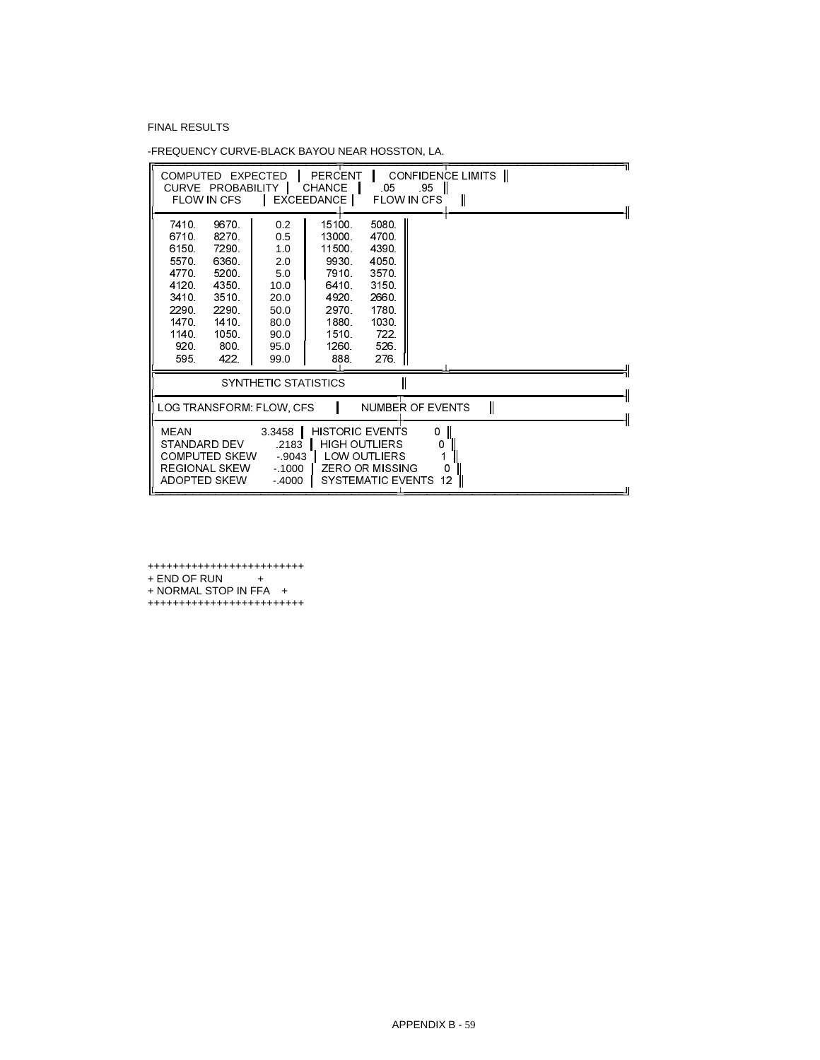FINAL RESULTS

-FREQUENCY CURVE-BLACK BAYOU NEAR HOSSTON, LA.

| COMPUTED CURVE FLOW IN CFS | EXPECTED PROBABILITY FLOW IN CFS | PERCENT CHANCE EXCEEDANCE | CONFIDENCE LIMITS .05 FLOW IN CFS | CONFIDENCE LIMITS .95 FLOW IN CFS |
|---|---|---|---|---|
| 7410. | 9670. | 0.2 | 15100. | 5080. |
| 6710. | 8270. | 0.5 | 13000. | 4700. |
| 6150. | 7290. | 1.0 | 11500. | 4390. |
| 5570. | 6360. | 2.0 | 9930. | 4050. |
| 4770. | 5200. | 5.0 | 7910. | 3570. |
| 4120. | 4350. | 10.0 | 6410. | 3150. |
| 3410. | 3510. | 20.0 | 4920. | 2660. |
| 2290. | 2290. | 50.0 | 2970. | 1780. |
| 1470. | 1410. | 80.0 | 1880. | 1030. |
| 1140. | 1050. | 90.0 | 1510. | 722. |
| 920. | 800. | 95.0 | 1260. | 526. |
| 595. | 422. | 99.0 | 888. | 276. |

SYNTHETIC STATISTICS

| LOG TRANSFORM: FLOW, CFS | | NUMBER OF EVENTS | |
|---|---|---|---|
| MEAN | 3.3458 | HISTORIC EVENTS | 0 |
| STANDARD DEV | .2183 | HIGH OUTLIERS | 0 |
| COMPUTED SKEW | -.9043 | LOW OUTLIERS | 1 |
| REGIONAL SKEW | -.1000 | ZERO OR MISSING | 0 |
| ADOPTED SKEW | -.4000 | SYSTEMATIC EVENTS | 12 |

```
+++++++++++++++++++++++++
+ END OF RUN           +
+ NORMAL STOP IN FFA   +
+++++++++++++++++++++++++
```